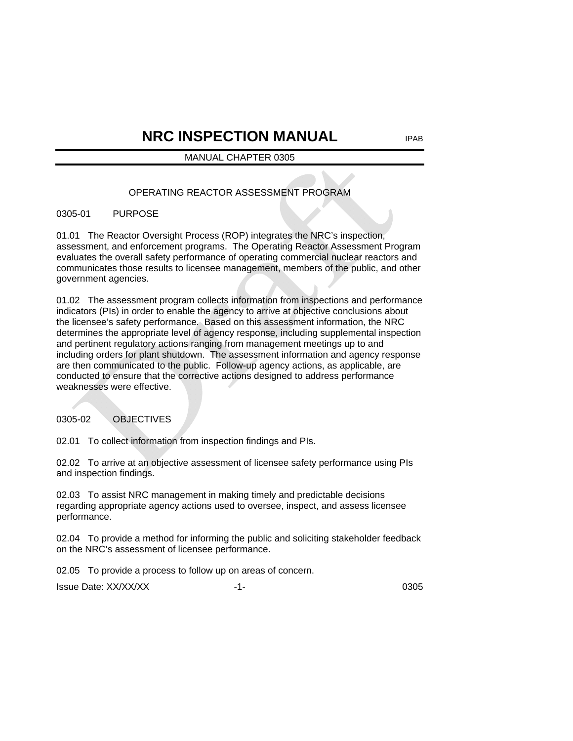# NRC INSPECTION MANUAL

IPAB

MANUAL CHAPTER 0305

## OPERATING REACTOR ASSESSMENT PROGRAM

## 0305-01 PURPOSE

01.01 The Reactor Oversight Process (ROP) integrates the NRC's inspection, assessment, and enforcement programs. The Operating Reactor Assessment Program evaluates the overall safety performance of operating commercial nuclear reactors and communicates those results to licensee management, members of the public, and other government agencies.

01.02 The assessment program collects information from inspections and performance indicators (PIs) in order to enable the agency to arrive at objective conclusions about the licensee's safety performance. Based on this assessment information, the NRC determines the appropriate level of agency response, including supplemental inspection and pertinent regulatory actions ranging from management meetings up to and including orders for plant shutdown. The assessment information and agency response are then communicated to the public. Follow-up agency actions, as applicable, are conducted to ensure that the corrective actions designed to address performance weaknesses were effective.

## 0305-02 OBJECTIVES

02.01 To collect information from inspection findings and PIs.

02.02 To arrive at an objective assessment of licensee safety performance using PIs and inspection findings.

02.03 To assist NRC management in making timely and predictable decisions regarding appropriate agency actions used to oversee, inspect, and assess licensee performance.

02.04 To provide a method for informing the public and soliciting stakeholder feedback on the NRC's assessment of licensee performance.

02.05 To provide a process to follow up on areas of concern.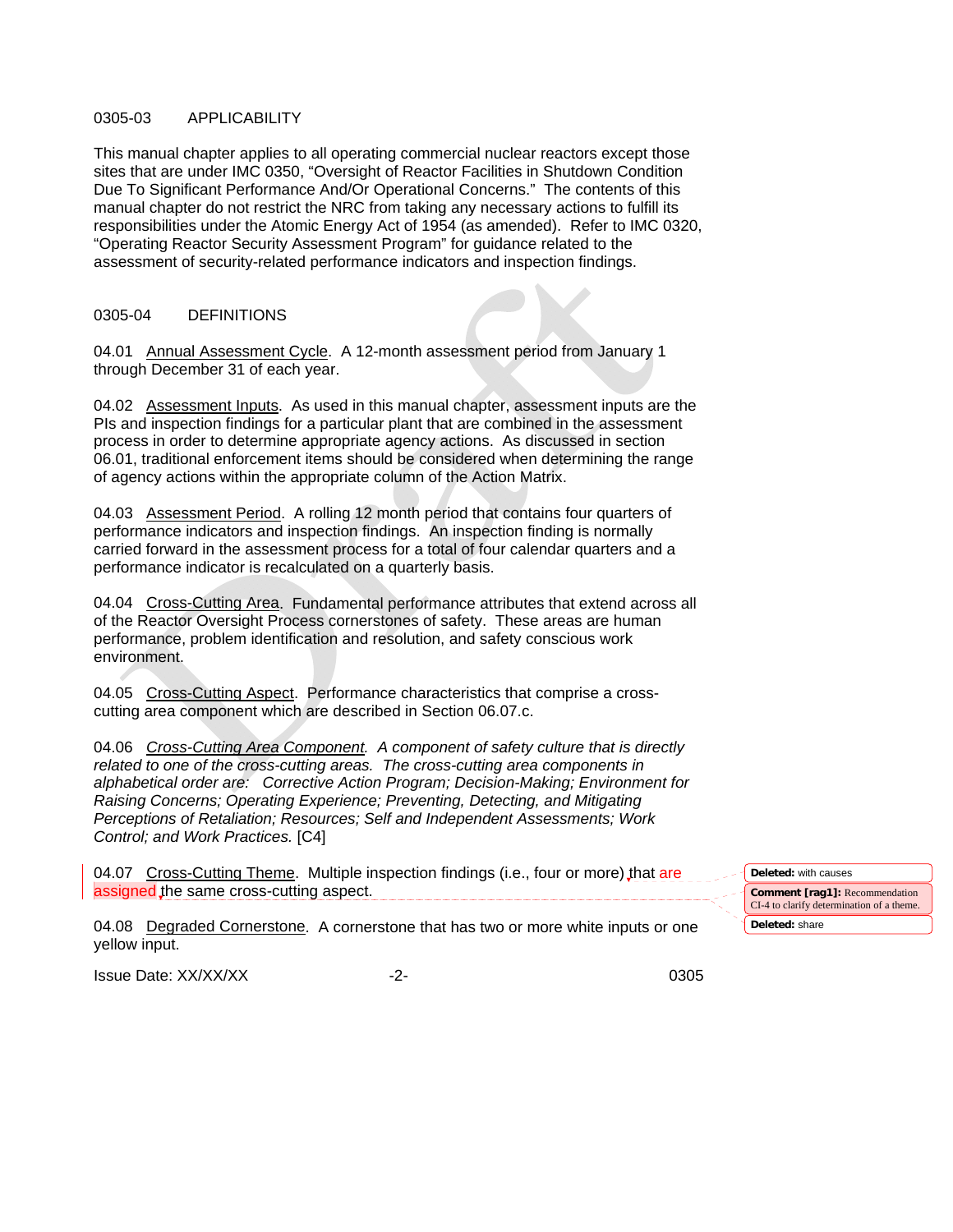0305-03 APPLICABILITY

This manual chapter applies to all operating commercial nuclear reactors except those sites that are under IMC 0350, "Oversight of Reactor Facilities in Shutdown Condition Due To Significant Performance And/Or Operational Concerns." The contents of this manual chapter do not restrict the NRC from taking any necessary actions to fulfill its responsibilities under the Atomic Energy Act of 1954 (as amended). Refer to IMC 0320, "Operating Reactor Security Assessment Program" for guidance related to the assessment of security-related performance indicators and inspection findings.

0305-04 DEFINITIONS

04.01 Annual Assessment Cycle. A 12-month assessment period from January 1 through December 31 of each year.

04.02 Assessment Inputs. As used in this manual chapter, assessment inputs are the PIs and inspection findings for a particular plant that are combined in the assessment process in order to determine appropriate agency actions. As discussed in section 06.01, traditional enforcement items should be considered when determining the range of agency actions within the appropriate column of the Action Matrix.

04.03 Assessment Period. A rolling 12 month period that contains four quarters of performance indicators and inspection findings. An inspection finding is normally carried forward in the assessment process for a total of four calendar quarters and a performance indicator is recalculated on a quarterly basis.

04.04 Cross-Cutting Area. Fundamental performance attributes that extend across all of the Reactor Oversight Process cornerstones of safety. These areas are human performance, problem identification and resolution, and safety conscious work environment.

04.05 Cross-Cutting Aspect. Performance characteristics that comprise a cross-cutting area component which are described in Section 06.07.c.

04.06 *Cross-Cutting Area Component. A component of safety culture that is directly related to one of the cross-cutting areas. The cross-cutting area components in alphabetical order are: Corrective Action Program; Decision-Making; Environment for Raising Concerns; Operating Experience; Preventing, Detecting, and Mitigating Perceptions of Retaliation; Resources; Self and Independent Assessments; Work Control; and Work Practices.* [C4]

04.07 Cross-Cutting Theme. Multiple inspection findings (i.e., four or more) that are assigned the same cross-cutting aspect.

04.08 Degraded Cornerstone. A cornerstone that has two or more white inputs or one yellow input.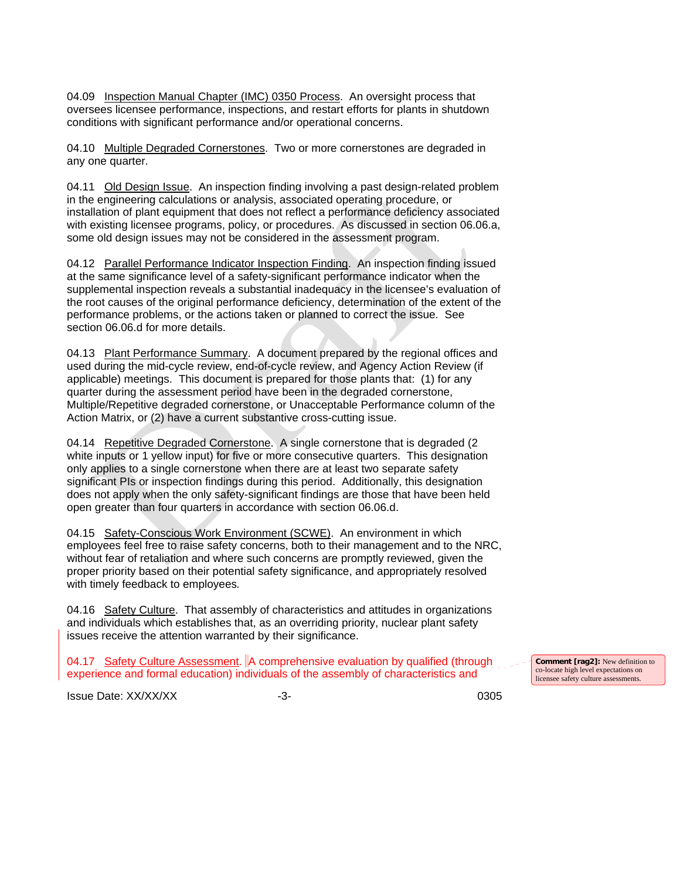04.09 Inspection Manual Chapter (IMC) 0350 Process. An oversight process that oversees licensee performance, inspections, and restart efforts for plants in shutdown conditions with significant performance and/or operational concerns.

04.10 Multiple Degraded Cornerstones. Two or more cornerstones are degraded in any one quarter.

04.11 Old Design Issue. An inspection finding involving a past design-related problem in the engineering calculations or analysis, associated operating procedure, or installation of plant equipment that does not reflect a performance deficiency associated with existing licensee programs, policy, or procedures. As discussed in section 06.06.a, some old design issues may not be considered in the assessment program.

04.12 Parallel Performance Indicator Inspection Finding. An inspection finding issued at the same significance level of a safety-significant performance indicator when the supplemental inspection reveals a substantial inadequacy in the licensee's evaluation of the root causes of the original performance deficiency, determination of the extent of the performance problems, or the actions taken or planned to correct the issue. See section 06.06.d for more details.

04.13 Plant Performance Summary. A document prepared by the regional offices and used during the mid-cycle review, end-of-cycle review, and Agency Action Review (if applicable) meetings. This document is prepared for those plants that: (1) for any quarter during the assessment period have been in the degraded cornerstone, Multiple/Repetitive degraded cornerstone, or Unacceptable Performance column of the Action Matrix, or (2) have a current substantive cross-cutting issue.

04.14 Repetitive Degraded Cornerstone. A single cornerstone that is degraded (2 white inputs or 1 yellow input) for five or more consecutive quarters. This designation only applies to a single cornerstone when there are at least two separate safety significant PIs or inspection findings during this period. Additionally, this designation does not apply when the only safety-significant findings are those that have been held open greater than four quarters in accordance with section 06.06.d.

04.15 Safety-Conscious Work Environment (SCWE). An environment in which employees feel free to raise safety concerns, both to their management and to the NRC, without fear of retaliation and where such concerns are promptly reviewed, given the proper priority based on their potential safety significance, and appropriately resolved with timely feedback to employees.

04.16 Safety Culture. That assembly of characteristics and attitudes in organizations and individuals which establishes that, as an overriding priority, nuclear plant safety issues receive the attention warranted by their significance.

04.17 Safety Culture Assessment. A comprehensive evaluation by qualified (through experience and formal education) individuals of the assembly of characteristics and

Comment [rag2]: New definition to co-locate high level expectations on licensee safety culture assessments.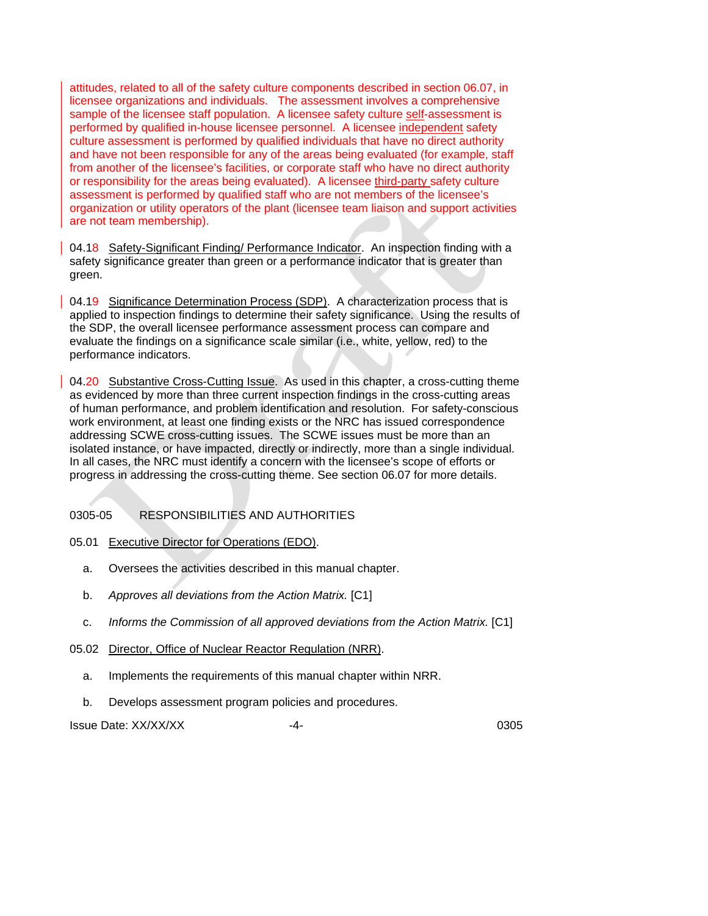attitudes, related to all of the safety culture components described in section 06.07, in licensee organizations and individuals. The assessment involves a comprehensive sample of the licensee staff population. A licensee safety culture self-assessment is performed by qualified in-house licensee personnel. A licensee independent safety culture assessment is performed by qualified individuals that have no direct authority and have not been responsible for any of the areas being evaluated (for example, staff from another of the licensee's facilities, or corporate staff who have no direct authority or responsibility for the areas being evaluated). A licensee third-party safety culture assessment is performed by qualified staff who are not members of the licensee's organization or utility operators of the plant (licensee team liaison and support activities are not team membership).

04.18 Safety-Significant Finding/ Performance Indicator. An inspection finding with a safety significance greater than green or a performance indicator that is greater than green.

04.19 Significance Determination Process (SDP). A characterization process that is applied to inspection findings to determine their safety significance. Using the results of the SDP, the overall licensee performance assessment process can compare and evaluate the findings on a significance scale similar (i.e., white, yellow, red) to the performance indicators.

04.20 Substantive Cross-Cutting Issue. As used in this chapter, a cross-cutting theme as evidenced by more than three current inspection findings in the cross-cutting areas of human performance, and problem identification and resolution. For safety-conscious work environment, at least one finding exists or the NRC has issued correspondence addressing SCWE cross-cutting issues. The SCWE issues must be more than an isolated instance, or have impacted, directly or indirectly, more than a single individual. In all cases, the NRC must identify a concern with the licensee's scope of efforts or progress in addressing the cross-cutting theme. See section 06.07 for more details.

## 0305-05 RESPONSIBILITIES AND AUTHORITIES

05.01 Executive Director for Operations (EDO).

a. Oversees the activities described in this manual chapter.

b. *Approves all deviations from the Action Matrix.* [C1]

c. *Informs the Commission of all approved deviations from the Action Matrix.* [C1]

05.02 Director, Office of Nuclear Reactor Regulation (NRR).

a. Implements the requirements of this manual chapter within NRR.

b. Develops assessment program policies and procedures.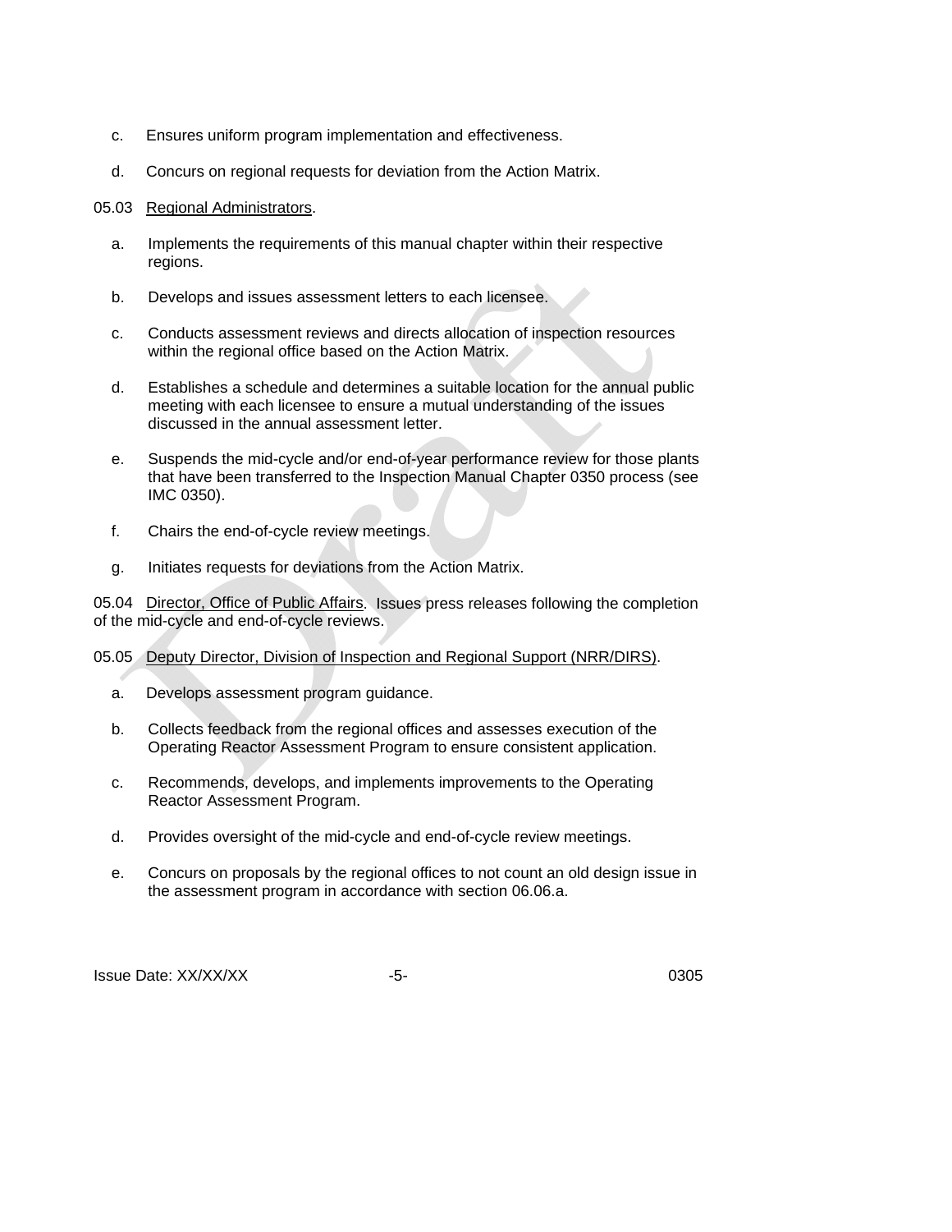c. Ensures uniform program implementation and effectiveness.

d. Concurs on regional requests for deviation from the Action Matrix.

05.03 Regional Administrators.

a. Implements the requirements of this manual chapter within their respective regions.

b. Develops and issues assessment letters to each licensee.

c. Conducts assessment reviews and directs allocation of inspection resources within the regional office based on the Action Matrix.

d. Establishes a schedule and determines a suitable location for the annual public meeting with each licensee to ensure a mutual understanding of the issues discussed in the annual assessment letter.

e. Suspends the mid-cycle and/or end-of-year performance review for those plants that have been transferred to the Inspection Manual Chapter 0350 process (see IMC 0350).

f. Chairs the end-of-cycle review meetings.

g. Initiates requests for deviations from the Action Matrix.

05.04 Director, Office of Public Affairs. Issues press releases following the completion of the mid-cycle and end-of-cycle reviews.

05.05 Deputy Director, Division of Inspection and Regional Support (NRR/DIRS).

a. Develops assessment program guidance.

b. Collects feedback from the regional offices and assesses execution of the Operating Reactor Assessment Program to ensure consistent application.

c. Recommends, develops, and implements improvements to the Operating Reactor Assessment Program.

d. Provides oversight of the mid-cycle and end-of-cycle review meetings.

e. Concurs on proposals by the regional offices to not count an old design issue in the assessment program in accordance with section 06.06.a.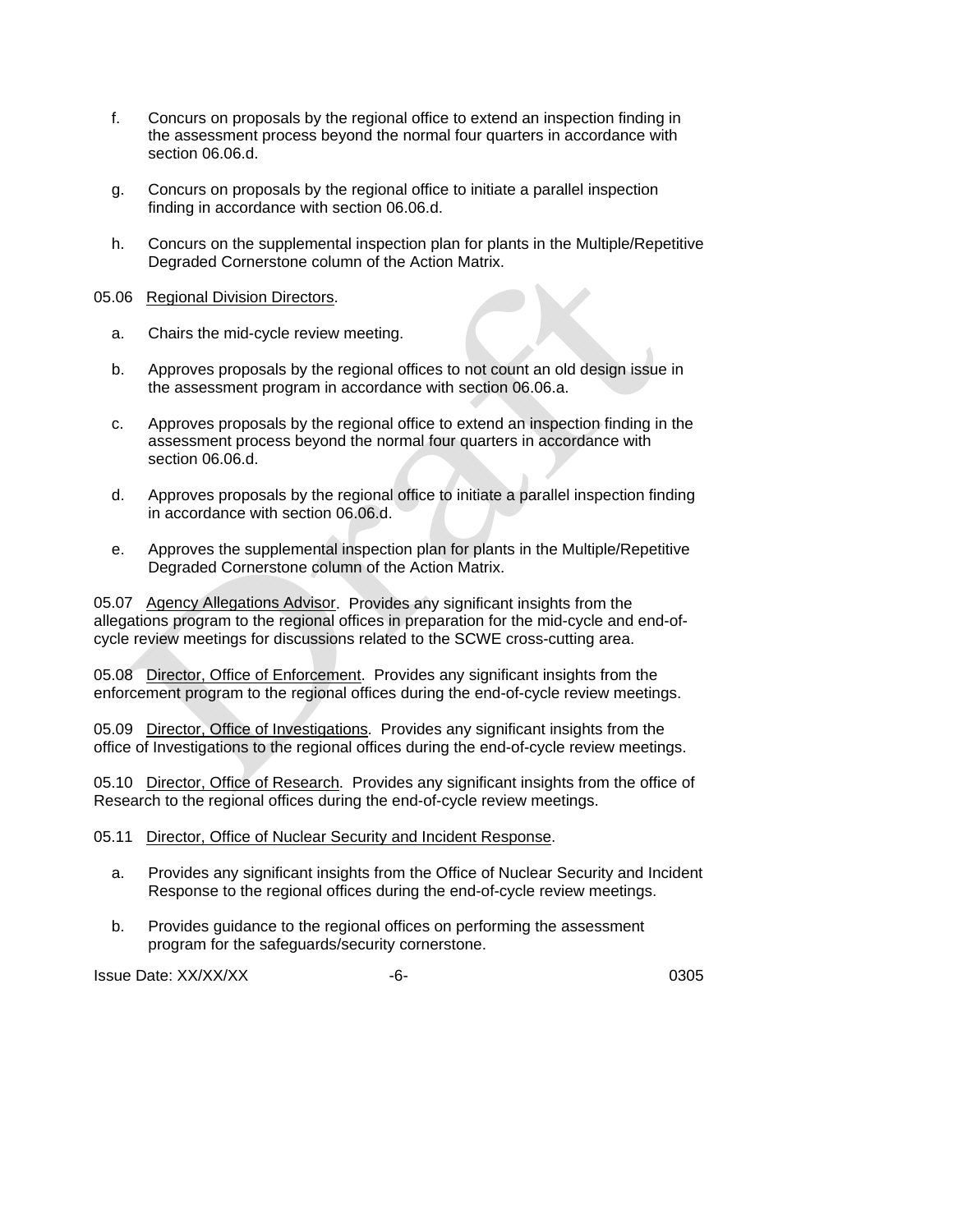f. Concurs on proposals by the regional office to extend an inspection finding in the assessment process beyond the normal four quarters in accordance with section 06.06.d.

g. Concurs on proposals by the regional office to initiate a parallel inspection finding in accordance with section 06.06.d.

h. Concurs on the supplemental inspection plan for plants in the Multiple/Repetitive Degraded Cornerstone column of the Action Matrix.

05.06 Regional Division Directors.

a. Chairs the mid-cycle review meeting.

b. Approves proposals by the regional offices to not count an old design issue in the assessment program in accordance with section 06.06.a.

c. Approves proposals by the regional office to extend an inspection finding in the assessment process beyond the normal four quarters in accordance with section 06.06.d.

d. Approves proposals by the regional office to initiate a parallel inspection finding in accordance with section 06.06.d.

e. Approves the supplemental inspection plan for plants in the Multiple/Repetitive Degraded Cornerstone column of the Action Matrix.

05.07 Agency Allegations Advisor. Provides any significant insights from the allegations program to the regional offices in preparation for the mid-cycle and end-of-cycle review meetings for discussions related to the SCWE cross-cutting area.

05.08 Director, Office of Enforcement. Provides any significant insights from the enforcement program to the regional offices during the end-of-cycle review meetings.

05.09 Director, Office of Investigations. Provides any significant insights from the office of Investigations to the regional offices during the end-of-cycle review meetings.

05.10 Director, Office of Research. Provides any significant insights from the office of Research to the regional offices during the end-of-cycle review meetings.

05.11 Director, Office of Nuclear Security and Incident Response.

a. Provides any significant insights from the Office of Nuclear Security and Incident Response to the regional offices during the end-of-cycle review meetings.

b. Provides guidance to the regional offices on performing the assessment program for the safeguards/security cornerstone.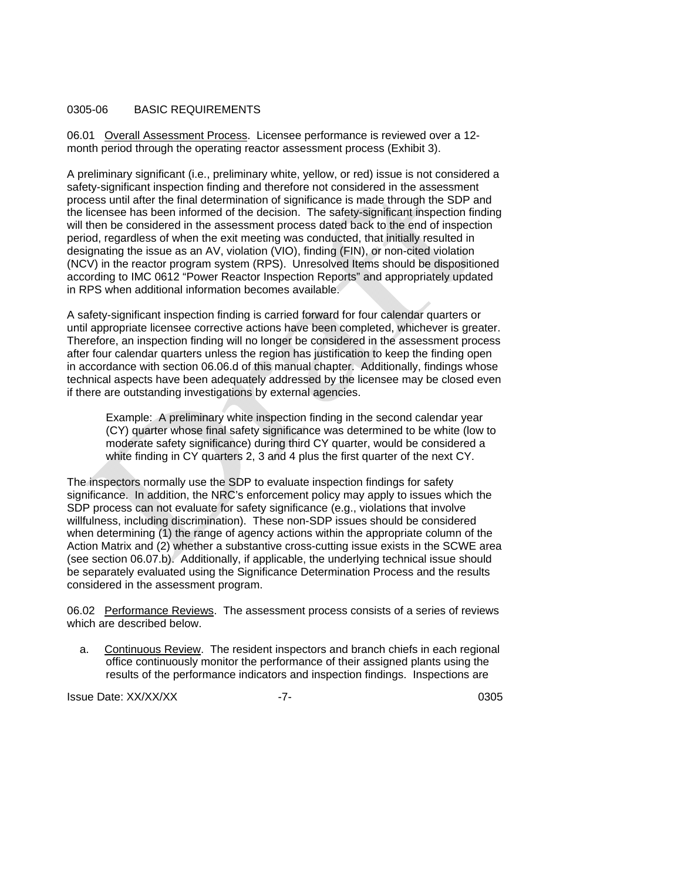## 0305-06 BASIC REQUIREMENTS

06.01 Overall Assessment Process. Licensee performance is reviewed over a 12-month period through the operating reactor assessment process (Exhibit 3).

A preliminary significant (i.e., preliminary white, yellow, or red) issue is not considered a safety-significant inspection finding and therefore not considered in the assessment process until after the final determination of significance is made through the SDP and the licensee has been informed of the decision. The safety-significant inspection finding will then be considered in the assessment process dated back to the end of inspection period, regardless of when the exit meeting was conducted, that initially resulted in designating the issue as an AV, violation (VIO), finding (FIN), or non-cited violation (NCV) in the reactor program system (RPS). Unresolved Items should be dispositioned according to IMC 0612 "Power Reactor Inspection Reports" and appropriately updated in RPS when additional information becomes available.

A safety-significant inspection finding is carried forward for four calendar quarters or until appropriate licensee corrective actions have been completed, whichever is greater. Therefore, an inspection finding will no longer be considered in the assessment process after four calendar quarters unless the region has justification to keep the finding open in accordance with section 06.06.d of this manual chapter. Additionally, findings whose technical aspects have been adequately addressed by the licensee may be closed even if there are outstanding investigations by external agencies.

> Example: A preliminary white inspection finding in the second calendar year (CY) quarter whose final safety significance was determined to be white (low to moderate safety significance) during third CY quarter, would be considered a white finding in CY quarters 2, 3 and 4 plus the first quarter of the next CY.

The inspectors normally use the SDP to evaluate inspection findings for safety significance. In addition, the NRC's enforcement policy may apply to issues which the SDP process can not evaluate for safety significance (e.g., violations that involve willfulness, including discrimination). These non-SDP issues should be considered when determining (1) the range of agency actions within the appropriate column of the Action Matrix and (2) whether a substantive cross-cutting issue exists in the SCWE area (see section 06.07.b). Additionally, if applicable, the underlying technical issue should be separately evaluated using the Significance Determination Process and the results considered in the assessment program.

06.02 Performance Reviews. The assessment process consists of a series of reviews which are described below.

a. Continuous Review. The resident inspectors and branch chiefs in each regional office continuously monitor the performance of their assigned plants using the results of the performance indicators and inspection findings. Inspections are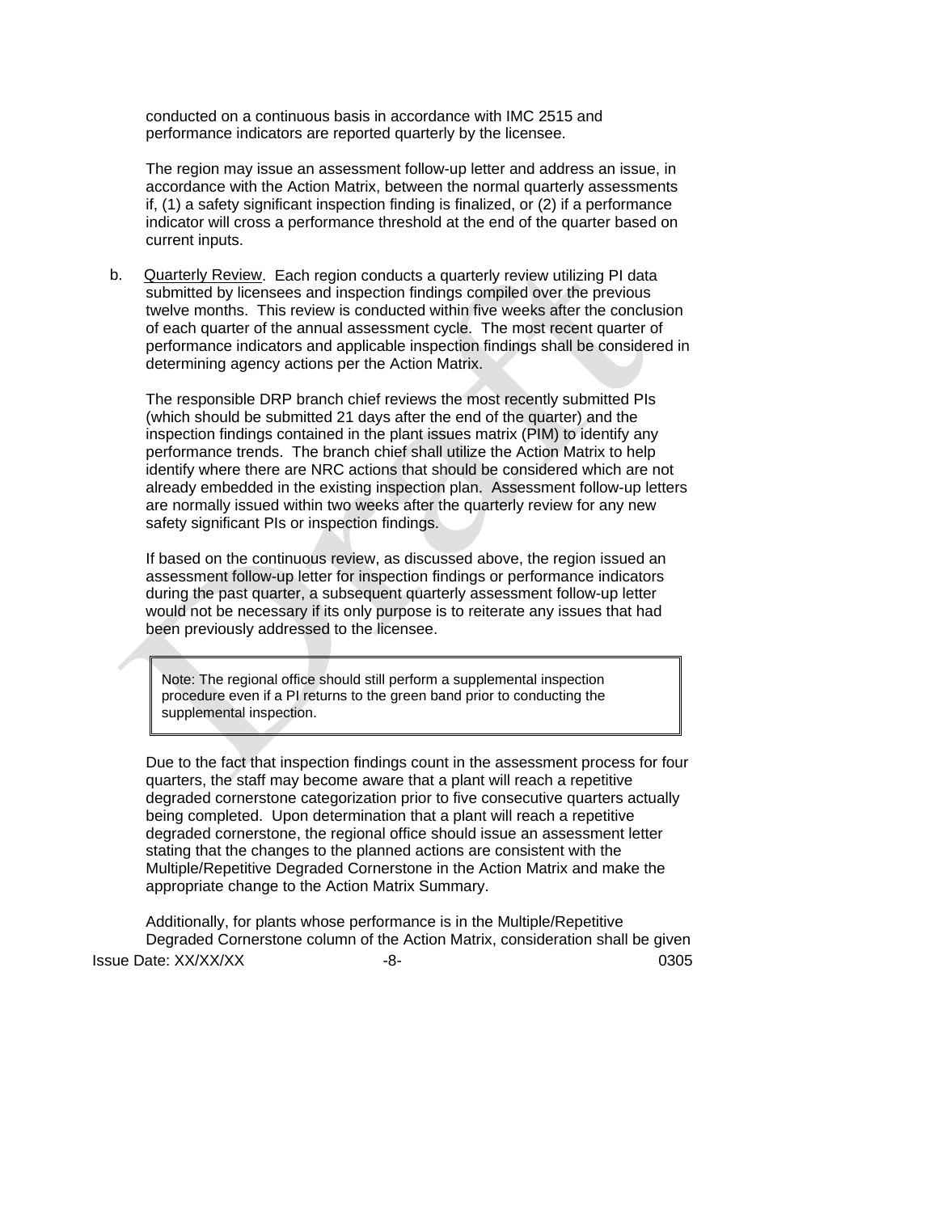conducted on a continuous basis in accordance with IMC 2515 and performance indicators are reported quarterly by the licensee.

The region may issue an assessment follow-up letter and address an issue, in accordance with the Action Matrix, between the normal quarterly assessments if, (1) a safety significant inspection finding is finalized, or (2) if a performance indicator will cross a performance threshold at the end of the quarter based on current inputs.

b. Quarterly Review. Each region conducts a quarterly review utilizing PI data submitted by licensees and inspection findings compiled over the previous twelve months. This review is conducted within five weeks after the conclusion of each quarter of the annual assessment cycle. The most recent quarter of performance indicators and applicable inspection findings shall be considered in determining agency actions per the Action Matrix.

The responsible DRP branch chief reviews the most recently submitted PIs (which should be submitted 21 days after the end of the quarter) and the inspection findings contained in the plant issues matrix (PIM) to identify any performance trends. The branch chief shall utilize the Action Matrix to help identify where there are NRC actions that should be considered which are not already embedded in the existing inspection plan. Assessment follow-up letters are normally issued within two weeks after the quarterly review for any new safety significant PIs or inspection findings.

If based on the continuous review, as discussed above, the region issued an assessment follow-up letter for inspection findings or performance indicators during the past quarter, a subsequent quarterly assessment follow-up letter would not be necessary if its only purpose is to reiterate any issues that had been previously addressed to the licensee.

> Note: The regional office should still perform a supplemental inspection procedure even if a PI returns to the green band prior to conducting the supplemental inspection.

Due to the fact that inspection findings count in the assessment process for four quarters, the staff may become aware that a plant will reach a repetitive degraded cornerstone categorization prior to five consecutive quarters actually being completed. Upon determination that a plant will reach a repetitive degraded cornerstone, the regional office should issue an assessment letter stating that the changes to the planned actions are consistent with the Multiple/Repetitive Degraded Cornerstone in the Action Matrix and make the appropriate change to the Action Matrix Summary.

Additionally, for plants whose performance is in the Multiple/Repetitive Degraded Cornerstone column of the Action Matrix, consideration shall be given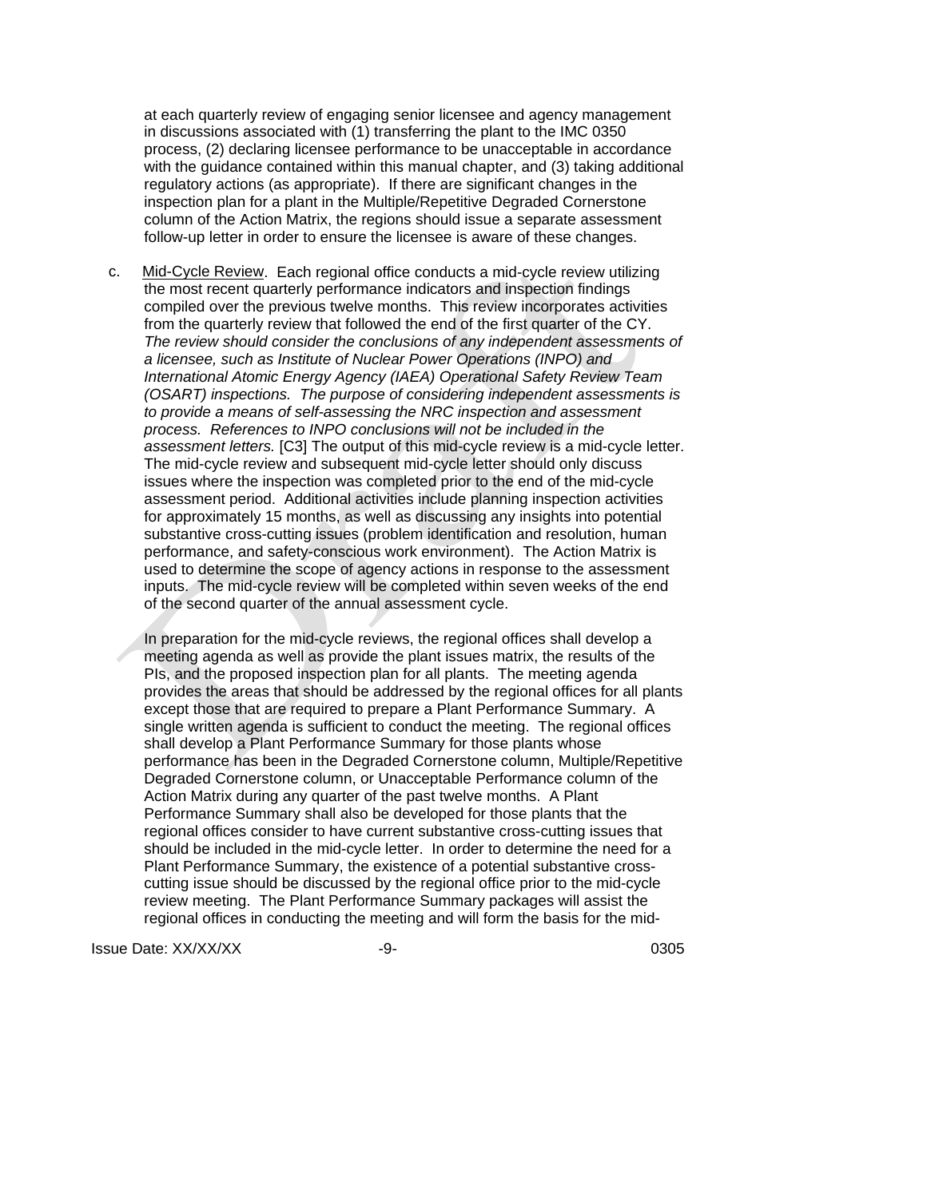at each quarterly review of engaging senior licensee and agency management in discussions associated with (1) transferring the plant to the IMC 0350 process, (2) declaring licensee performance to be unacceptable in accordance with the guidance contained within this manual chapter, and (3) taking additional regulatory actions (as appropriate). If there are significant changes in the inspection plan for a plant in the Multiple/Repetitive Degraded Cornerstone column of the Action Matrix, the regions should issue a separate assessment follow-up letter in order to ensure the licensee is aware of these changes.

c. Mid-Cycle Review. Each regional office conducts a mid-cycle review utilizing the most recent quarterly performance indicators and inspection findings compiled over the previous twelve months. This review incorporates activities from the quarterly review that followed the end of the first quarter of the CY. *The review should consider the conclusions of any independent assessments of a licensee, such as Institute of Nuclear Power Operations (INPO) and International Atomic Energy Agency (IAEA) Operational Safety Review Team (OSART) inspections. The purpose of considering independent assessments is to provide a means of self-assessing the NRC inspection and assessment process. References to INPO conclusions will not be included in the assessment letters.* [C3] The output of this mid-cycle review is a mid-cycle letter. The mid-cycle review and subsequent mid-cycle letter should only discuss issues where the inspection was completed prior to the end of the mid-cycle assessment period. Additional activities include planning inspection activities for approximately 15 months, as well as discussing any insights into potential substantive cross-cutting issues (problem identification and resolution, human performance, and safety-conscious work environment). The Action Matrix is used to determine the scope of agency actions in response to the assessment inputs. The mid-cycle review will be completed within seven weeks of the end of the second quarter of the annual assessment cycle.

In preparation for the mid-cycle reviews, the regional offices shall develop a meeting agenda as well as provide the plant issues matrix, the results of the PIs, and the proposed inspection plan for all plants. The meeting agenda provides the areas that should be addressed by the regional offices for all plants except those that are required to prepare a Plant Performance Summary. A single written agenda is sufficient to conduct the meeting. The regional offices shall develop a Plant Performance Summary for those plants whose performance has been in the Degraded Cornerstone column, Multiple/Repetitive Degraded Cornerstone column, or Unacceptable Performance column of the Action Matrix during any quarter of the past twelve months. A Plant Performance Summary shall also be developed for those plants that the regional offices consider to have current substantive cross-cutting issues that should be included in the mid-cycle letter. In order to determine the need for a Plant Performance Summary, the existence of a potential substantive cross-cutting issue should be discussed by the regional office prior to the mid-cycle review meeting. The Plant Performance Summary packages will assist the regional offices in conducting the meeting and will form the basis for the mid-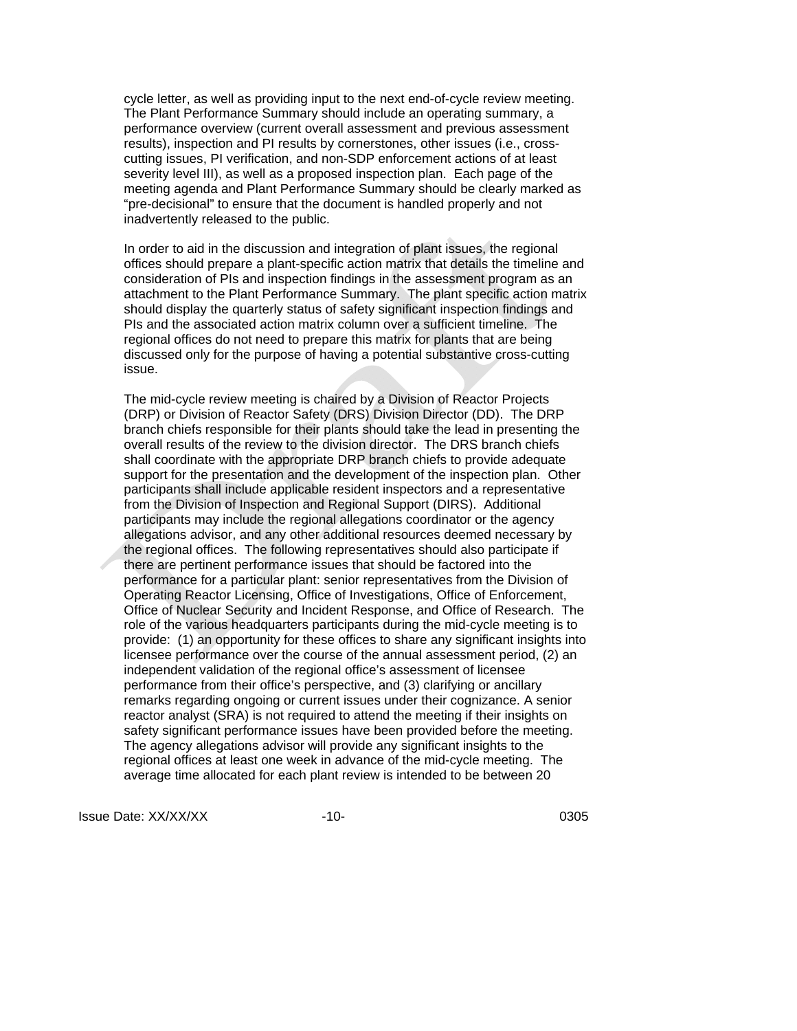cycle letter, as well as providing input to the next end-of-cycle review meeting. The Plant Performance Summary should include an operating summary, a performance overview (current overall assessment and previous assessment results), inspection and PI results by cornerstones, other issues (i.e., cross-cutting issues, PI verification, and non-SDP enforcement actions of at least severity level III), as well as a proposed inspection plan. Each page of the meeting agenda and Plant Performance Summary should be clearly marked as "pre-decisional" to ensure that the document is handled properly and not inadvertently released to the public.

In order to aid in the discussion and integration of plant issues, the regional offices should prepare a plant-specific action matrix that details the timeline and consideration of PIs and inspection findings in the assessment program as an attachment to the Plant Performance Summary. The plant specific action matrix should display the quarterly status of safety significant inspection findings and PIs and the associated action matrix column over a sufficient timeline. The regional offices do not need to prepare this matrix for plants that are being discussed only for the purpose of having a potential substantive cross-cutting issue.

The mid-cycle review meeting is chaired by a Division of Reactor Projects (DRP) or Division of Reactor Safety (DRS) Division Director (DD). The DRP branch chiefs responsible for their plants should take the lead in presenting the overall results of the review to the division director. The DRS branch chiefs shall coordinate with the appropriate DRP branch chiefs to provide adequate support for the presentation and the development of the inspection plan. Other participants shall include applicable resident inspectors and a representative from the Division of Inspection and Regional Support (DIRS). Additional participants may include the regional allegations coordinator or the agency allegations advisor, and any other additional resources deemed necessary by the regional offices. The following representatives should also participate if there are pertinent performance issues that should be factored into the performance for a particular plant: senior representatives from the Division of Operating Reactor Licensing, Office of Investigations, Office of Enforcement, Office of Nuclear Security and Incident Response, and Office of Research. The role of the various headquarters participants during the mid-cycle meeting is to provide: (1) an opportunity for these offices to share any significant insights into licensee performance over the course of the annual assessment period, (2) an independent validation of the regional office's assessment of licensee performance from their office's perspective, and (3) clarifying or ancillary remarks regarding ongoing or current issues under their cognizance. A senior reactor analyst (SRA) is not required to attend the meeting if their insights on safety significant performance issues have been provided before the meeting. The agency allegations advisor will provide any significant insights to the regional offices at least one week in advance of the mid-cycle meeting. The average time allocated for each plant review is intended to be between 20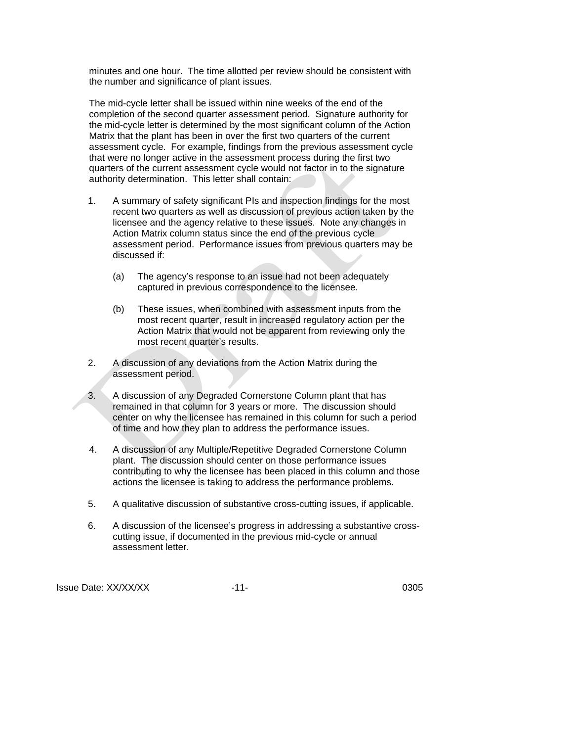minutes and one hour. The time allotted per review should be consistent with the number and significance of plant issues.

The mid-cycle letter shall be issued within nine weeks of the end of the completion of the second quarter assessment period. Signature authority for the mid-cycle letter is determined by the most significant column of the Action Matrix that the plant has been in over the first two quarters of the current assessment cycle. For example, findings from the previous assessment cycle that were no longer active in the assessment process during the first two quarters of the current assessment cycle would not factor in to the signature authority determination. This letter shall contain:

1. A summary of safety significant PIs and inspection findings for the most recent two quarters as well as discussion of previous action taken by the licensee and the agency relative to these issues. Note any changes in Action Matrix column status since the end of the previous cycle assessment period. Performance issues from previous quarters may be discussed if:

   (a) The agency's response to an issue had not been adequately captured in previous correspondence to the licensee.

   (b) These issues, when combined with assessment inputs from the most recent quarter, result in increased regulatory action per the Action Matrix that would not be apparent from reviewing only the most recent quarter's results.

2. A discussion of any deviations from the Action Matrix during the assessment period.

3. A discussion of any Degraded Cornerstone Column plant that has remained in that column for 3 years or more. The discussion should center on why the licensee has remained in this column for such a period of time and how they plan to address the performance issues.

4. A discussion of any Multiple/Repetitive Degraded Cornerstone Column plant. The discussion should center on those performance issues contributing to why the licensee has been placed in this column and those actions the licensee is taking to address the performance problems.

5. A qualitative discussion of substantive cross-cutting issues, if applicable.

6. A discussion of the licensee's progress in addressing a substantive cross-cutting issue, if documented in the previous mid-cycle or annual assessment letter.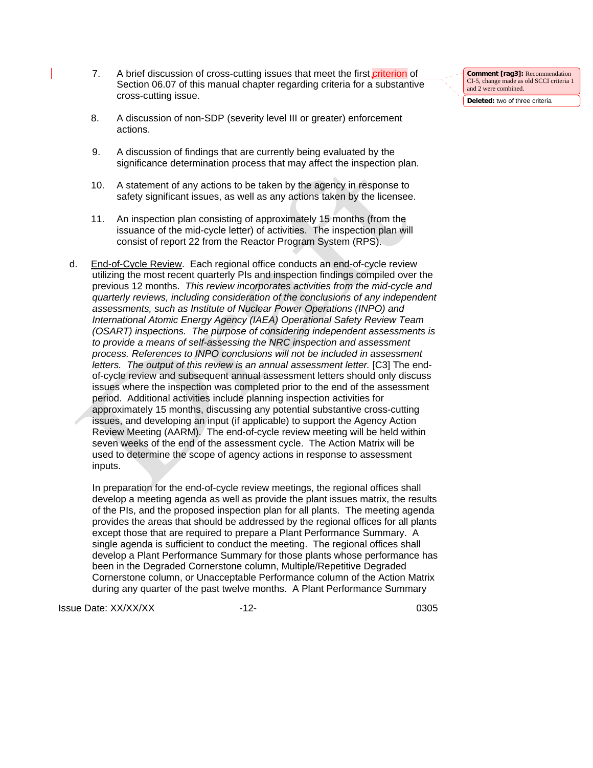7. A brief discussion of cross-cutting issues that meet the first criterion of Section 06.07 of this manual chapter regarding criteria for a substantive cross-cutting issue.

Comment [rag3]: Recommendation CI-5, change made as old SCCI criteria 1 and 2 were combined.

Deleted: two of three criteria

8. A discussion of non-SDP (severity level III or greater) enforcement actions.

9. A discussion of findings that are currently being evaluated by the significance determination process that may affect the inspection plan.

10. A statement of any actions to be taken by the agency in response to safety significant issues, as well as any actions taken by the licensee.

11. An inspection plan consisting of approximately 15 months (from the issuance of the mid-cycle letter) of activities. The inspection plan will consist of report 22 from the Reactor Program System (RPS).

d. End-of-Cycle Review. Each regional office conducts an end-of-cycle review utilizing the most recent quarterly PIs and inspection findings compiled over the previous 12 months. *This review incorporates activities from the mid-cycle and quarterly reviews, including consideration of the conclusions of any independent assessments, such as Institute of Nuclear Power Operations (INPO) and International Atomic Energy Agency (IAEA) Operational Safety Review Team (OSART) inspections. The purpose of considering independent assessments is to provide a means of self-assessing the NRC inspection and assessment process. References to INPO conclusions will not be included in assessment letters. The output of this review is an annual assessment letter.* [C3] The end-of-cycle review and subsequent annual assessment letters should only discuss issues where the inspection was completed prior to the end of the assessment period. Additional activities include planning inspection activities for approximately 15 months, discussing any potential substantive cross-cutting issues, and developing an input (if applicable) to support the Agency Action Review Meeting (AARM). The end-of-cycle review meeting will be held within seven weeks of the end of the assessment cycle. The Action Matrix will be used to determine the scope of agency actions in response to assessment inputs.

In preparation for the end-of-cycle review meetings, the regional offices shall develop a meeting agenda as well as provide the plant issues matrix, the results of the PIs, and the proposed inspection plan for all plants. The meeting agenda provides the areas that should be addressed by the regional offices for all plants except those that are required to prepare a Plant Performance Summary. A single agenda is sufficient to conduct the meeting. The regional offices shall develop a Plant Performance Summary for those plants whose performance has been in the Degraded Cornerstone column, Multiple/Repetitive Degraded Cornerstone column, or Unacceptable Performance column of the Action Matrix during any quarter of the past twelve months. A Plant Performance Summary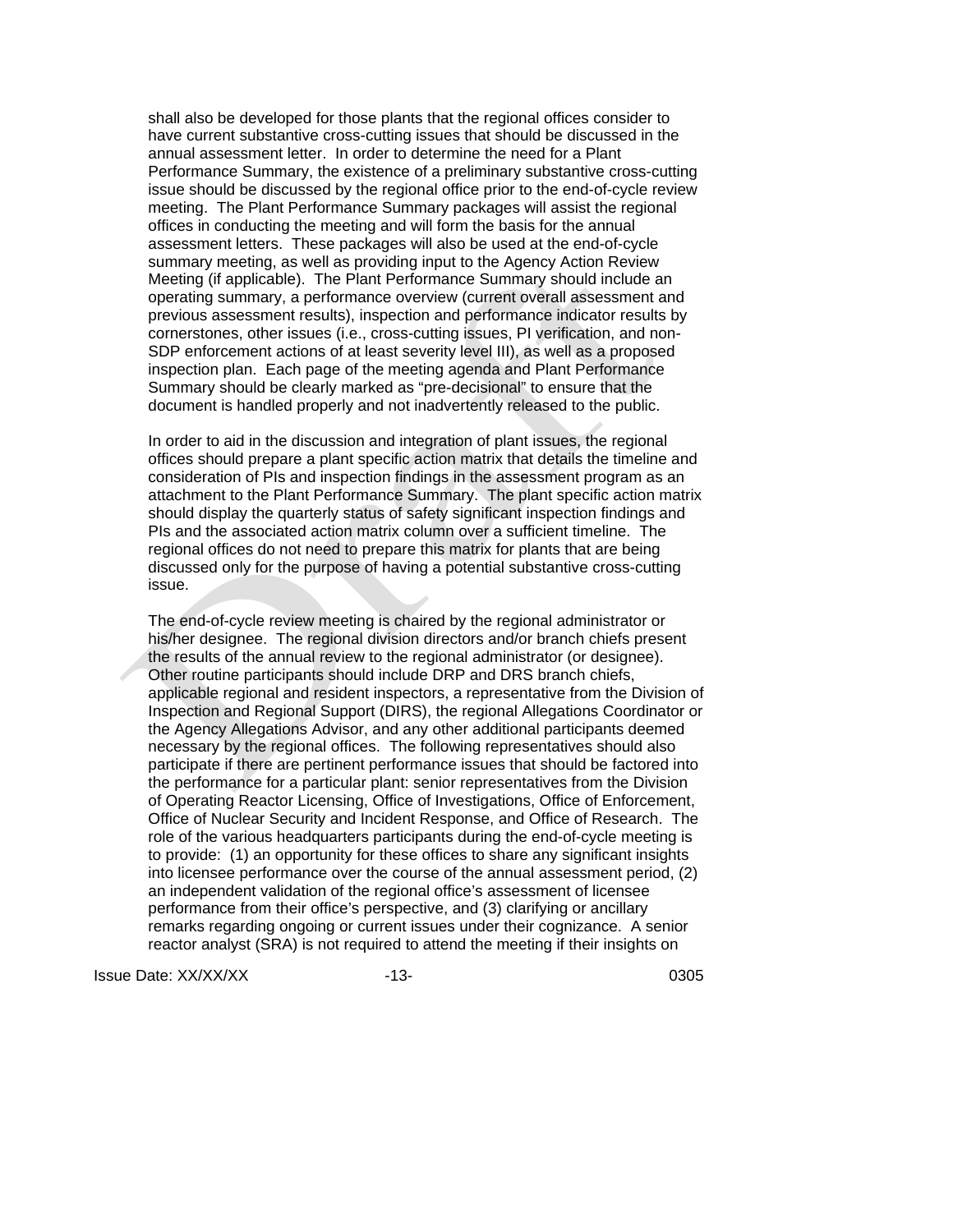shall also be developed for those plants that the regional offices consider to have current substantive cross-cutting issues that should be discussed in the annual assessment letter. In order to determine the need for a Plant Performance Summary, the existence of a preliminary substantive cross-cutting issue should be discussed by the regional office prior to the end-of-cycle review meeting. The Plant Performance Summary packages will assist the regional offices in conducting the meeting and will form the basis for the annual assessment letters. These packages will also be used at the end-of-cycle summary meeting, as well as providing input to the Agency Action Review Meeting (if applicable). The Plant Performance Summary should include an operating summary, a performance overview (current overall assessment and previous assessment results), inspection and performance indicator results by cornerstones, other issues (i.e., cross-cutting issues, PI verification, and non-SDP enforcement actions of at least severity level III), as well as a proposed inspection plan. Each page of the meeting agenda and Plant Performance Summary should be clearly marked as "pre-decisional" to ensure that the document is handled properly and not inadvertently released to the public.

In order to aid in the discussion and integration of plant issues, the regional offices should prepare a plant specific action matrix that details the timeline and consideration of PIs and inspection findings in the assessment program as an attachment to the Plant Performance Summary. The plant specific action matrix should display the quarterly status of safety significant inspection findings and PIs and the associated action matrix column over a sufficient timeline. The regional offices do not need to prepare this matrix for plants that are being discussed only for the purpose of having a potential substantive cross-cutting issue.

The end-of-cycle review meeting is chaired by the regional administrator or his/her designee. The regional division directors and/or branch chiefs present the results of the annual review to the regional administrator (or designee). Other routine participants should include DRP and DRS branch chiefs, applicable regional and resident inspectors, a representative from the Division of Inspection and Regional Support (DIRS), the regional Allegations Coordinator or the Agency Allegations Advisor, and any other additional participants deemed necessary by the regional offices. The following representatives should also participate if there are pertinent performance issues that should be factored into the performance for a particular plant: senior representatives from the Division of Operating Reactor Licensing, Office of Investigations, Office of Enforcement, Office of Nuclear Security and Incident Response, and Office of Research. The role of the various headquarters participants during the end-of-cycle meeting is to provide: (1) an opportunity for these offices to share any significant insights into licensee performance over the course of the annual assessment period, (2) an independent validation of the regional office's assessment of licensee performance from their office's perspective, and (3) clarifying or ancillary remarks regarding ongoing or current issues under their cognizance. A senior reactor analyst (SRA) is not required to attend the meeting if their insights on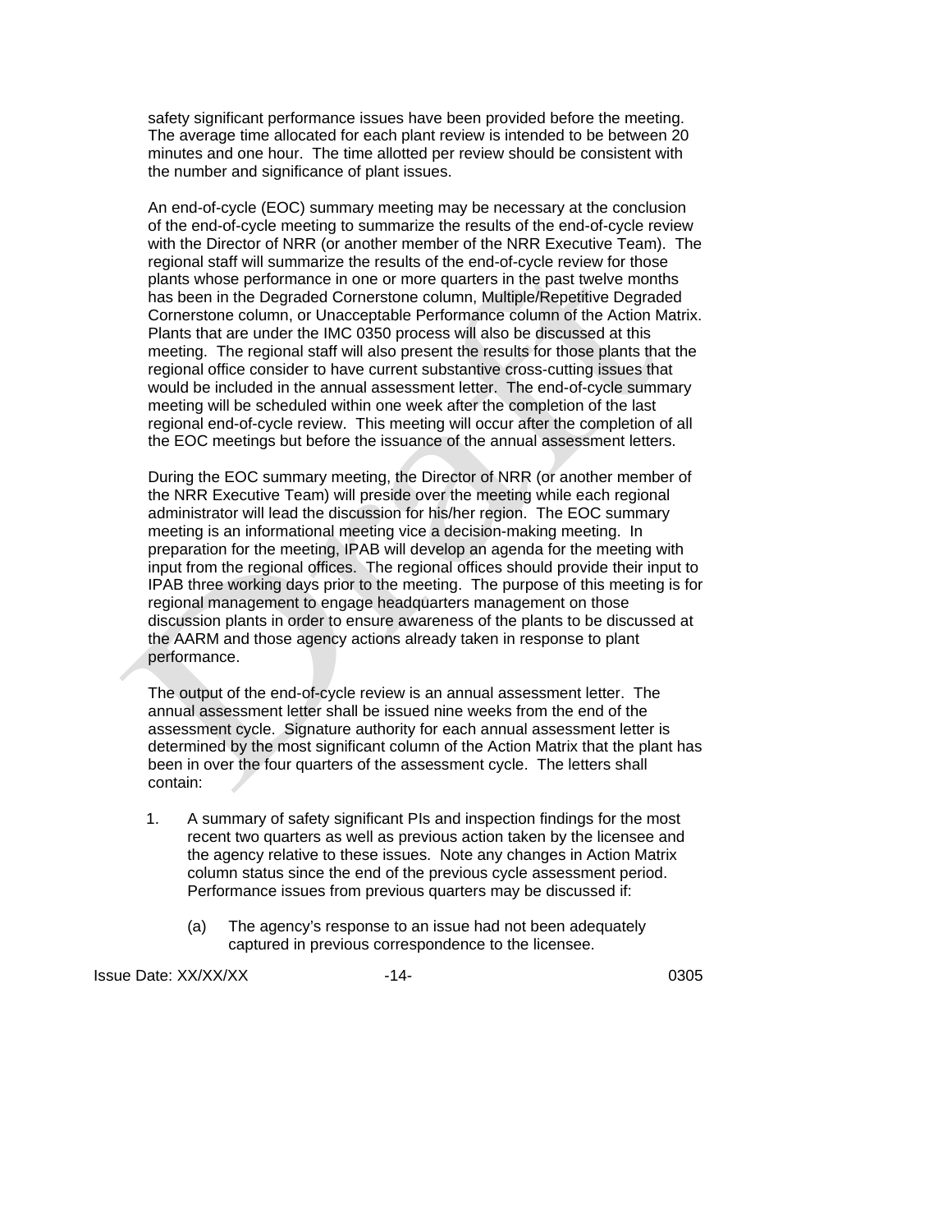safety significant performance issues have been provided before the meeting. The average time allocated for each plant review is intended to be between 20 minutes and one hour. The time allotted per review should be consistent with the number and significance of plant issues.

An end-of-cycle (EOC) summary meeting may be necessary at the conclusion of the end-of-cycle meeting to summarize the results of the end-of-cycle review with the Director of NRR (or another member of the NRR Executive Team). The regional staff will summarize the results of the end-of-cycle review for those plants whose performance in one or more quarters in the past twelve months has been in the Degraded Cornerstone column, Multiple/Repetitive Degraded Cornerstone column, or Unacceptable Performance column of the Action Matrix. Plants that are under the IMC 0350 process will also be discussed at this meeting. The regional staff will also present the results for those plants that the regional office consider to have current substantive cross-cutting issues that would be included in the annual assessment letter. The end-of-cycle summary meeting will be scheduled within one week after the completion of the last regional end-of-cycle review. This meeting will occur after the completion of all the EOC meetings but before the issuance of the annual assessment letters.

During the EOC summary meeting, the Director of NRR (or another member of the NRR Executive Team) will preside over the meeting while each regional administrator will lead the discussion for his/her region. The EOC summary meeting is an informational meeting vice a decision-making meeting. In preparation for the meeting, IPAB will develop an agenda for the meeting with input from the regional offices. The regional offices should provide their input to IPAB three working days prior to the meeting. The purpose of this meeting is for regional management to engage headquarters management on those discussion plants in order to ensure awareness of the plants to be discussed at the AARM and those agency actions already taken in response to plant performance.

The output of the end-of-cycle review is an annual assessment letter. The annual assessment letter shall be issued nine weeks from the end of the assessment cycle. Signature authority for each annual assessment letter is determined by the most significant column of the Action Matrix that the plant has been in over the four quarters of the assessment cycle. The letters shall contain:

1. A summary of safety significant PIs and inspection findings for the most recent two quarters as well as previous action taken by the licensee and the agency relative to these issues. Note any changes in Action Matrix column status since the end of the previous cycle assessment period. Performance issues from previous quarters may be discussed if:

   (a) The agency's response to an issue had not been adequately captured in previous correspondence to the licensee.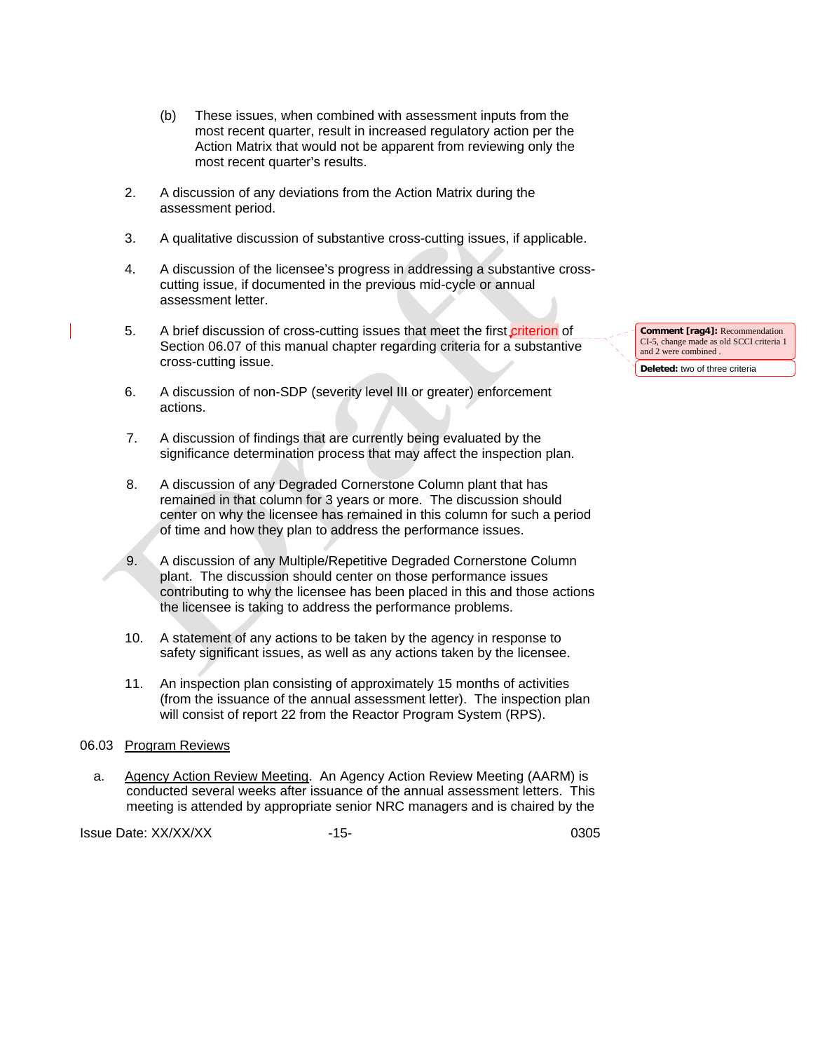(b) These issues, when combined with assessment inputs from the most recent quarter, result in increased regulatory action per the Action Matrix that would not be apparent from reviewing only the most recent quarter's results.

2. A discussion of any deviations from the Action Matrix during the assessment period.

3. A qualitative discussion of substantive cross-cutting issues, if applicable.

4. A discussion of the licensee's progress in addressing a substantive cross-cutting issue, if documented in the previous mid-cycle or annual assessment letter.

5. A brief discussion of cross-cutting issues that meet the first criterion of Section 06.07 of this manual chapter regarding criteria for a substantive cross-cutting issue.

**Comment [rag4]:** Recommendation CI-5, change made as old SCCI criteria 1 and 2 were combined .

**Deleted:** two of three criteria

6. A discussion of non-SDP (severity level III or greater) enforcement actions.

7. A discussion of findings that are currently being evaluated by the significance determination process that may affect the inspection plan.

8. A discussion of any Degraded Cornerstone Column plant that has remained in that column for 3 years or more. The discussion should center on why the licensee has remained in this column for such a period of time and how they plan to address the performance issues.

9. A discussion of any Multiple/Repetitive Degraded Cornerstone Column plant. The discussion should center on those performance issues contributing to why the licensee has been placed in this and those actions the licensee is taking to address the performance problems.

10. A statement of any actions to be taken by the agency in response to safety significant issues, as well as any actions taken by the licensee.

11. An inspection plan consisting of approximately 15 months of activities (from the issuance of the annual assessment letter). The inspection plan will consist of report 22 from the Reactor Program System (RPS).

06.03 Program Reviews

a. Agency Action Review Meeting. An Agency Action Review Meeting (AARM) is conducted several weeks after issuance of the annual assessment letters. This meeting is attended by appropriate senior NRC managers and is chaired by the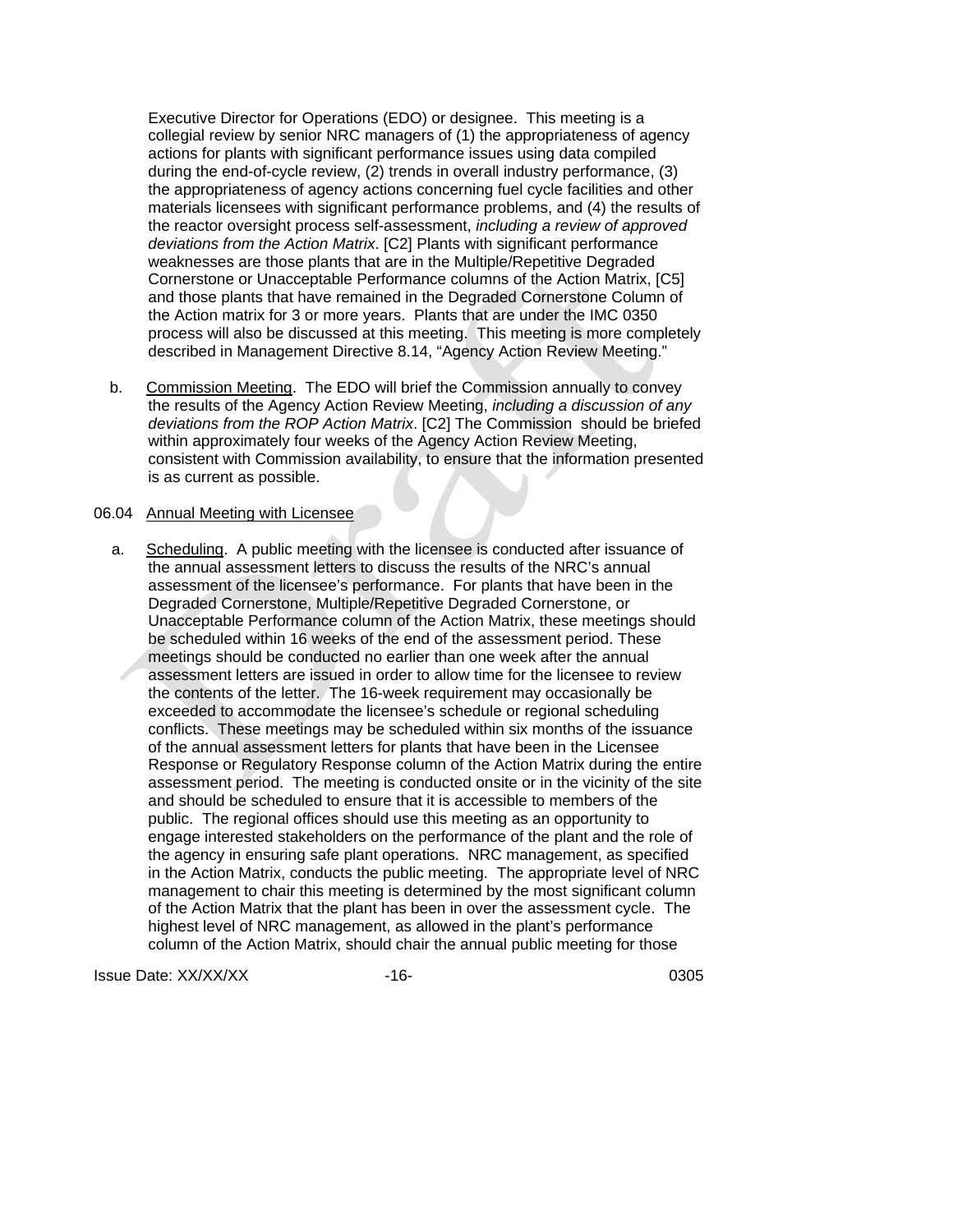Executive Director for Operations (EDO) or designee. This meeting is a collegial review by senior NRC managers of (1) the appropriateness of agency actions for plants with significant performance issues using data compiled during the end-of-cycle review, (2) trends in overall industry performance, (3) the appropriateness of agency actions concerning fuel cycle facilities and other materials licensees with significant performance problems, and (4) the results of the reactor oversight process self-assessment, *including a review of approved deviations from the Action Matrix*. [C2] Plants with significant performance weaknesses are those plants that are in the Multiple/Repetitive Degraded Cornerstone or Unacceptable Performance columns of the Action Matrix, [C5] and those plants that have remained in the Degraded Cornerstone Column of the Action matrix for 3 or more years. Plants that are under the IMC 0350 process will also be discussed at this meeting. This meeting is more completely described in Management Directive 8.14, "Agency Action Review Meeting."

b. Commission Meeting. The EDO will brief the Commission annually to convey the results of the Agency Action Review Meeting, *including a discussion of any deviations from the ROP Action Matrix*. [C2] The Commission should be briefed within approximately four weeks of the Agency Action Review Meeting, consistent with Commission availability, to ensure that the information presented is as current as possible.

06.04 Annual Meeting with Licensee

a. Scheduling. A public meeting with the licensee is conducted after issuance of the annual assessment letters to discuss the results of the NRC's annual assessment of the licensee's performance. For plants that have been in the Degraded Cornerstone, Multiple/Repetitive Degraded Cornerstone, or Unacceptable Performance column of the Action Matrix, these meetings should be scheduled within 16 weeks of the end of the assessment period. These meetings should be conducted no earlier than one week after the annual assessment letters are issued in order to allow time for the licensee to review the contents of the letter. The 16-week requirement may occasionally be exceeded to accommodate the licensee's schedule or regional scheduling conflicts. These meetings may be scheduled within six months of the issuance of the annual assessment letters for plants that have been in the Licensee Response or Regulatory Response column of the Action Matrix during the entire assessment period. The meeting is conducted onsite or in the vicinity of the site and should be scheduled to ensure that it is accessible to members of the public. The regional offices should use this meeting as an opportunity to engage interested stakeholders on the performance of the plant and the role of the agency in ensuring safe plant operations. NRC management, as specified in the Action Matrix, conducts the public meeting. The appropriate level of NRC management to chair this meeting is determined by the most significant column of the Action Matrix that the plant has been in over the assessment cycle. The highest level of NRC management, as allowed in the plant's performance column of the Action Matrix, should chair the annual public meeting for those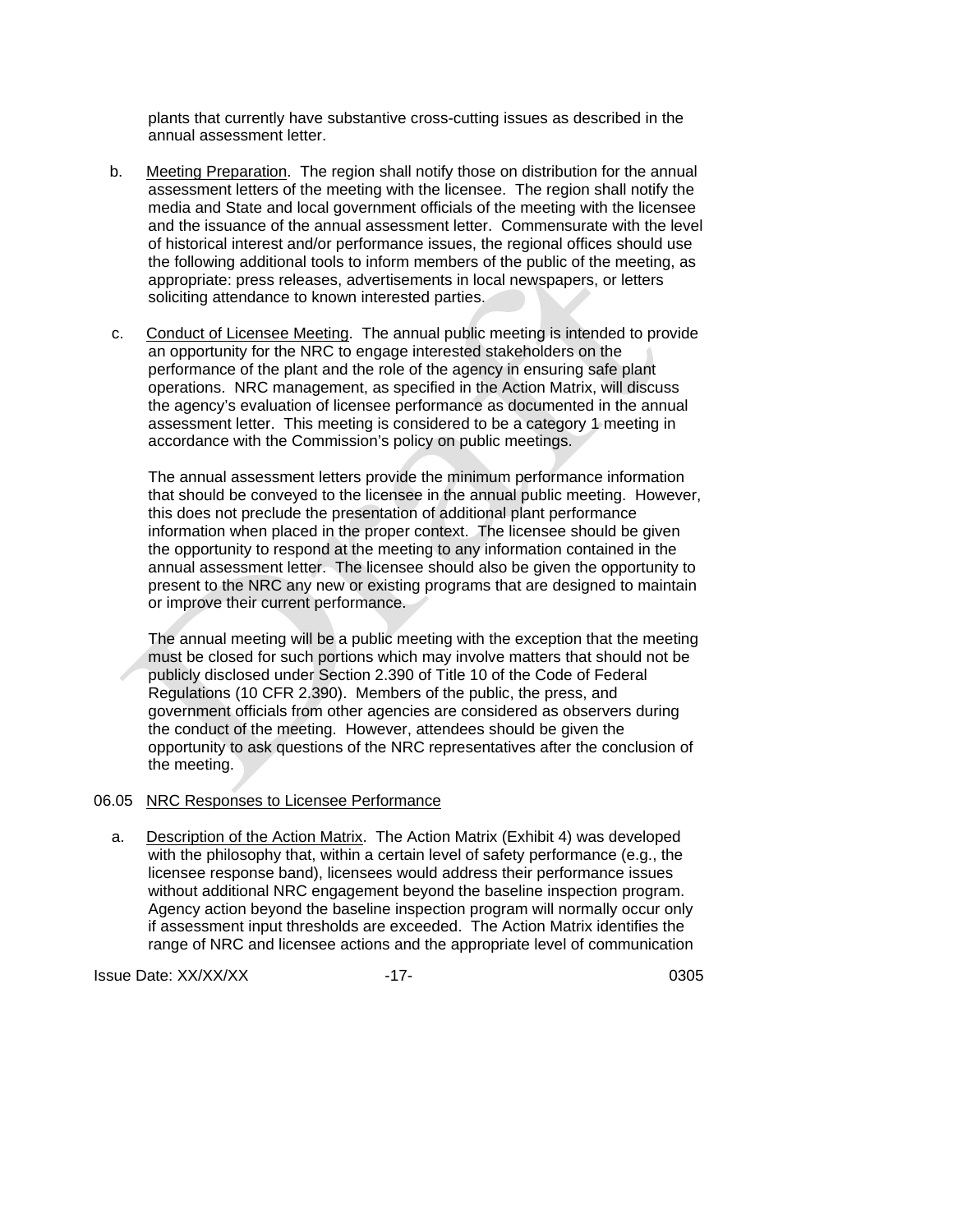plants that currently have substantive cross-cutting issues as described in the annual assessment letter.

b. Meeting Preparation. The region shall notify those on distribution for the annual assessment letters of the meeting with the licensee. The region shall notify the media and State and local government officials of the meeting with the licensee and the issuance of the annual assessment letter. Commensurate with the level of historical interest and/or performance issues, the regional offices should use the following additional tools to inform members of the public of the meeting, as appropriate: press releases, advertisements in local newspapers, or letters soliciting attendance to known interested parties.

c. Conduct of Licensee Meeting. The annual public meeting is intended to provide an opportunity for the NRC to engage interested stakeholders on the performance of the plant and the role of the agency in ensuring safe plant operations. NRC management, as specified in the Action Matrix, will discuss the agency's evaluation of licensee performance as documented in the annual assessment letter. This meeting is considered to be a category 1 meeting in accordance with the Commission's policy on public meetings.

The annual assessment letters provide the minimum performance information that should be conveyed to the licensee in the annual public meeting. However, this does not preclude the presentation of additional plant performance information when placed in the proper context. The licensee should be given the opportunity to respond at the meeting to any information contained in the annual assessment letter. The licensee should also be given the opportunity to present to the NRC any new or existing programs that are designed to maintain or improve their current performance.

The annual meeting will be a public meeting with the exception that the meeting must be closed for such portions which may involve matters that should not be publicly disclosed under Section 2.390 of Title 10 of the Code of Federal Regulations (10 CFR 2.390). Members of the public, the press, and government officials from other agencies are considered as observers during the conduct of the meeting. However, attendees should be given the opportunity to ask questions of the NRC representatives after the conclusion of the meeting.

06.05 NRC Responses to Licensee Performance

a. Description of the Action Matrix. The Action Matrix (Exhibit 4) was developed with the philosophy that, within a certain level of safety performance (e.g., the licensee response band), licensees would address their performance issues without additional NRC engagement beyond the baseline inspection program. Agency action beyond the baseline inspection program will normally occur only if assessment input thresholds are exceeded. The Action Matrix identifies the range of NRC and licensee actions and the appropriate level of communication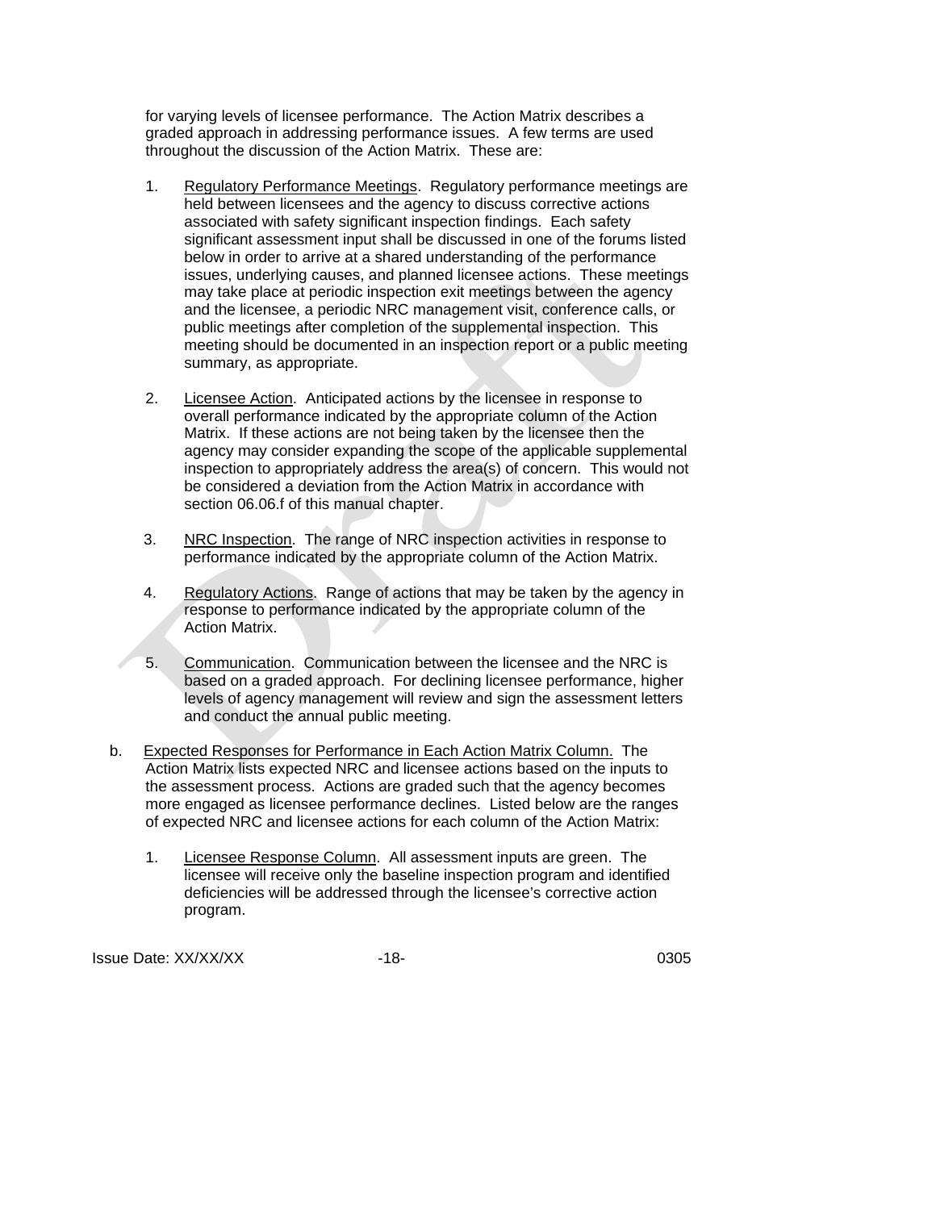for varying levels of licensee performance. The Action Matrix describes a graded approach in addressing performance issues. A few terms are used throughout the discussion of the Action Matrix. These are:

1. Regulatory Performance Meetings. Regulatory performance meetings are held between licensees and the agency to discuss corrective actions associated with safety significant inspection findings. Each safety significant assessment input shall be discussed in one of the forums listed below in order to arrive at a shared understanding of the performance issues, underlying causes, and planned licensee actions. These meetings may take place at periodic inspection exit meetings between the agency and the licensee, a periodic NRC management visit, conference calls, or public meetings after completion of the supplemental inspection. This meeting should be documented in an inspection report or a public meeting summary, as appropriate.

2. Licensee Action. Anticipated actions by the licensee in response to overall performance indicated by the appropriate column of the Action Matrix. If these actions are not being taken by the licensee then the agency may consider expanding the scope of the applicable supplemental inspection to appropriately address the area(s) of concern. This would not be considered a deviation from the Action Matrix in accordance with section 06.06.f of this manual chapter.

3. NRC Inspection. The range of NRC inspection activities in response to performance indicated by the appropriate column of the Action Matrix.

4. Regulatory Actions. Range of actions that may be taken by the agency in response to performance indicated by the appropriate column of the Action Matrix.

5. Communication. Communication between the licensee and the NRC is based on a graded approach. For declining licensee performance, higher levels of agency management will review and sign the assessment letters and conduct the annual public meeting.

b. Expected Responses for Performance in Each Action Matrix Column. The Action Matrix lists expected NRC and licensee actions based on the inputs to the assessment process. Actions are graded such that the agency becomes more engaged as licensee performance declines. Listed below are the ranges of expected NRC and licensee actions for each column of the Action Matrix:

   1. Licensee Response Column. All assessment inputs are green. The licensee will receive only the baseline inspection program and identified deficiencies will be addressed through the licensee's corrective action program.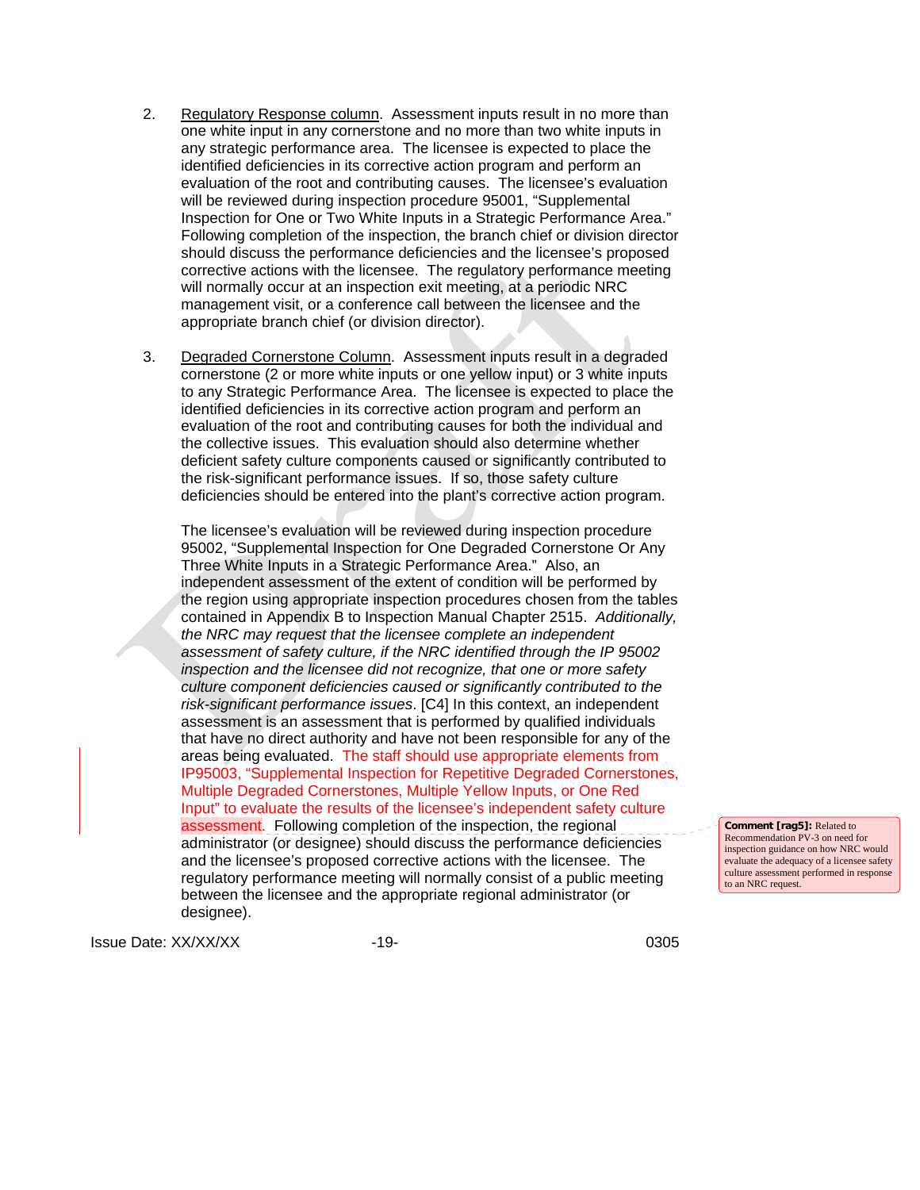2. Regulatory Response column. Assessment inputs result in no more than one white input in any cornerstone and no more than two white inputs in any strategic performance area. The licensee is expected to place the identified deficiencies in its corrective action program and perform an evaluation of the root and contributing causes. The licensee's evaluation will be reviewed during inspection procedure 95001, "Supplemental Inspection for One or Two White Inputs in a Strategic Performance Area." Following completion of the inspection, the branch chief or division director should discuss the performance deficiencies and the licensee's proposed corrective actions with the licensee. The regulatory performance meeting will normally occur at an inspection exit meeting, at a periodic NRC management visit, or a conference call between the licensee and the appropriate branch chief (or division director).

3. Degraded Cornerstone Column. Assessment inputs result in a degraded cornerstone (2 or more white inputs or one yellow input) or 3 white inputs to any Strategic Performance Area. The licensee is expected to place the identified deficiencies in its corrective action program and perform an evaluation of the root and contributing causes for both the individual and the collective issues. This evaluation should also determine whether deficient safety culture components caused or significantly contributed to the risk-significant performance issues. If so, those safety culture deficiencies should be entered into the plant's corrective action program.

   The licensee's evaluation will be reviewed during inspection procedure 95002, "Supplemental Inspection for One Degraded Cornerstone Or Any Three White Inputs in a Strategic Performance Area." Also, an independent assessment of the extent of condition will be performed by the region using appropriate inspection procedures chosen from the tables contained in Appendix B to Inspection Manual Chapter 2515. *Additionally, the NRC may request that the licensee complete an independent assessment of safety culture, if the NRC identified through the IP 95002 inspection and the licensee did not recognize, that one or more safety culture component deficiencies caused or significantly contributed to the risk-significant performance issues*. [C4] In this context, an independent assessment is an assessment that is performed by qualified individuals that have no direct authority and have not been responsible for any of the areas being evaluated. The staff should use appropriate elements from IP95003, "Supplemental Inspection for Repetitive Degraded Cornerstones, Multiple Degraded Cornerstones, Multiple Yellow Inputs, or One Red Input" to evaluate the results of the licensee's independent safety culture assessment. Following completion of the inspection, the regional administrator (or designee) should discuss the performance deficiencies and the licensee's proposed corrective actions with the licensee. The regulatory performance meeting will normally consist of a public meeting between the licensee and the appropriate regional administrator (or designee).

**Comment [rag5]:** Related to Recommendation PV-3 on need for inspection guidance on how NRC would evaluate the adequacy of a licensee safety culture assessment performed in response to an NRC request.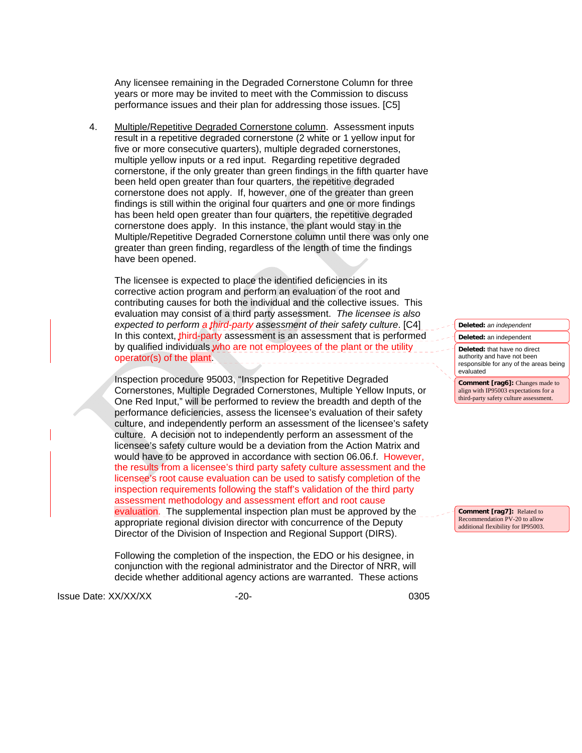Any licensee remaining in the Degraded Cornerstone Column for three years or more may be invited to meet with the Commission to discuss performance issues and their plan for addressing those issues. [C5]

4. Multiple/Repetitive Degraded Cornerstone column. Assessment inputs result in a repetitive degraded cornerstone (2 white or 1 yellow input for five or more consecutive quarters), multiple degraded cornerstones, multiple yellow inputs or a red input. Regarding repetitive degraded cornerstone, if the only greater than green findings in the fifth quarter have been held open greater than four quarters, the repetitive degraded cornerstone does not apply. If, however, one of the greater than green findings is still within the original four quarters and one or more findings has been held open greater than four quarters, the repetitive degraded cornerstone does apply. In this instance, the plant would stay in the Multiple/Repetitive Degraded Cornerstone column until there was only one greater than green finding, regardless of the length of time the findings have been opened.

   The licensee is expected to place the identified deficiencies in its corrective action program and perform an evaluation of the root and contributing causes for both the individual and the collective issues. This evaluation may consist of a third party assessment. *The licensee is also expected to perform a third-party assessment of their safety culture*. [C4] In this context, third-party assessment is an assessment that is performed by qualified individuals who are not employees of the plant or the utility operator(s) of the plant.

   Inspection procedure 95003, "Inspection for Repetitive Degraded Cornerstones, Multiple Degraded Cornerstones, Multiple Yellow Inputs, or One Red Input," will be performed to review the breadth and depth of the performance deficiencies, assess the licensee's evaluation of their safety culture, and independently perform an assessment of the licensee's safety culture. A decision not to independently perform an assessment of the licensee's safety culture would be a deviation from the Action Matrix and would have to be approved in accordance with section 06.06.f. However, the results from a licensee's third party safety culture assessment and the licensee's root cause evaluation can be used to satisfy completion of the inspection requirements following the staff's validation of the third party assessment methodology and assessment effort and root cause evaluation. The supplemental inspection plan must be approved by the appropriate regional division director with concurrence of the Deputy Director of the Division of Inspection and Regional Support (DIRS).

   Following the completion of the inspection, the EDO or his designee, in conjunction with the regional administrator and the Director of NRR, will decide whether additional agency actions are warranted. These actions

**Deleted:** *an independent*

**Deleted:** an independent

**Deleted:** that have no direct authority and have not been responsible for any of the areas being evaluated

**Comment [rag6]:** Changes made to align with IP95003 expectations for a third-party safety culture assessment.

**Comment [rag7]:** Related to Recommendation PV-20 to allow additional flexibility for IP95003.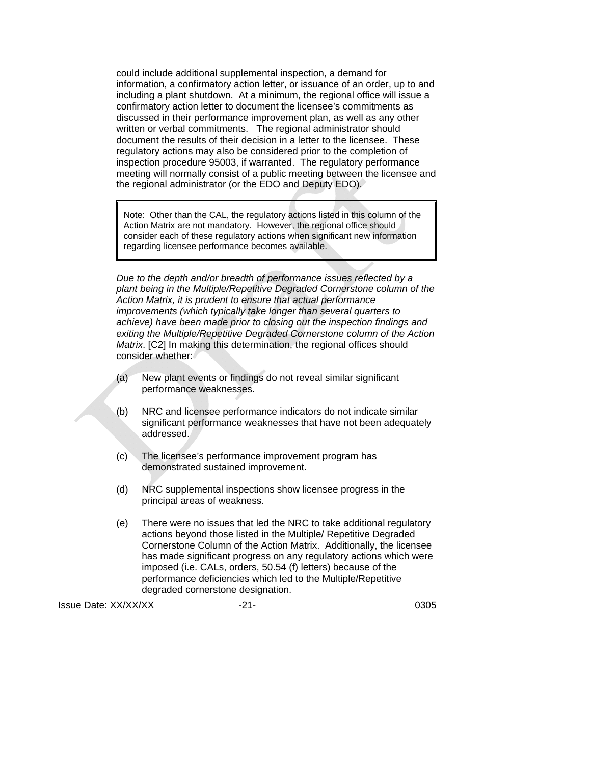could include additional supplemental inspection, a demand for information, a confirmatory action letter, or issuance of an order, up to and including a plant shutdown. At a minimum, the regional office will issue a confirmatory action letter to document the licensee's commitments as discussed in their performance improvement plan, as well as any other written or verbal commitments. The regional administrator should document the results of their decision in a letter to the licensee. These regulatory actions may also be considered prior to the completion of inspection procedure 95003, if warranted. The regulatory performance meeting will normally consist of a public meeting between the licensee and the regional administrator (or the EDO and Deputy EDO).

> Note: Other than the CAL, the regulatory actions listed in this column of the Action Matrix are not mandatory. However, the regional office should consider each of these regulatory actions when significant new information regarding licensee performance becomes available.

*Due to the depth and/or breadth of performance issues reflected by a plant being in the Multiple/Repetitive Degraded Cornerstone column of the Action Matrix, it is prudent to ensure that actual performance improvements (which typically take longer than several quarters to achieve) have been made prior to closing out the inspection findings and exiting the Multiple/Repetitive Degraded Cornerstone column of the Action Matrix*. [C2] In making this determination, the regional offices should consider whether:

(a) New plant events or findings do not reveal similar significant performance weaknesses.

(b) NRC and licensee performance indicators do not indicate similar significant performance weaknesses that have not been adequately addressed.

(c) The licensee's performance improvement program has demonstrated sustained improvement.

(d) NRC supplemental inspections show licensee progress in the principal areas of weakness.

(e) There were no issues that led the NRC to take additional regulatory actions beyond those listed in the Multiple/ Repetitive Degraded Cornerstone Column of the Action Matrix. Additionally, the licensee has made significant progress on any regulatory actions which were imposed (i.e. CALs, orders, 50.54 (f) letters) because of the performance deficiencies which led to the Multiple/Repetitive degraded cornerstone designation.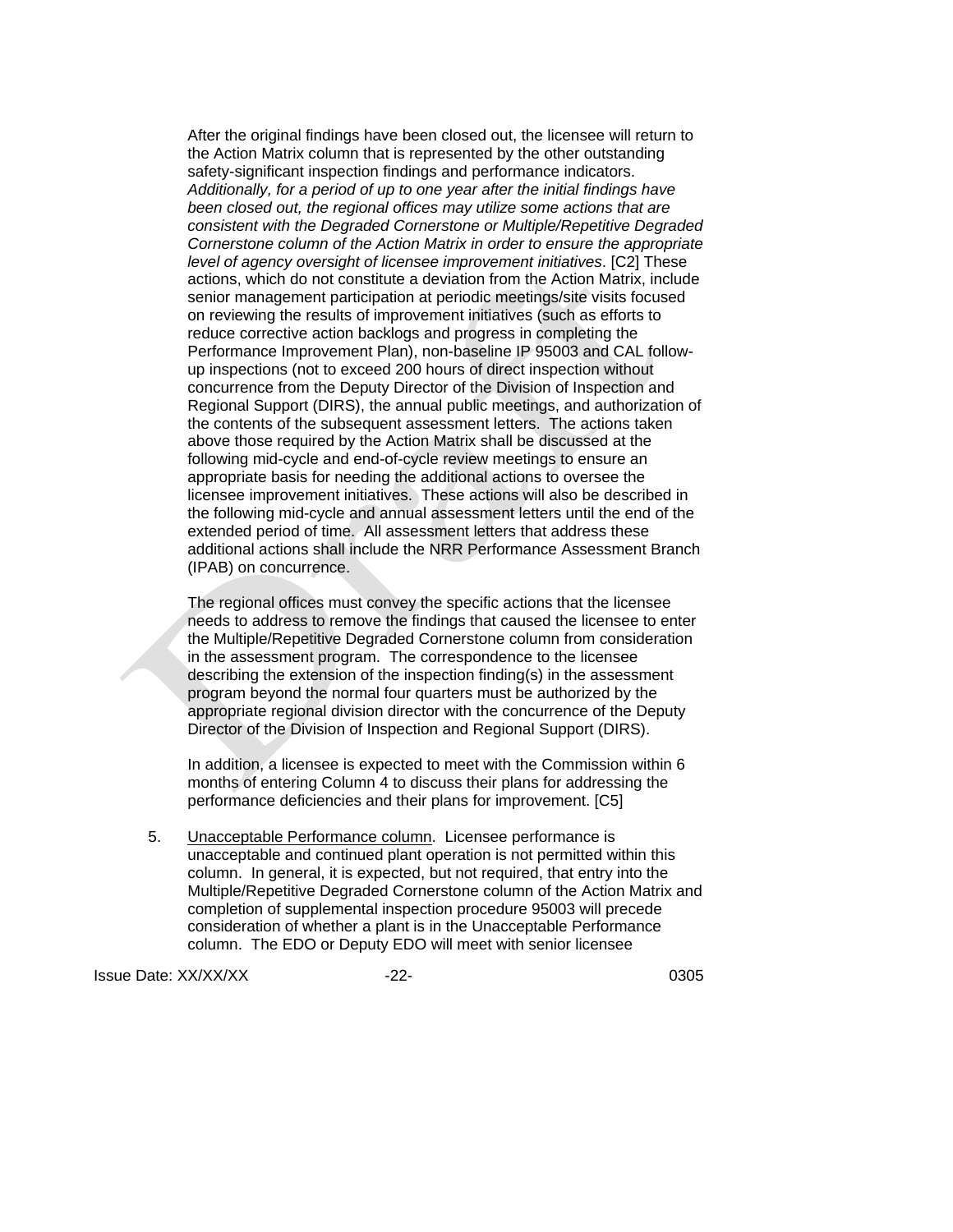After the original findings have been closed out, the licensee will return to the Action Matrix column that is represented by the other outstanding safety-significant inspection findings and performance indicators. *Additionally, for a period of up to one year after the initial findings have been closed out, the regional offices may utilize some actions that are consistent with the Degraded Cornerstone or Multiple/Repetitive Degraded Cornerstone column of the Action Matrix in order to ensure the appropriate level of agency oversight of licensee improvement initiatives*. [C2] These actions, which do not constitute a deviation from the Action Matrix, include senior management participation at periodic meetings/site visits focused on reviewing the results of improvement initiatives (such as efforts to reduce corrective action backlogs and progress in completing the Performance Improvement Plan), non-baseline IP 95003 and CAL follow-up inspections (not to exceed 200 hours of direct inspection without concurrence from the Deputy Director of the Division of Inspection and Regional Support (DIRS), the annual public meetings, and authorization of the contents of the subsequent assessment letters. The actions taken above those required by the Action Matrix shall be discussed at the following mid-cycle and end-of-cycle review meetings to ensure an appropriate basis for needing the additional actions to oversee the licensee improvement initiatives. These actions will also be described in the following mid-cycle and annual assessment letters until the end of the extended period of time. All assessment letters that address these additional actions shall include the NRR Performance Assessment Branch (IPAB) on concurrence.

The regional offices must convey the specific actions that the licensee needs to address to remove the findings that caused the licensee to enter the Multiple/Repetitive Degraded Cornerstone column from consideration in the assessment program. The correspondence to the licensee describing the extension of the inspection finding(s) in the assessment program beyond the normal four quarters must be authorized by the appropriate regional division director with the concurrence of the Deputy Director of the Division of Inspection and Regional Support (DIRS).

In addition, a licensee is expected to meet with the Commission within 6 months of entering Column 4 to discuss their plans for addressing the performance deficiencies and their plans for improvement. [C5]

5. Unacceptable Performance column. Licensee performance is unacceptable and continued plant operation is not permitted within this column. In general, it is expected, but not required, that entry into the Multiple/Repetitive Degraded Cornerstone column of the Action Matrix and completion of supplemental inspection procedure 95003 will precede consideration of whether a plant is in the Unacceptable Performance column. The EDO or Deputy EDO will meet with senior licensee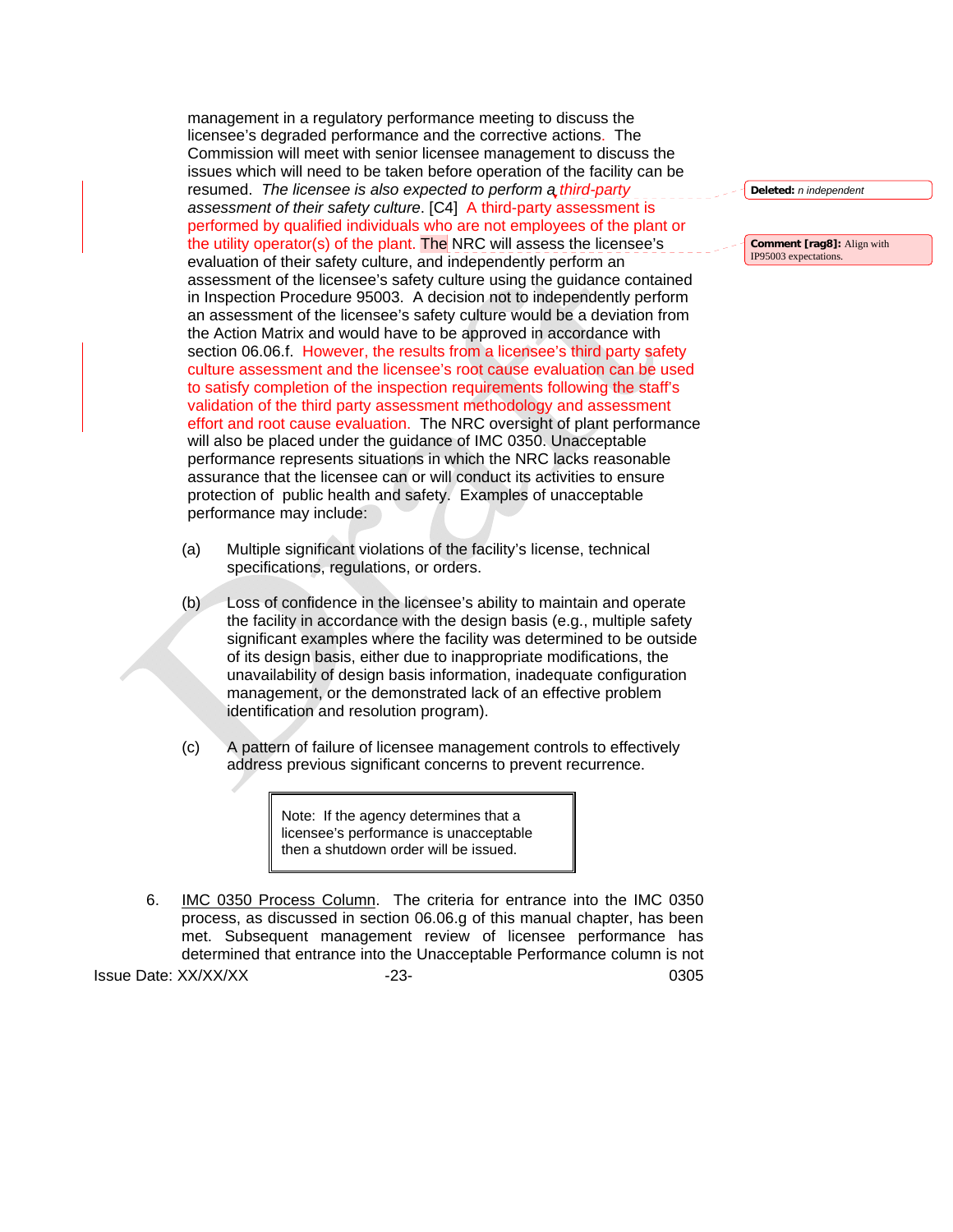management in a regulatory performance meeting to discuss the licensee's degraded performance and the corrective actions. The Commission will meet with senior licensee management to discuss the issues which will need to be taken before operation of the facility can be resumed. *The licensee is also expected to perform a third-party assessment of their safety culture*. [C4] A third-party assessment is performed by qualified individuals who are not employees of the plant or the utility operator(s) of the plant. The NRC will assess the licensee's evaluation of their safety culture, and independently perform an assessment of the licensee's safety culture using the guidance contained in Inspection Procedure 95003. A decision not to independently perform an assessment of the licensee's safety culture would be a deviation from the Action Matrix and would have to be approved in accordance with section 06.06.f. However, the results from a licensee's third party safety culture assessment and the licensee's root cause evaluation can be used to satisfy completion of the inspection requirements following the staff's validation of the third party assessment methodology and assessment effort and root cause evaluation. The NRC oversight of plant performance will also be placed under the guidance of IMC 0350. Unacceptable performance represents situations in which the NRC lacks reasonable assurance that the licensee can or will conduct its activities to ensure protection of public health and safety. Examples of unacceptable performance may include:

**Deleted:** *n independent*

**Comment [rag8]:** Align with IP95003 expectations.

(a) Multiple significant violations of the facility's license, technical specifications, regulations, or orders.

(b) Loss of confidence in the licensee's ability to maintain and operate the facility in accordance with the design basis (e.g., multiple safety significant examples where the facility was determined to be outside of its design basis, either due to inappropriate modifications, the unavailability of design basis information, inadequate configuration management, or the demonstrated lack of an effective problem identification and resolution program).

(c) A pattern of failure of licensee management controls to effectively address previous significant concerns to prevent recurrence.

| Note: If the agency determines that a licensee's performance is unacceptable then a shutdown order will be issued. |
|---|

6. IMC 0350 Process Column. The criteria for entrance into the IMC 0350 process, as discussed in section 06.06.g of this manual chapter, has been met. Subsequent management review of licensee performance has determined that entrance into the Unacceptable Performance column is not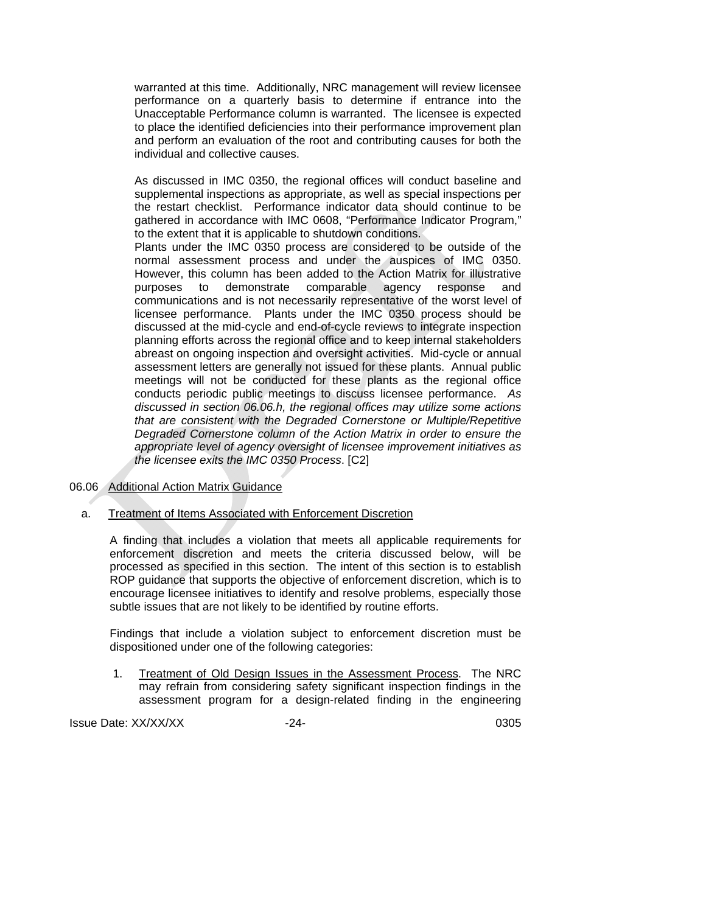warranted at this time. Additionally, NRC management will review licensee performance on a quarterly basis to determine if entrance into the Unacceptable Performance column is warranted. The licensee is expected to place the identified deficiencies into their performance improvement plan and perform an evaluation of the root and contributing causes for both the individual and collective causes.

As discussed in IMC 0350, the regional offices will conduct baseline and supplemental inspections as appropriate, as well as special inspections per the restart checklist. Performance indicator data should continue to be gathered in accordance with IMC 0608, "Performance Indicator Program," to the extent that it is applicable to shutdown conditions.
Plants under the IMC 0350 process are considered to be outside of the normal assessment process and under the auspices of IMC 0350. However, this column has been added to the Action Matrix for illustrative purposes to demonstrate comparable agency response and communications and is not necessarily representative of the worst level of licensee performance. Plants under the IMC 0350 process should be discussed at the mid-cycle and end-of-cycle reviews to integrate inspection planning efforts across the regional office and to keep internal stakeholders abreast on ongoing inspection and oversight activities. Mid-cycle or annual assessment letters are generally not issued for these plants. Annual public meetings will not be conducted for these plants as the regional office conducts periodic public meetings to discuss licensee performance. *As discussed in section 06.06.h, the regional offices may utilize some actions that are consistent with the Degraded Cornerstone or Multiple/Repetitive Degraded Cornerstone column of the Action Matrix in order to ensure the appropriate level of agency oversight of licensee improvement initiatives as the licensee exits the IMC 0350 Process*. [C2]

06.06 Additional Action Matrix Guidance

a. Treatment of Items Associated with Enforcement Discretion

A finding that includes a violation that meets all applicable requirements for enforcement discretion and meets the criteria discussed below, will be processed as specified in this section. The intent of this section is to establish ROP guidance that supports the objective of enforcement discretion, which is to encourage licensee initiatives to identify and resolve problems, especially those subtle issues that are not likely to be identified by routine efforts.

Findings that include a violation subject to enforcement discretion must be dispositioned under one of the following categories:

1. Treatment of Old Design Issues in the Assessment Process. The NRC may refrain from considering safety significant inspection findings in the assessment program for a design-related finding in the engineering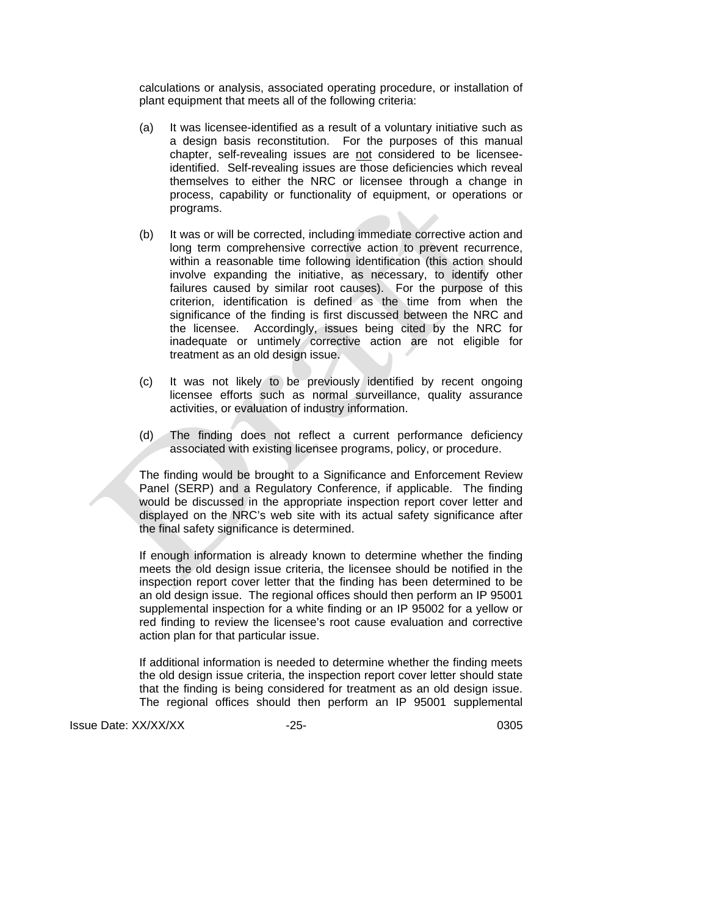calculations or analysis, associated operating procedure, or installation of plant equipment that meets all of the following criteria:

(a) It was licensee-identified as a result of a voluntary initiative such as a design basis reconstitution. For the purposes of this manual chapter, self-revealing issues are not considered to be licensee-identified. Self-revealing issues are those deficiencies which reveal themselves to either the NRC or licensee through a change in process, capability or functionality of equipment, or operations or programs.

(b) It was or will be corrected, including immediate corrective action and long term comprehensive corrective action to prevent recurrence, within a reasonable time following identification (this action should involve expanding the initiative, as necessary, to identify other failures caused by similar root causes). For the purpose of this criterion, identification is defined as the time from when the significance of the finding is first discussed between the NRC and the licensee. Accordingly, issues being cited by the NRC for inadequate or untimely corrective action are not eligible for treatment as an old design issue.

(c) It was not likely to be previously identified by recent ongoing licensee efforts such as normal surveillance, quality assurance activities, or evaluation of industry information.

(d) The finding does not reflect a current performance deficiency associated with existing licensee programs, policy, or procedure.

The finding would be brought to a Significance and Enforcement Review Panel (SERP) and a Regulatory Conference, if applicable. The finding would be discussed in the appropriate inspection report cover letter and displayed on the NRC's web site with its actual safety significance after the final safety significance is determined.

If enough information is already known to determine whether the finding meets the old design issue criteria, the licensee should be notified in the inspection report cover letter that the finding has been determined to be an old design issue. The regional offices should then perform an IP 95001 supplemental inspection for a white finding or an IP 95002 for a yellow or red finding to review the licensee's root cause evaluation and corrective action plan for that particular issue.

If additional information is needed to determine whether the finding meets the old design issue criteria, the inspection report cover letter should state that the finding is being considered for treatment as an old design issue. The regional offices should then perform an IP 95001 supplemental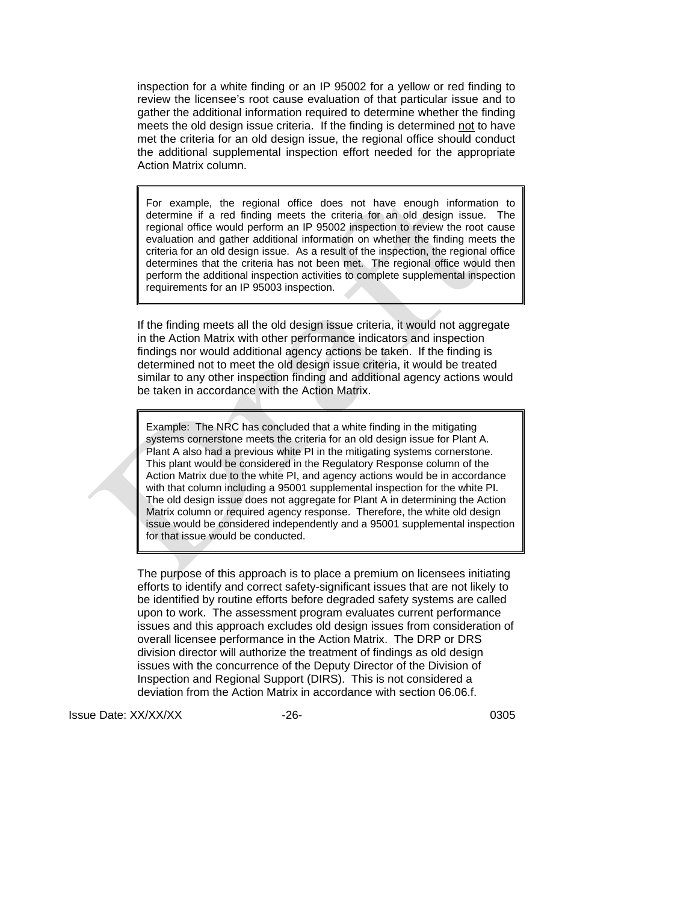inspection for a white finding or an IP 95002 for a yellow or red finding to review the licensee's root cause evaluation of that particular issue and to gather the additional information required to determine whether the finding meets the old design issue criteria. If the finding is determined not to have met the criteria for an old design issue, the regional office should conduct the additional supplemental inspection effort needed for the appropriate Action Matrix column.

> For example, the regional office does not have enough information to determine if a red finding meets the criteria for an old design issue. The regional office would perform an IP 95002 inspection to review the root cause evaluation and gather additional information on whether the finding meets the criteria for an old design issue. As a result of the inspection, the regional office determines that the criteria has not been met. The regional office would then perform the additional inspection activities to complete supplemental inspection requirements for an IP 95003 inspection.

If the finding meets all the old design issue criteria, it would not aggregate in the Action Matrix with other performance indicators and inspection findings nor would additional agency actions be taken. If the finding is determined not to meet the old design issue criteria, it would be treated similar to any other inspection finding and additional agency actions would be taken in accordance with the Action Matrix.

> Example: The NRC has concluded that a white finding in the mitigating systems cornerstone meets the criteria for an old design issue for Plant A. Plant A also had a previous white PI in the mitigating systems cornerstone. This plant would be considered in the Regulatory Response column of the Action Matrix due to the white PI, and agency actions would be in accordance with that column including a 95001 supplemental inspection for the white PI. The old design issue does not aggregate for Plant A in determining the Action Matrix column or required agency response. Therefore, the white old design issue would be considered independently and a 95001 supplemental inspection for that issue would be conducted.

The purpose of this approach is to place a premium on licensees initiating efforts to identify and correct safety-significant issues that are not likely to be identified by routine efforts before degraded safety systems are called upon to work. The assessment program evaluates current performance issues and this approach excludes old design issues from consideration of overall licensee performance in the Action Matrix. The DRP or DRS division director will authorize the treatment of findings as old design issues with the concurrence of the Deputy Director of the Division of Inspection and Regional Support (DIRS). This is not considered a deviation from the Action Matrix in accordance with section 06.06.f.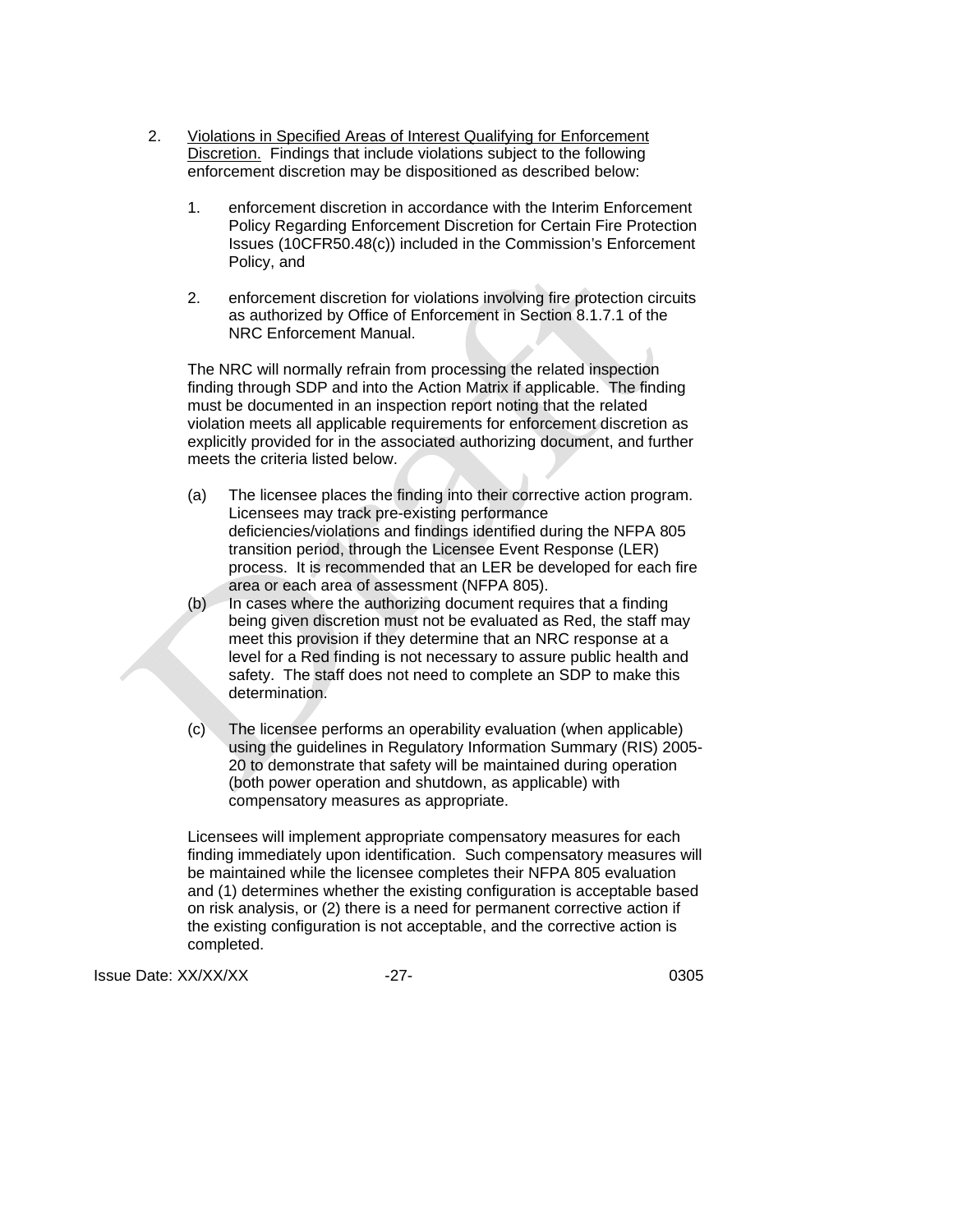2. <u>Violations in Specified Areas of Interest Qualifying for Enforcement Discretion.</u> Findings that include violations subject to the following enforcement discretion may be dispositioned as described below:

    1. enforcement discretion in accordance with the Interim Enforcement Policy Regarding Enforcement Discretion for Certain Fire Protection Issues (10CFR50.48(c)) included in the Commission's Enforcement Policy, and

    2. enforcement discretion for violations involving fire protection circuits as authorized by Office of Enforcement in Section 8.1.7.1 of the NRC Enforcement Manual.

    The NRC will normally refrain from processing the related inspection finding through SDP and into the Action Matrix if applicable. The finding must be documented in an inspection report noting that the related violation meets all applicable requirements for enforcement discretion as explicitly provided for in the associated authorizing document, and further meets the criteria listed below.

    (a) The licensee places the finding into their corrective action program. Licensees may track pre-existing performance deficiencies/violations and findings identified during the NFPA 805 transition period, through the Licensee Event Response (LER) process. It is recommended that an LER be developed for each fire area or each area of assessment (NFPA 805).

    (b) In cases where the authorizing document requires that a finding being given discretion must not be evaluated as Red, the staff may meet this provision if they determine that an NRC response at a level for a Red finding is not necessary to assure public health and safety. The staff does not need to complete an SDP to make this determination.

    (c) The licensee performs an operability evaluation (when applicable) using the guidelines in Regulatory Information Summary (RIS) 2005-20 to demonstrate that safety will be maintained during operation (both power operation and shutdown, as applicable) with compensatory measures as appropriate.

    Licensees will implement appropriate compensatory measures for each finding immediately upon identification. Such compensatory measures will be maintained while the licensee completes their NFPA 805 evaluation and (1) determines whether the existing configuration is acceptable based on risk analysis, or (2) there is a need for permanent corrective action if the existing configuration is not acceptable, and the corrective action is completed.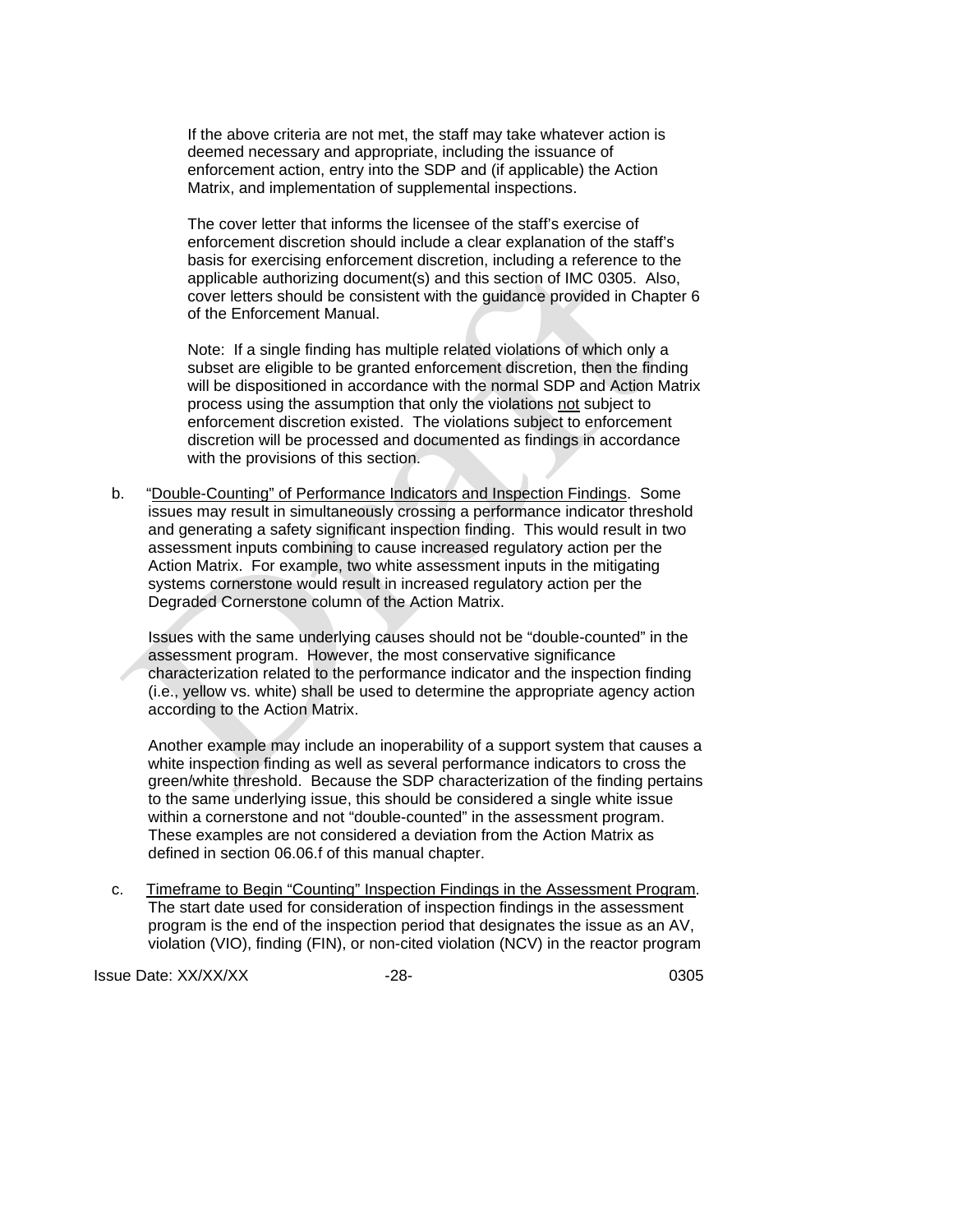If the above criteria are not met, the staff may take whatever action is deemed necessary and appropriate, including the issuance of enforcement action, entry into the SDP and (if applicable) the Action Matrix, and implementation of supplemental inspections.

The cover letter that informs the licensee of the staff's exercise of enforcement discretion should include a clear explanation of the staff's basis for exercising enforcement discretion, including a reference to the applicable authorizing document(s) and this section of IMC 0305. Also, cover letters should be consistent with the guidance provided in Chapter 6 of the Enforcement Manual.

Note: If a single finding has multiple related violations of which only a subset are eligible to be granted enforcement discretion, then the finding will be dispositioned in accordance with the normal SDP and Action Matrix process using the assumption that only the violations <u>not</u> subject to enforcement discretion existed. The violations subject to enforcement discretion will be processed and documented as findings in accordance with the provisions of this section.

b. <u>"Double-Counting" of Performance Indicators and Inspection Findings</u>. Some issues may result in simultaneously crossing a performance indicator threshold and generating a safety significant inspection finding. This would result in two assessment inputs combining to cause increased regulatory action per the Action Matrix. For example, two white assessment inputs in the mitigating systems cornerstone would result in increased regulatory action per the Degraded Cornerstone column of the Action Matrix.

   Issues with the same underlying causes should not be "double-counted" in the assessment program. However, the most conservative significance characterization related to the performance indicator and the inspection finding (i.e., yellow vs. white) shall be used to determine the appropriate agency action according to the Action Matrix.

   Another example may include an inoperability of a support system that causes a white inspection finding as well as several performance indicators to cross the green/white threshold. Because the SDP characterization of the finding pertains to the same underlying issue, this should be considered a single white issue within a cornerstone and not "double-counted" in the assessment program. These examples are not considered a deviation from the Action Matrix as defined in section 06.06.f of this manual chapter.

c. <u>Timeframe to Begin "Counting" Inspection Findings in the Assessment Program</u>. The start date used for consideration of inspection findings in the assessment program is the end of the inspection period that designates the issue as an AV, violation (VIO), finding (FIN), or non-cited violation (NCV) in the reactor program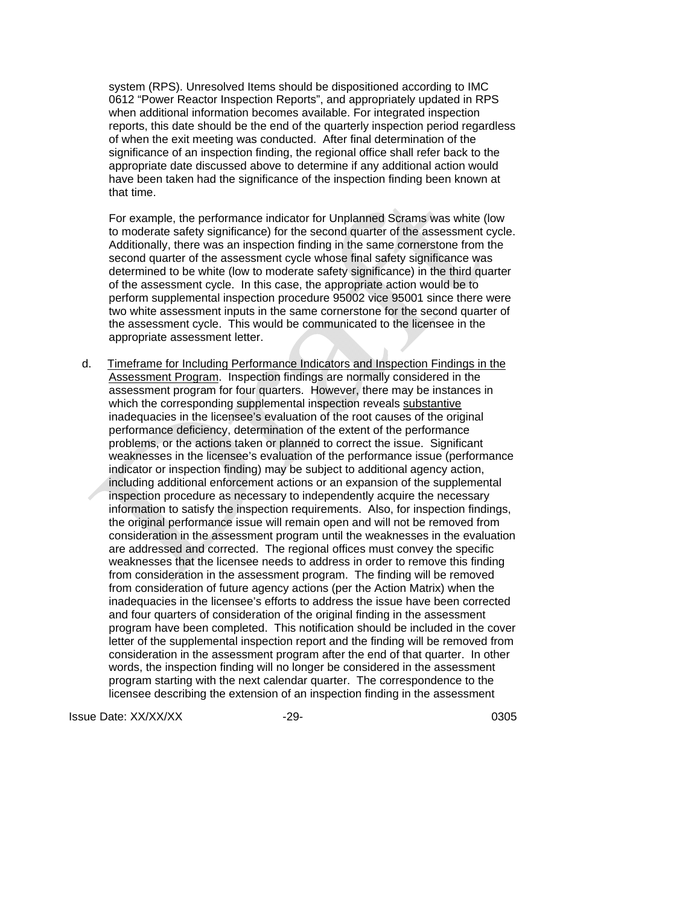system (RPS). Unresolved Items should be dispositioned according to IMC 0612 "Power Reactor Inspection Reports", and appropriately updated in RPS when additional information becomes available. For integrated inspection reports, this date should be the end of the quarterly inspection period regardless of when the exit meeting was conducted. After final determination of the significance of an inspection finding, the regional office shall refer back to the appropriate date discussed above to determine if any additional action would have been taken had the significance of the inspection finding been known at that time.

For example, the performance indicator for Unplanned Scrams was white (low to moderate safety significance) for the second quarter of the assessment cycle. Additionally, there was an inspection finding in the same cornerstone from the second quarter of the assessment cycle whose final safety significance was determined to be white (low to moderate safety significance) in the third quarter of the assessment cycle. In this case, the appropriate action would be to perform supplemental inspection procedure 95002 vice 95001 since there were two white assessment inputs in the same cornerstone for the second quarter of the assessment cycle. This would be communicated to the licensee in the appropriate assessment letter.

d. <u>Timeframe for Including Performance Indicators and Inspection Findings in the Assessment Program</u>. Inspection findings are normally considered in the assessment program for four quarters. However, there may be instances in which the corresponding supplemental inspection reveals <u>substantive</u> inadequacies in the licensee's evaluation of the root causes of the original performance deficiency, determination of the extent of the performance problems, or the actions taken or planned to correct the issue. Significant weaknesses in the licensee's evaluation of the performance issue (performance indicator or inspection finding) may be subject to additional agency action, including additional enforcement actions or an expansion of the supplemental inspection procedure as necessary to independently acquire the necessary information to satisfy the inspection requirements. Also, for inspection findings, the original performance issue will remain open and will not be removed from consideration in the assessment program until the weaknesses in the evaluation are addressed and corrected. The regional offices must convey the specific weaknesses that the licensee needs to address in order to remove this finding from consideration in the assessment program. The finding will be removed from consideration of future agency actions (per the Action Matrix) when the inadequacies in the licensee's efforts to address the issue have been corrected and four quarters of consideration of the original finding in the assessment program have been completed. This notification should be included in the cover letter of the supplemental inspection report and the finding will be removed from consideration in the assessment program after the end of that quarter. In other words, the inspection finding will no longer be considered in the assessment program starting with the next calendar quarter. The correspondence to the licensee describing the extension of an inspection finding in the assessment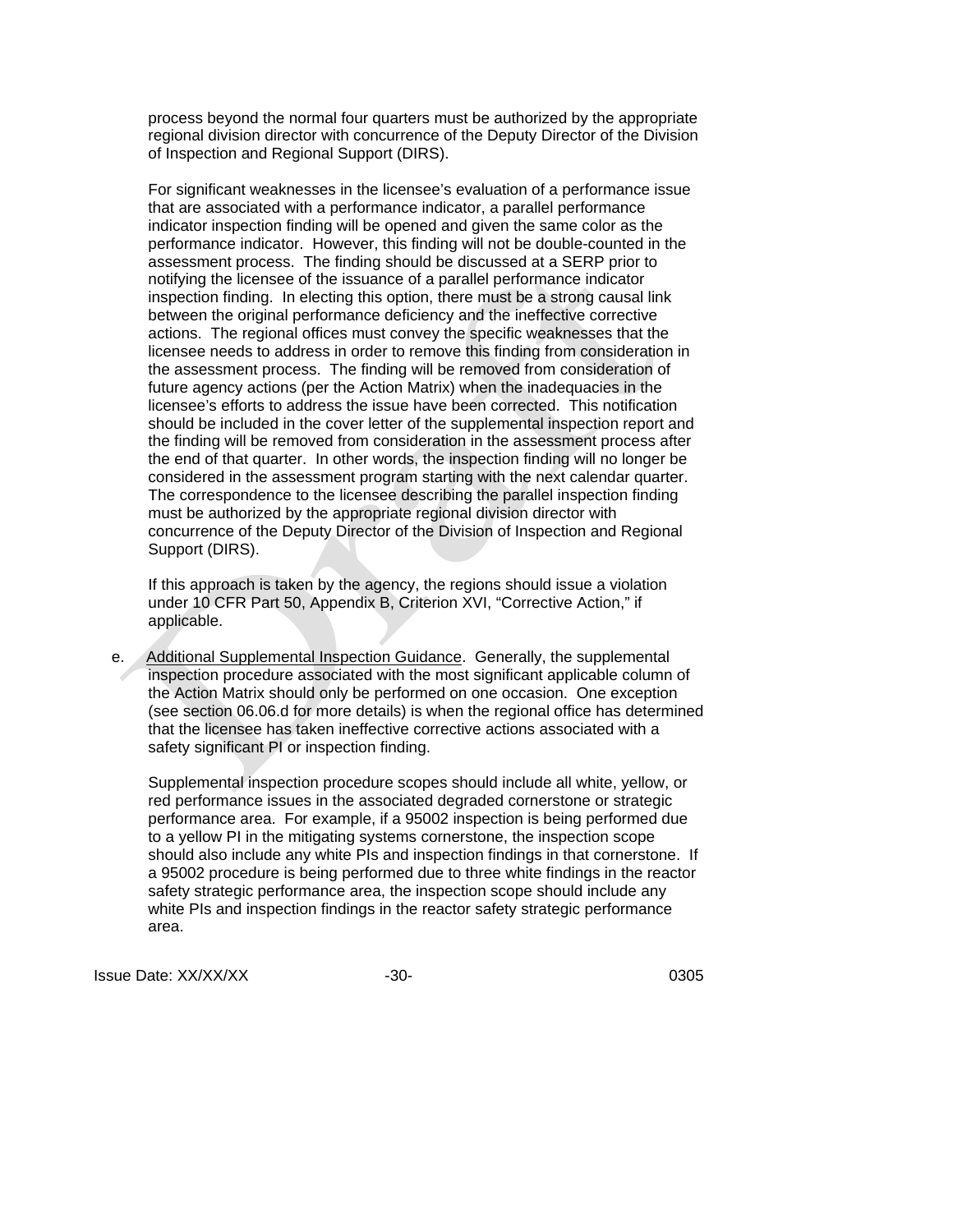process beyond the normal four quarters must be authorized by the appropriate regional division director with concurrence of the Deputy Director of the Division of Inspection and Regional Support (DIRS).

For significant weaknesses in the licensee's evaluation of a performance issue that are associated with a performance indicator, a parallel performance indicator inspection finding will be opened and given the same color as the performance indicator. However, this finding will not be double-counted in the assessment process. The finding should be discussed at a SERP prior to notifying the licensee of the issuance of a parallel performance indicator inspection finding. In electing this option, there must be a strong causal link between the original performance deficiency and the ineffective corrective actions. The regional offices must convey the specific weaknesses that the licensee needs to address in order to remove this finding from consideration in the assessment process. The finding will be removed from consideration of future agency actions (per the Action Matrix) when the inadequacies in the licensee's efforts to address the issue have been corrected. This notification should be included in the cover letter of the supplemental inspection report and the finding will be removed from consideration in the assessment process after the end of that quarter. In other words, the inspection finding will no longer be considered in the assessment program starting with the next calendar quarter. The correspondence to the licensee describing the parallel inspection finding must be authorized by the appropriate regional division director with concurrence of the Deputy Director of the Division of Inspection and Regional Support (DIRS).

If this approach is taken by the agency, the regions should issue a violation under 10 CFR Part 50, Appendix B, Criterion XVI, "Corrective Action," if applicable.

e. Additional Supplemental Inspection Guidance. Generally, the supplemental inspection procedure associated with the most significant applicable column of the Action Matrix should only be performed on one occasion. One exception (see section 06.06.d for more details) is when the regional office has determined that the licensee has taken ineffective corrective actions associated with a safety significant PI or inspection finding.

Supplemental inspection procedure scopes should include all white, yellow, or red performance issues in the associated degraded cornerstone or strategic performance area. For example, if a 95002 inspection is being performed due to a yellow PI in the mitigating systems cornerstone, the inspection scope should also include any white PIs and inspection findings in that cornerstone. If a 95002 procedure is being performed due to three white findings in the reactor safety strategic performance area, the inspection scope should include any white PIs and inspection findings in the reactor safety strategic performance area.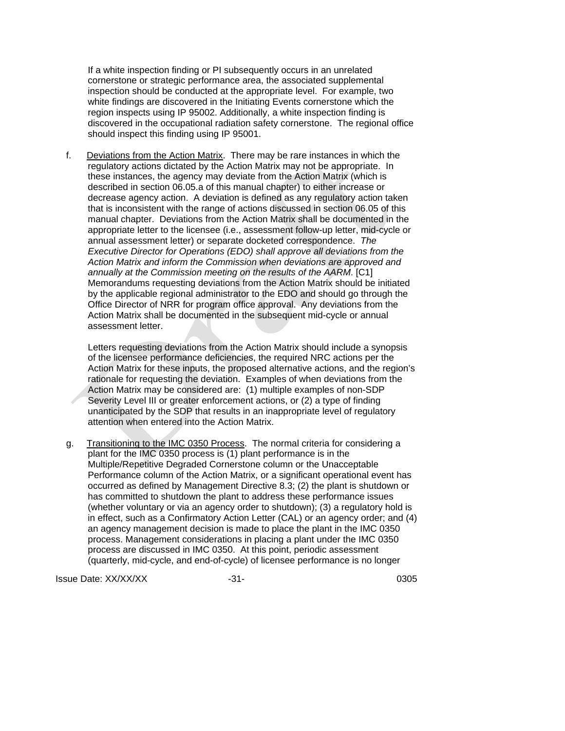If a white inspection finding or PI subsequently occurs in an unrelated cornerstone or strategic performance area, the associated supplemental inspection should be conducted at the appropriate level. For example, two white findings are discovered in the Initiating Events cornerstone which the region inspects using IP 95002. Additionally, a white inspection finding is discovered in the occupational radiation safety cornerstone. The regional office should inspect this finding using IP 95001.

f. Deviations from the Action Matrix. There may be rare instances in which the regulatory actions dictated by the Action Matrix may not be appropriate. In these instances, the agency may deviate from the Action Matrix (which is described in section 06.05.a of this manual chapter) to either increase or decrease agency action. A deviation is defined as any regulatory action taken that is inconsistent with the range of actions discussed in section 06.05 of this manual chapter. Deviations from the Action Matrix shall be documented in the appropriate letter to the licensee (i.e., assessment follow-up letter, mid-cycle or annual assessment letter) or separate docketed correspondence. *The Executive Director for Operations (EDO) shall approve all deviations from the Action Matrix and inform the Commission when deviations are approved and annually at the Commission meeting on the results of the AARM*. [C1] Memorandums requesting deviations from the Action Matrix should be initiated by the applicable regional administrator to the EDO and should go through the Office Director of NRR for program office approval. Any deviations from the Action Matrix shall be documented in the subsequent mid-cycle or annual assessment letter.

   Letters requesting deviations from the Action Matrix should include a synopsis of the licensee performance deficiencies, the required NRC actions per the Action Matrix for these inputs, the proposed alternative actions, and the region's rationale for requesting the deviation. Examples of when deviations from the Action Matrix may be considered are: (1) multiple examples of non-SDP Severity Level III or greater enforcement actions, or (2) a type of finding unanticipated by the SDP that results in an inappropriate level of regulatory attention when entered into the Action Matrix.

g. Transitioning to the IMC 0350 Process. The normal criteria for considering a plant for the IMC 0350 process is (1) plant performance is in the Multiple/Repetitive Degraded Cornerstone column or the Unacceptable Performance column of the Action Matrix, or a significant operational event has occurred as defined by Management Directive 8.3; (2) the plant is shutdown or has committed to shutdown the plant to address these performance issues (whether voluntary or via an agency order to shutdown); (3) a regulatory hold is in effect, such as a Confirmatory Action Letter (CAL) or an agency order; and (4) an agency management decision is made to place the plant in the IMC 0350 process. Management considerations in placing a plant under the IMC 0350 process are discussed in IMC 0350. At this point, periodic assessment (quarterly, mid-cycle, and end-of-cycle) of licensee performance is no longer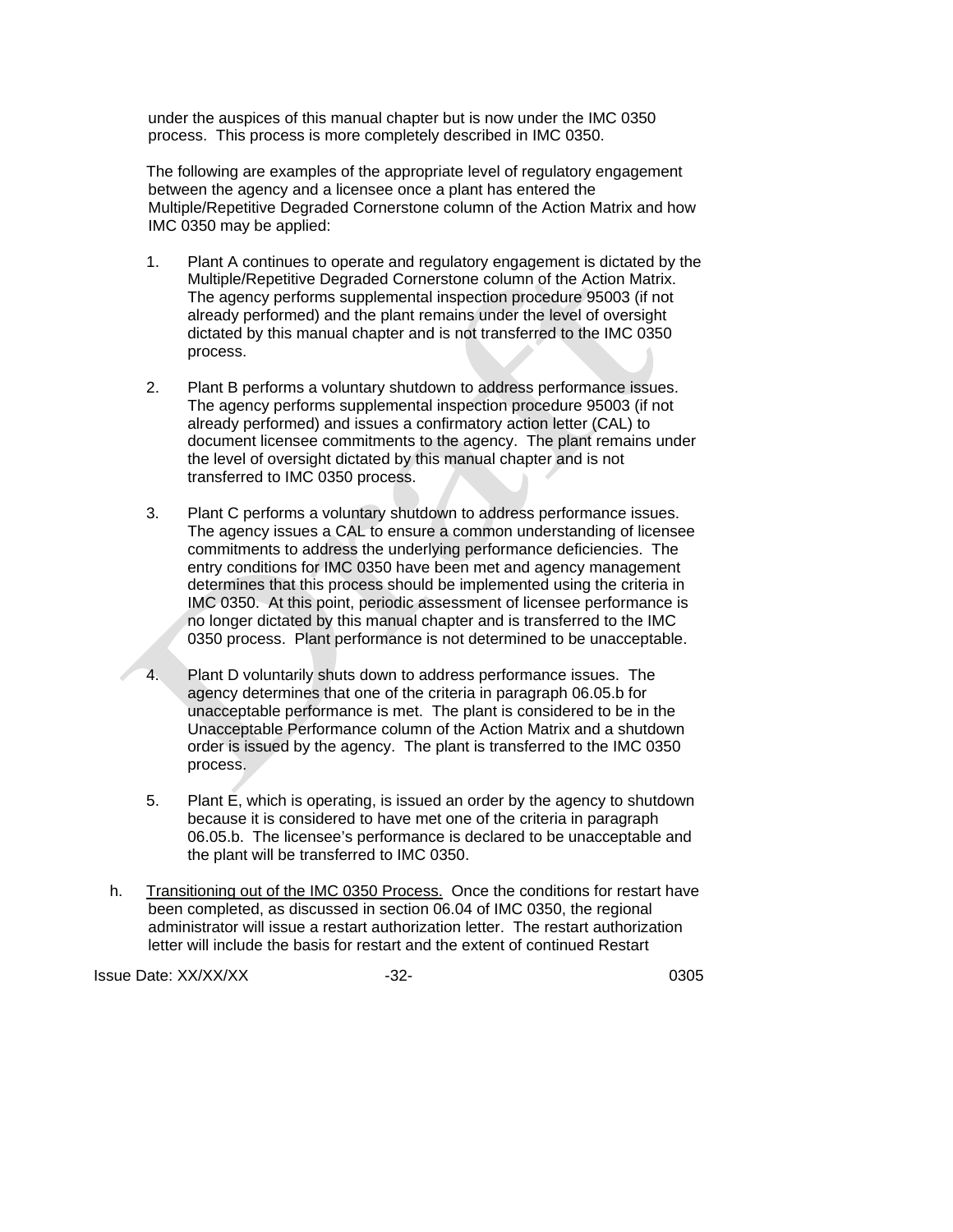under the auspices of this manual chapter but is now under the IMC 0350 process. This process is more completely described in IMC 0350.

The following are examples of the appropriate level of regulatory engagement between the agency and a licensee once a plant has entered the Multiple/Repetitive Degraded Cornerstone column of the Action Matrix and how IMC 0350 may be applied:

1. Plant A continues to operate and regulatory engagement is dictated by the Multiple/Repetitive Degraded Cornerstone column of the Action Matrix. The agency performs supplemental inspection procedure 95003 (if not already performed) and the plant remains under the level of oversight dictated by this manual chapter and is not transferred to the IMC 0350 process.

2. Plant B performs a voluntary shutdown to address performance issues. The agency performs supplemental inspection procedure 95003 (if not already performed) and issues a confirmatory action letter (CAL) to document licensee commitments to the agency. The plant remains under the level of oversight dictated by this manual chapter and is not transferred to IMC 0350 process.

3. Plant C performs a voluntary shutdown to address performance issues. The agency issues a CAL to ensure a common understanding of licensee commitments to address the underlying performance deficiencies. The entry conditions for IMC 0350 have been met and agency management determines that this process should be implemented using the criteria in IMC 0350. At this point, periodic assessment of licensee performance is no longer dictated by this manual chapter and is transferred to the IMC 0350 process. Plant performance is not determined to be unacceptable.

4. Plant D voluntarily shuts down to address performance issues. The agency determines that one of the criteria in paragraph 06.05.b for unacceptable performance is met. The plant is considered to be in the Unacceptable Performance column of the Action Matrix and a shutdown order is issued by the agency. The plant is transferred to the IMC 0350 process.

5. Plant E, which is operating, is issued an order by the agency to shutdown because it is considered to have met one of the criteria in paragraph 06.05.b. The licensee's performance is declared to be unacceptable and the plant will be transferred to IMC 0350.

h. Transitioning out of the IMC 0350 Process. Once the conditions for restart have been completed, as discussed in section 06.04 of IMC 0350, the regional administrator will issue a restart authorization letter. The restart authorization letter will include the basis for restart and the extent of continued Restart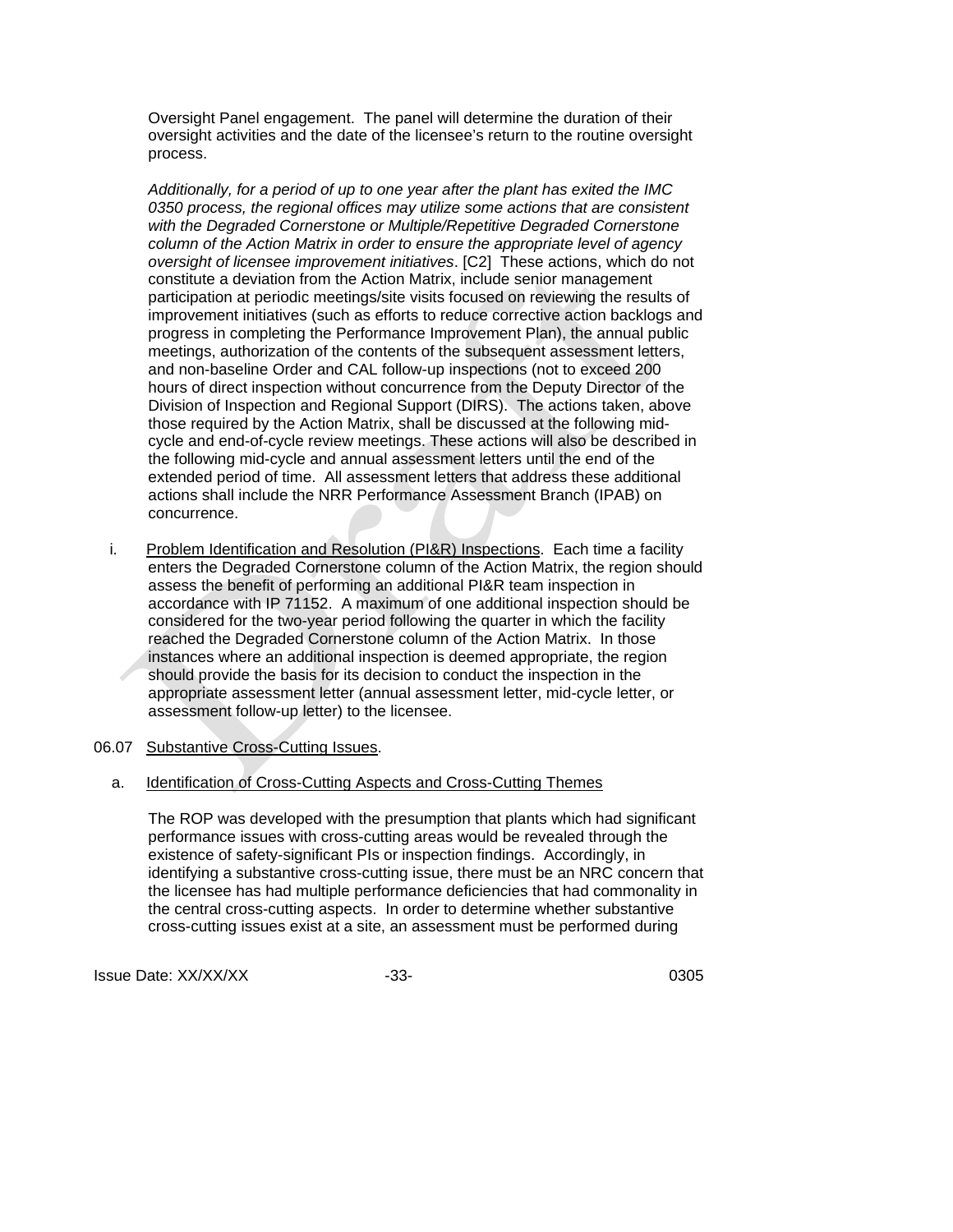Oversight Panel engagement. The panel will determine the duration of their oversight activities and the date of the licensee's return to the routine oversight process.

*Additionally, for a period of up to one year after the plant has exited the IMC 0350 process, the regional offices may utilize some actions that are consistent with the Degraded Cornerstone or Multiple/Repetitive Degraded Cornerstone column of the Action Matrix in order to ensure the appropriate level of agency oversight of licensee improvement initiatives*. [C2] These actions, which do not constitute a deviation from the Action Matrix, include senior management participation at periodic meetings/site visits focused on reviewing the results of improvement initiatives (such as efforts to reduce corrective action backlogs and progress in completing the Performance Improvement Plan), the annual public meetings, authorization of the contents of the subsequent assessment letters, and non-baseline Order and CAL follow-up inspections (not to exceed 200 hours of direct inspection without concurrence from the Deputy Director of the Division of Inspection and Regional Support (DIRS). The actions taken, above those required by the Action Matrix, shall be discussed at the following mid-cycle and end-of-cycle review meetings. These actions will also be described in the following mid-cycle and annual assessment letters until the end of the extended period of time. All assessment letters that address these additional actions shall include the NRR Performance Assessment Branch (IPAB) on concurrence.

i. Problem Identification and Resolution (PI&R) Inspections. Each time a facility enters the Degraded Cornerstone column of the Action Matrix, the region should assess the benefit of performing an additional PI&R team inspection in accordance with IP 71152. A maximum of one additional inspection should be considered for the two-year period following the quarter in which the facility reached the Degraded Cornerstone column of the Action Matrix. In those instances where an additional inspection is deemed appropriate, the region should provide the basis for its decision to conduct the inspection in the appropriate assessment letter (annual assessment letter, mid-cycle letter, or assessment follow-up letter) to the licensee.

## 06.07 Substantive Cross-Cutting Issues.

a. Identification of Cross-Cutting Aspects and Cross-Cutting Themes

The ROP was developed with the presumption that plants which had significant performance issues with cross-cutting areas would be revealed through the existence of safety-significant PIs or inspection findings. Accordingly, in identifying a substantive cross-cutting issue, there must be an NRC concern that the licensee has had multiple performance deficiencies that had commonality in the central cross-cutting aspects. In order to determine whether substantive cross-cutting issues exist at a site, an assessment must be performed during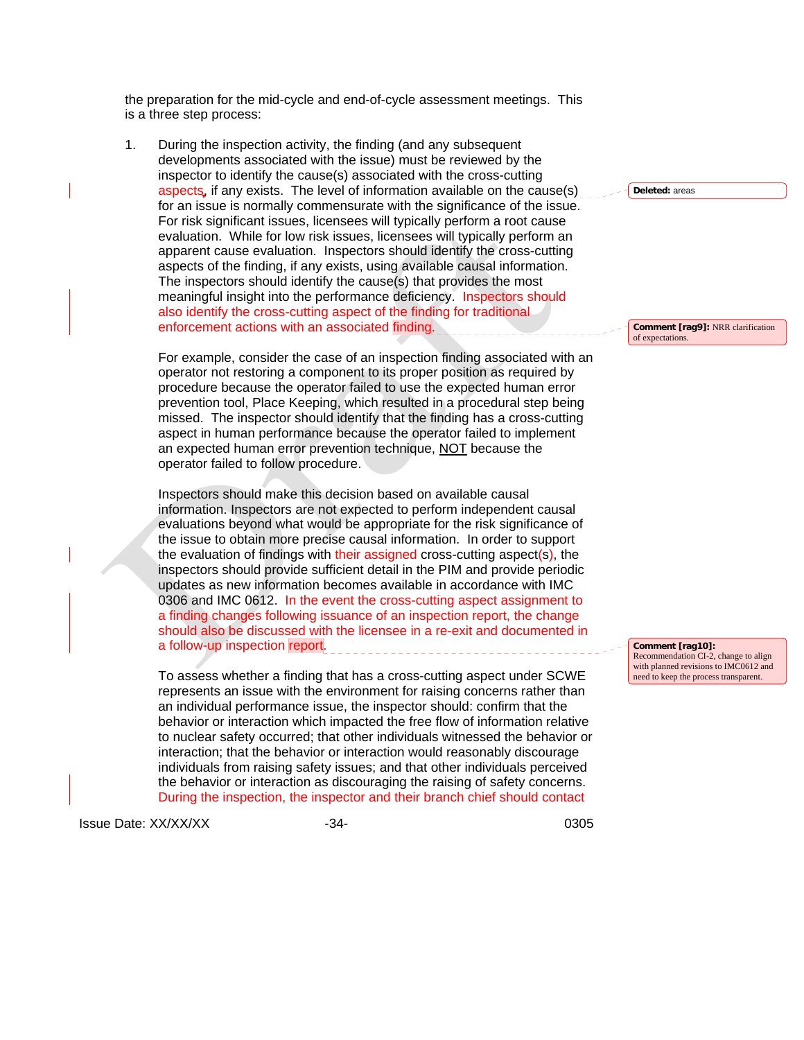the preparation for the mid-cycle and end-of-cycle assessment meetings. This is a three step process:

1. During the inspection activity, the finding (and any subsequent developments associated with the issue) must be reviewed by the inspector to identify the cause(s) associated with the cross-cutting aspects, if any exists. The level of information available on the cause(s) for an issue is normally commensurate with the significance of the issue. For risk significant issues, licensees will typically perform a root cause evaluation. While for low risk issues, licensees will typically perform an apparent cause evaluation. Inspectors should identify the cross-cutting aspects of the finding, if any exists, using available causal information. The inspectors should identify the cause(s) that provides the most meaningful insight into the performance deficiency. Inspectors should also identify the cross-cutting aspect of the finding for traditional enforcement actions with an associated finding.

   For example, consider the case of an inspection finding associated with an operator not restoring a component to its proper position as required by procedure because the operator failed to use the expected human error prevention tool, Place Keeping, which resulted in a procedural step being missed. The inspector should identify that the finding has a cross-cutting aspect in human performance because the operator failed to implement an expected human error prevention technique, NOT because the operator failed to follow procedure.

   Inspectors should make this decision based on available causal information. Inspectors are not expected to perform independent causal evaluations beyond what would be appropriate for the risk significance of the issue to obtain more precise causal information. In order to support the evaluation of findings with their assigned cross-cutting aspect(s), the inspectors should provide sufficient detail in the PIM and provide periodic updates as new information becomes available in accordance with IMC 0306 and IMC 0612. In the event the cross-cutting aspect assignment to a finding changes following issuance of an inspection report, the change should also be discussed with the licensee in a re-exit and documented in a follow-up inspection report.

   To assess whether a finding that has a cross-cutting aspect under SCWE represents an issue with the environment for raising concerns rather than an individual performance issue, the inspector should: confirm that the behavior or interaction which impacted the free flow of information relative to nuclear safety occurred; that other individuals witnessed the behavior or interaction; that the behavior or interaction would reasonably discourage individuals from raising safety issues; and that other individuals perceived the behavior or interaction as discouraging the raising of safety concerns. During the inspection, the inspector and their branch chief should contact

Deleted: areas

Comment [rag9]: NRR clarification of expectations.

Comment [rag10]: Recommendation CI-2, change to align with planned revisions to IMC0612 and need to keep the process transparent.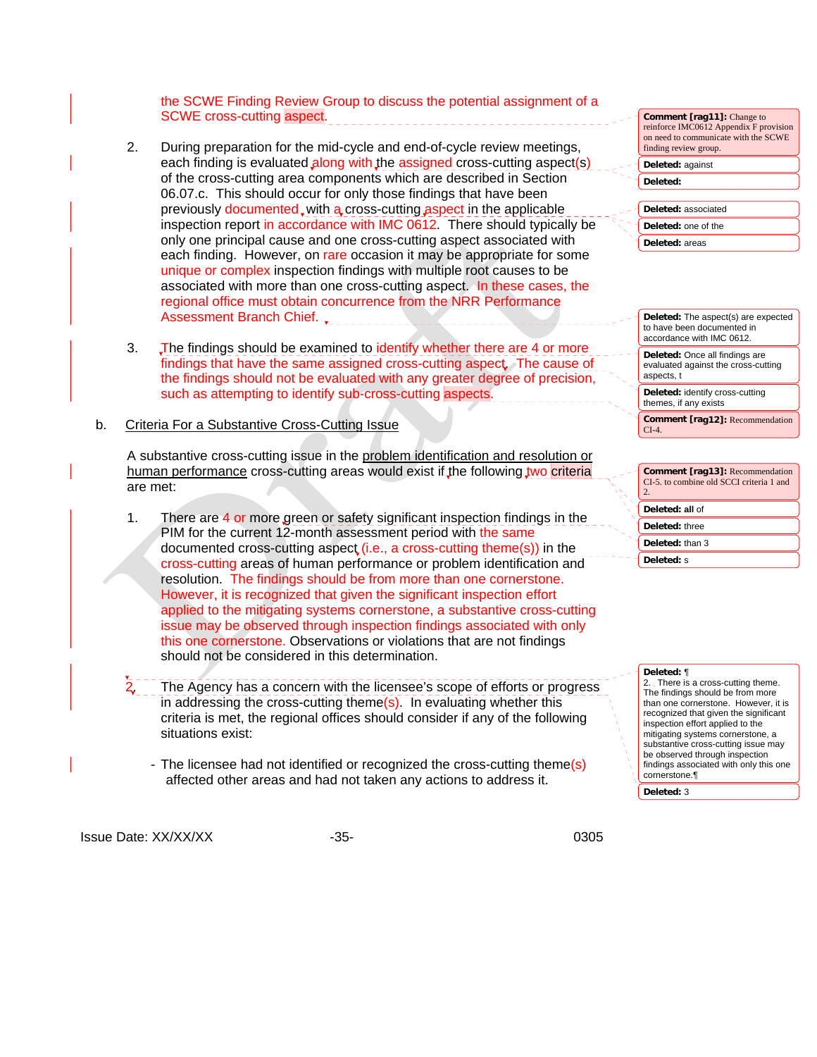the SCWE Finding Review Group to discuss the potential assignment of a SCWE cross-cutting aspect.

2. During preparation for the mid-cycle and end-of-cycle review meetings, each finding is evaluated along with the assigned cross-cutting aspect(s) of the cross-cutting area components which are described in Section 06.07.c. This should occur for only those findings that have been previously documented with a cross-cutting aspect in the applicable inspection report in accordance with IMC 0612. There should typically be only one principal cause and one cross-cutting aspect associated with each finding. However, on rare occasion it may be appropriate for some unique or complex inspection findings with multiple root causes to be associated with more than one cross-cutting aspect. In these cases, the regional office must obtain concurrence from the NRR Performance Assessment Branch Chief.

3. The findings should be examined to identify whether there are 4 or more findings that have the same assigned cross-cutting aspect. The cause of the findings should not be evaluated with any greater degree of precision, such as attempting to identify sub-cross-cutting aspects.

b. Criteria For a Substantive Cross-Cutting Issue

A substantive cross-cutting issue in the problem identification and resolution or human performance cross-cutting areas would exist if the following two criteria are met:

1. There are 4 or more green or safety significant inspection findings in the PIM for the current 12-month assessment period with the same documented cross-cutting aspect (i.e., a cross-cutting theme(s)) in the cross-cutting areas of human performance or problem identification and resolution. The findings should be from more than one cornerstone. However, it is recognized that given the significant inspection effort applied to the mitigating systems cornerstone, a substantive cross-cutting issue may be observed through inspection findings associated with only this one cornerstone. Observations or violations that are not findings should not be considered in this determination.

2. The Agency has a concern with the licensee's scope of efforts or progress in addressing the cross-cutting theme(s). In evaluating whether this criteria is met, the regional offices should consider if any of the following situations exist:

- The licensee had not identified or recognized the cross-cutting theme(s) affected other areas and had not taken any actions to address it.

Comment [rag11]: Change to reinforce IMC0612 Appendix F provision on need to communicate with the SCWE finding review group.

Deleted: against

Deleted:

Deleted: associated

Deleted: one of the

Deleted: areas

Deleted: The aspect(s) are expected to have been documented in accordance with IMC 0612.

Deleted: Once all findings are evaluated against the cross-cutting aspects, t

Deleted: identify cross-cutting themes, if any exists

Comment [rag12]: Recommendation CI-4.

Comment [rag13]: Recommendation CI-5. to combine old SCCI criteria 1 and 2.

Deleted: all of

Deleted: three

Deleted: than 3

Deleted: s

Deleted: ¶
2. There is a cross-cutting theme. The findings should be from more than one cornerstone. However, it is recognized that given the significant inspection effort applied to the mitigating systems cornerstone, a substantive cross-cutting issue may be observed through inspection findings associated with only this one cornerstone.¶

Deleted: 3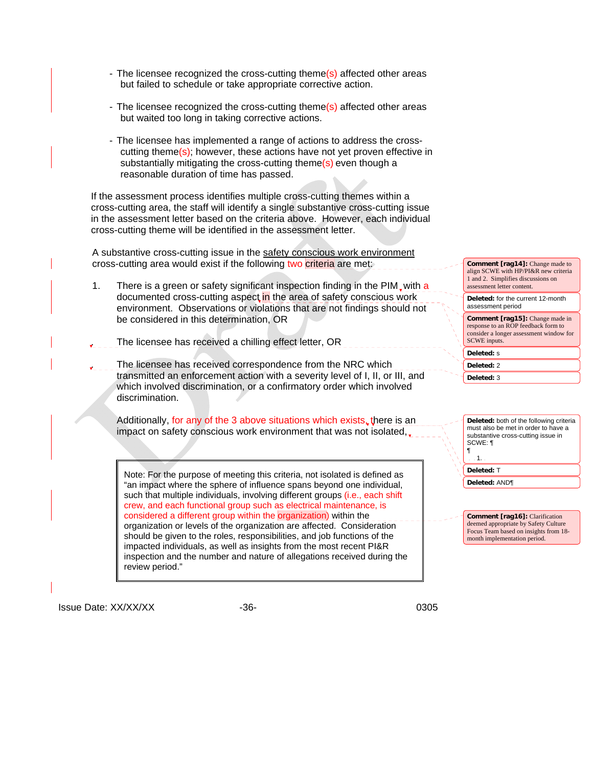- The licensee recognized the cross-cutting theme(s) affected other areas but failed to schedule or take appropriate corrective action.

- The licensee recognized the cross-cutting theme(s) affected other areas but waited too long in taking corrective actions.

- The licensee has implemented a range of actions to address the cross-cutting theme(s); however, these actions have not yet proven effective in substantially mitigating the cross-cutting theme(s) even though a reasonable duration of time has passed.

If the assessment process identifies multiple cross-cutting themes within a cross-cutting area, the staff will identify a single substantive cross-cutting issue in the assessment letter based on the criteria above. However, each individual cross-cutting theme will be identified in the assessment letter.

A substantive cross-cutting issue in the safety conscious work environment cross-cutting area would exist if the following two criteria are met:

1. There is a green or safety significant inspection finding in the PIM with a documented cross-cutting aspect in the area of safety conscious work environment. Observations or violations that are not findings should not be considered in this determination, OR

   The licensee has received a chilling effect letter, OR

   The licensee has received correspondence from the NRC which transmitted an enforcement action with a severity level of I, II, or III, and which involved discrimination, or a confirmatory order which involved discrimination.

   Additionally, for any of the 3 above situations which exists, there is an impact on safety conscious work environment that was not isolated.

| Note: For the purpose of meeting this criteria, not isolated is defined as "an impact where the sphere of influence spans beyond one individual, such that multiple individuals, involving different groups (i.e., each shift crew, and each functional group such as electrical maintenance, is considered a different group within the organization) within the organization or levels of the organization are affected. Consideration should be given to the roles, responsibilities, and job functions of the impacted individuals, as well as insights from the most recent PI&R inspection and the number and nature of allegations received during the review period." |
|---|

Comment [rag14]: Change made to align SCWE with HP/PI&R new criteria 1 and 2. Simplifies discussions on assessment letter content.

Deleted: for the current 12-month assessment period

Comment [rag15]: Change made in response to an ROP feedback form to consider a longer assessment window for SCWE inputs.

Deleted: s

Deleted: 2

Deleted: 3

Deleted: both of the following criteria must also be met in order to have a substantive cross-cutting issue in SCWE: ¶ ¶ 1.

Deleted: T

Deleted: AND¶

Comment [rag16]: Clarification deemed appropriate by Safety Culture Focus Team based on insights from 18-month implementation period.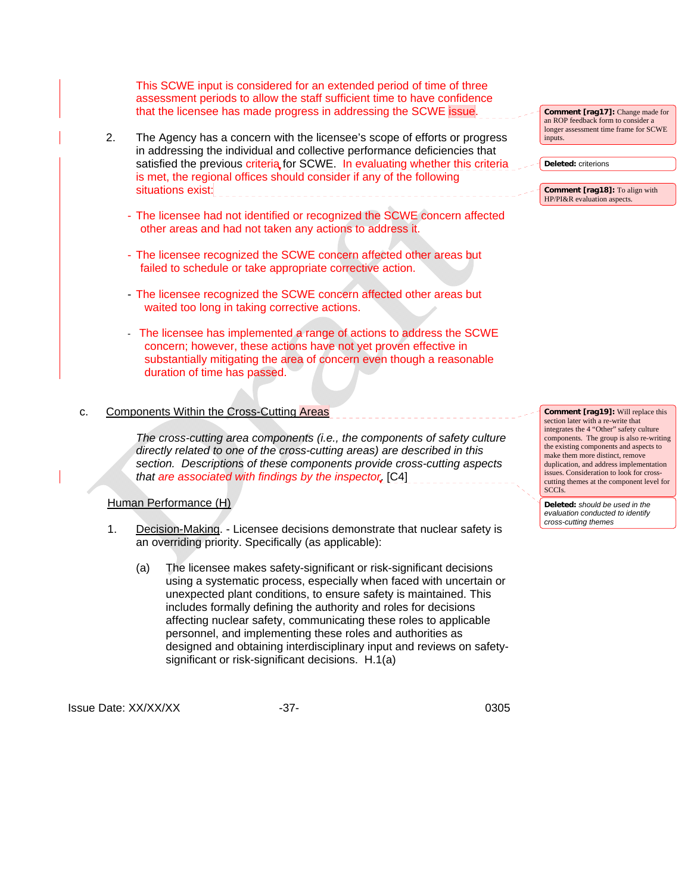This SCWE input is considered for an extended period of time of three assessment periods to allow the staff sufficient time to have confidence that the licensee has made progress in addressing the SCWE issue.

> **Comment [rag17]:** Change made for an ROP feedback form to consider a longer assessment time frame for SCWE inputs.

2. The Agency has a concern with the licensee's scope of efforts or progress in addressing the individual and collective performance deficiencies that satisfied the previous criteria for SCWE. In evaluating whether this criteria is met, the regional offices should consider if any of the following situations exist:

> **Deleted:** criterions

> **Comment [rag18]:** To align with HP/PI&R evaluation aspects.

- The licensee had not identified or recognized the SCWE concern affected other areas and had not taken any actions to address it.

- The licensee recognized the SCWE concern affected other areas but failed to schedule or take appropriate corrective action.

- The licensee recognized the SCWE concern affected other areas but waited too long in taking corrective actions.

- The licensee has implemented a range of actions to address the SCWE concern; however, these actions have not yet proven effective in substantially mitigating the area of concern even though a reasonable duration of time has passed.

c. Components Within the Cross-Cutting Areas

> **Comment [rag19]:** Will replace this section later with a re-write that integrates the 4 "Other" safety culture components. The group is also re-writing the existing components and aspects to make them more distinct, remove duplication, and address implementation issues. Consideration to look for cross-cutting themes at the component level for SCCIs.

*The cross-cutting area components (i.e., the components of safety culture directly related to one of the cross-cutting areas) are described in this section. Descriptions of these components provide cross-cutting aspects that are associated with findings by the inspector.* [C4]

> **Deleted:** *should be used in the evaluation conducted to identify cross-cutting themes*

Human Performance (H)

1. Decision-Making. - Licensee decisions demonstrate that nuclear safety is an overriding priority. Specifically (as applicable):

   (a) The licensee makes safety-significant or risk-significant decisions using a systematic process, especially when faced with uncertain or unexpected plant conditions, to ensure safety is maintained. This includes formally defining the authority and roles for decisions affecting nuclear safety, communicating these roles to applicable personnel, and implementing these roles and authorities as designed and obtaining interdisciplinary input and reviews on safety-significant or risk-significant decisions. H.1(a)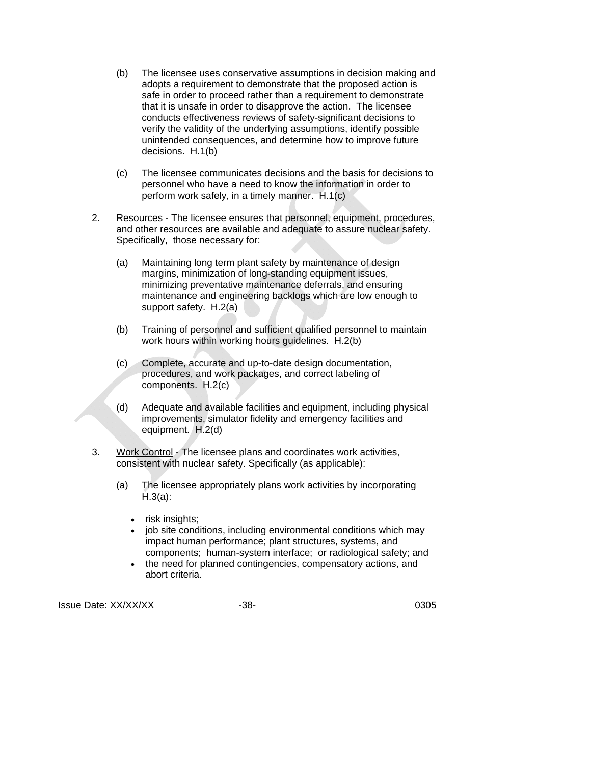(b) The licensee uses conservative assumptions in decision making and adopts a requirement to demonstrate that the proposed action is safe in order to proceed rather than a requirement to demonstrate that it is unsafe in order to disapprove the action. The licensee conducts effectiveness reviews of safety-significant decisions to verify the validity of the underlying assumptions, identify possible unintended consequences, and determine how to improve future decisions. H.1(b)

(c) The licensee communicates decisions and the basis for decisions to personnel who have a need to know the information in order to perform work safely, in a timely manner. H.1(c)

2. Resources - The licensee ensures that personnel, equipment, procedures, and other resources are available and adequate to assure nuclear safety. Specifically, those necessary for:

   (a) Maintaining long term plant safety by maintenance of design margins, minimization of long-standing equipment issues, minimizing preventative maintenance deferrals, and ensuring maintenance and engineering backlogs which are low enough to support safety. H.2(a)

   (b) Training of personnel and sufficient qualified personnel to maintain work hours within working hours guidelines. H.2(b)

   (c) Complete, accurate and up-to-date design documentation, procedures, and work packages, and correct labeling of components. H.2(c)

   (d) Adequate and available facilities and equipment, including physical improvements, simulator fidelity and emergency facilities and equipment. H.2(d)

3. Work Control - The licensee plans and coordinates work activities, consistent with nuclear safety. Specifically (as applicable):

   (a) The licensee appropriately plans work activities by incorporating H.3(a):

   - risk insights;
   - job site conditions, including environmental conditions which may impact human performance; plant structures, systems, and components; human-system interface; or radiological safety; and
   - the need for planned contingencies, compensatory actions, and abort criteria.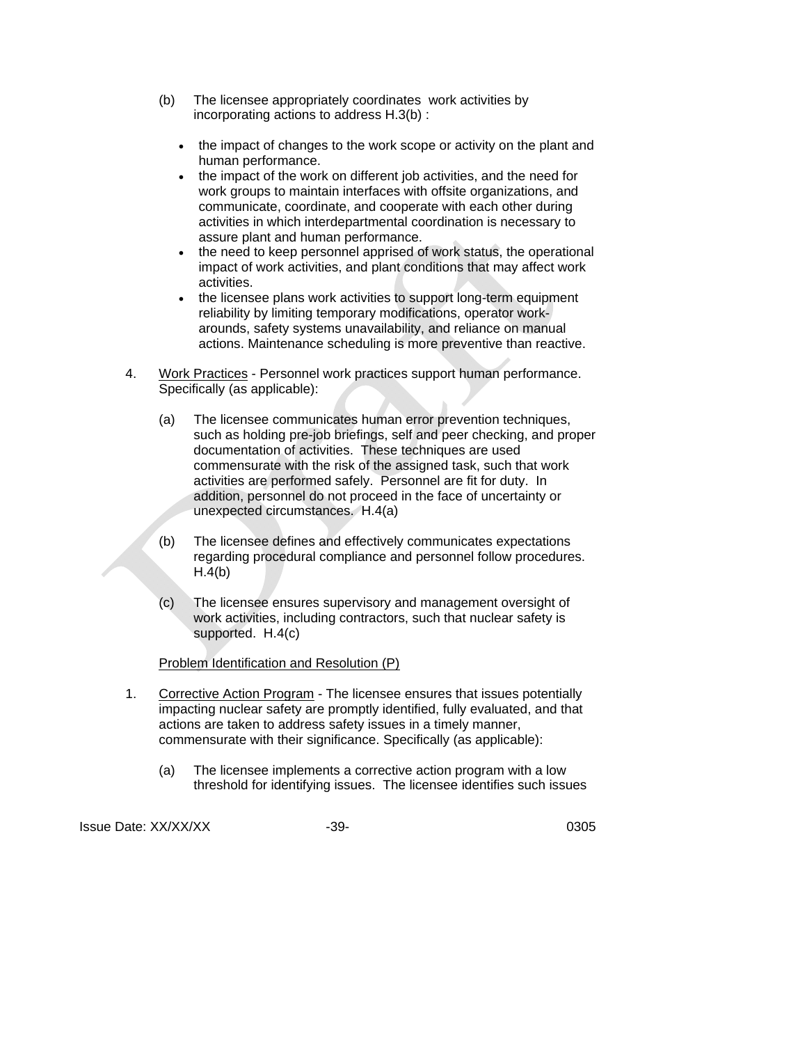(b) The licensee appropriately coordinates work activities by incorporating actions to address H.3(b) :

- the impact of changes to the work scope or activity on the plant and human performance.
- the impact of the work on different job activities, and the need for work groups to maintain interfaces with offsite organizations, and communicate, coordinate, and cooperate with each other during activities in which interdepartmental coordination is necessary to assure plant and human performance.
- the need to keep personnel apprised of work status, the operational impact of work activities, and plant conditions that may affect work activities.
- the licensee plans work activities to support long-term equipment reliability by limiting temporary modifications, operator work-arounds, safety systems unavailability, and reliance on manual actions. Maintenance scheduling is more preventive than reactive.

4. Work Practices - Personnel work practices support human performance. Specifically (as applicable):

   (a) The licensee communicates human error prevention techniques, such as holding pre-job briefings, self and peer checking, and proper documentation of activities. These techniques are used commensurate with the risk of the assigned task, such that work activities are performed safely. Personnel are fit for duty. In addition, personnel do not proceed in the face of uncertainty or unexpected circumstances. H.4(a)

   (b) The licensee defines and effectively communicates expectations regarding procedural compliance and personnel follow procedures. H.4(b)

   (c) The licensee ensures supervisory and management oversight of work activities, including contractors, such that nuclear safety is supported. H.4(c)

Problem Identification and Resolution (P)

1. Corrective Action Program - The licensee ensures that issues potentially impacting nuclear safety are promptly identified, fully evaluated, and that actions are taken to address safety issues in a timely manner, commensurate with their significance. Specifically (as applicable):

   (a) The licensee implements a corrective action program with a low threshold for identifying issues. The licensee identifies such issues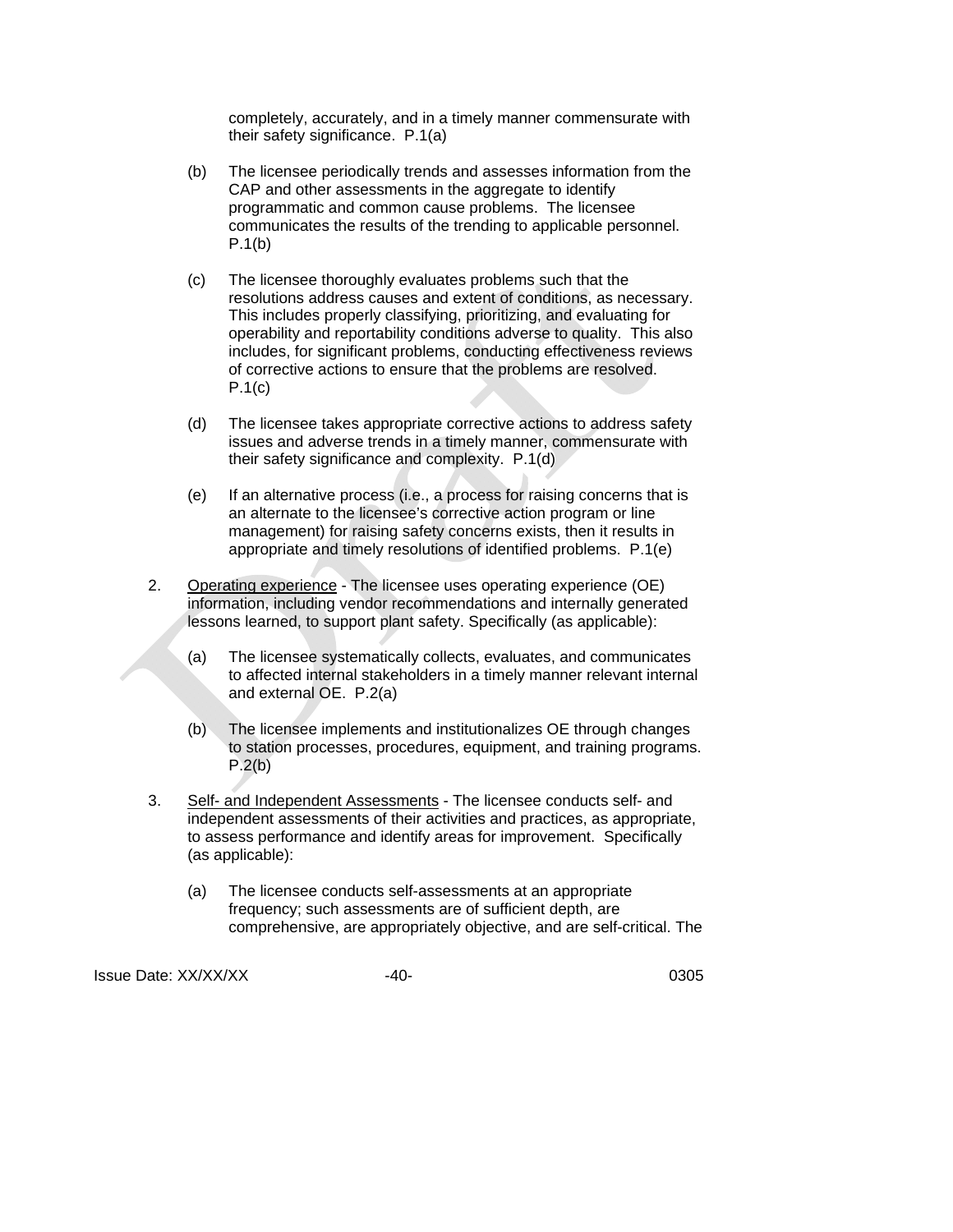completely, accurately, and in a timely manner commensurate with their safety significance. P.1(a)

(b) The licensee periodically trends and assesses information from the CAP and other assessments in the aggregate to identify programmatic and common cause problems. The licensee communicates the results of the trending to applicable personnel. P.1(b)

(c) The licensee thoroughly evaluates problems such that the resolutions address causes and extent of conditions, as necessary. This includes properly classifying, prioritizing, and evaluating for operability and reportability conditions adverse to quality. This also includes, for significant problems, conducting effectiveness reviews of corrective actions to ensure that the problems are resolved. P.1(c)

(d) The licensee takes appropriate corrective actions to address safety issues and adverse trends in a timely manner, commensurate with their safety significance and complexity. P.1(d)

(e) If an alternative process (i.e., a process for raising concerns that is an alternate to the licensee's corrective action program or line management) for raising safety concerns exists, then it results in appropriate and timely resolutions of identified problems. P.1(e)

2. Operating experience - The licensee uses operating experience (OE) information, including vendor recommendations and internally generated lessons learned, to support plant safety. Specifically (as applicable):

(a) The licensee systematically collects, evaluates, and communicates to affected internal stakeholders in a timely manner relevant internal and external OE. P.2(a)

(b) The licensee implements and institutionalizes OE through changes to station processes, procedures, equipment, and training programs. P.2(b)

3. Self- and Independent Assessments - The licensee conducts self- and independent assessments of their activities and practices, as appropriate, to assess performance and identify areas for improvement. Specifically (as applicable):

(a) The licensee conducts self-assessments at an appropriate frequency; such assessments are of sufficient depth, are comprehensive, are appropriately objective, and are self-critical. The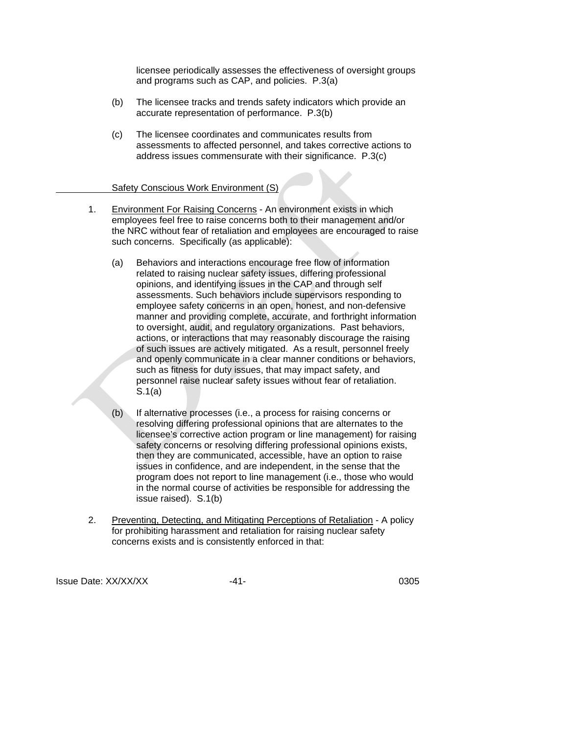licensee periodically assesses the effectiveness of oversight groups and programs such as CAP, and policies. P.3(a)

(b) The licensee tracks and trends safety indicators which provide an accurate representation of performance. P.3(b)

(c) The licensee coordinates and communicates results from assessments to affected personnel, and takes corrective actions to address issues commensurate with their significance. P.3(c)

Safety Conscious Work Environment (S)

1. Environment For Raising Concerns - An environment exists in which employees feel free to raise concerns both to their management and/or the NRC without fear of retaliation and employees are encouraged to raise such concerns. Specifically (as applicable):

   (a) Behaviors and interactions encourage free flow of information related to raising nuclear safety issues, differing professional opinions, and identifying issues in the CAP and through self assessments. Such behaviors include supervisors responding to employee safety concerns in an open, honest, and non-defensive manner and providing complete, accurate, and forthright information to oversight, audit, and regulatory organizations. Past behaviors, actions, or interactions that may reasonably discourage the raising of such issues are actively mitigated. As a result, personnel freely and openly communicate in a clear manner conditions or behaviors, such as fitness for duty issues, that may impact safety, and personnel raise nuclear safety issues without fear of retaliation. S.1(a)

   (b) If alternative processes (i.e., a process for raising concerns or resolving differing professional opinions that are alternates to the licensee's corrective action program or line management) for raising safety concerns or resolving differing professional opinions exists, then they are communicated, accessible, have an option to raise issues in confidence, and are independent, in the sense that the program does not report to line management (i.e., those who would in the normal course of activities be responsible for addressing the issue raised). S.1(b)

2. Preventing, Detecting, and Mitigating Perceptions of Retaliation - A policy for prohibiting harassment and retaliation for raising nuclear safety concerns exists and is consistently enforced in that: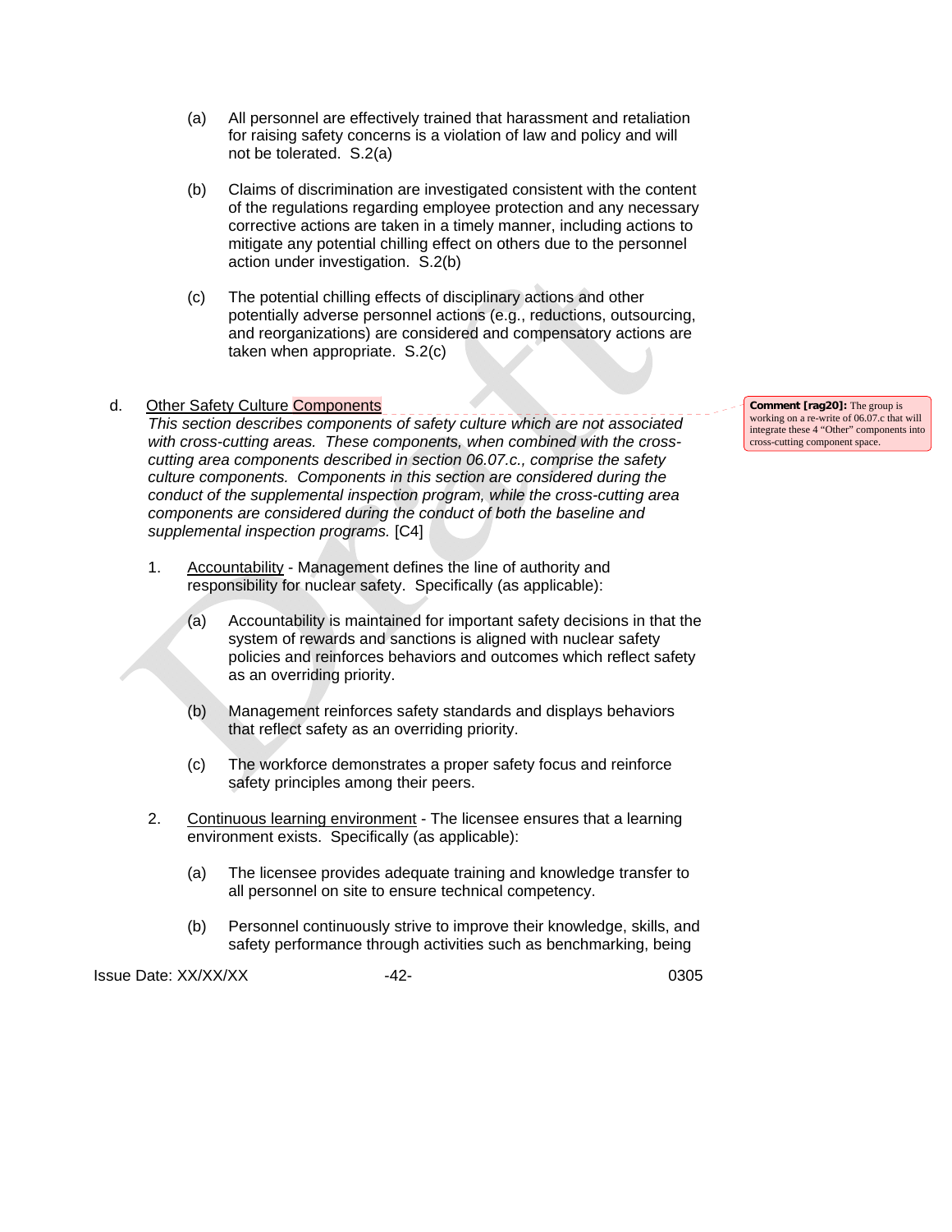(a) All personnel are effectively trained that harassment and retaliation for raising safety concerns is a violation of law and policy and will not be tolerated. S.2(a)

(b) Claims of discrimination are investigated consistent with the content of the regulations regarding employee protection and any necessary corrective actions are taken in a timely manner, including actions to mitigate any potential chilling effect on others due to the personnel action under investigation. S.2(b)

(c) The potential chilling effects of disciplinary actions and other potentially adverse personnel actions (e.g., reductions, outsourcing, and reorganizations) are considered and compensatory actions are taken when appropriate. S.2(c)

d. Other Safety Culture Components

*This section describes components of safety culture which are not associated with cross-cutting areas. These components, when combined with the cross-cutting area components described in section 06.07.c., comprise the safety culture components. Components in this section are considered during the conduct of the supplemental inspection program, while the cross-cutting area components are considered during the conduct of both the baseline and supplemental inspection programs.* [C4]

**Comment [rag20]:** The group is working on a re-write of 06.07.c that will integrate these 4 "Other" components into cross-cutting component space.

1. Accountability - Management defines the line of authority and responsibility for nuclear safety. Specifically (as applicable):

   (a) Accountability is maintained for important safety decisions in that the system of rewards and sanctions is aligned with nuclear safety policies and reinforces behaviors and outcomes which reflect safety as an overriding priority.

   (b) Management reinforces safety standards and displays behaviors that reflect safety as an overriding priority.

   (c) The workforce demonstrates a proper safety focus and reinforce safety principles among their peers.

2. Continuous learning environment - The licensee ensures that a learning environment exists. Specifically (as applicable):

   (a) The licensee provides adequate training and knowledge transfer to all personnel on site to ensure technical competency.

   (b) Personnel continuously strive to improve their knowledge, skills, and safety performance through activities such as benchmarking, being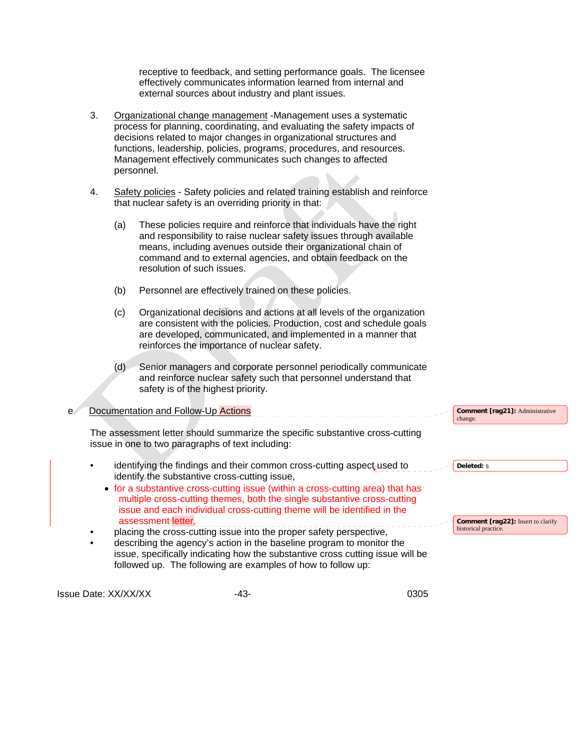receptive to feedback, and setting performance goals. The licensee effectively communicates information learned from internal and external sources about industry and plant issues.

3. Organizational change management -Management uses a systematic process for planning, coordinating, and evaluating the safety impacts of decisions related to major changes in organizational structures and functions, leadership, policies, programs, procedures, and resources. Management effectively communicates such changes to affected personnel.

4. Safety policies - Safety policies and related training establish and reinforce that nuclear safety is an overriding priority in that:

   (a) These policies require and reinforce that individuals have the right and responsibility to raise nuclear safety issues through available means, including avenues outside their organizational chain of command and to external agencies, and obtain feedback on the resolution of such issues.

   (b) Personnel are effectively trained on these policies.

   (c) Organizational decisions and actions at all levels of the organization are consistent with the policies. Production, cost and schedule goals are developed, communicated, and implemented in a manner that reinforces the importance of nuclear safety.

   (d) Senior managers and corporate personnel periodically communicate and reinforce nuclear safety such that personnel understand that safety is of the highest priority.

e Documentation and Follow-Up Actions

Comment [rag21]: Administrative change.

The assessment letter should summarize the specific substantive cross-cutting issue in one to two paragraphs of text including:

- identifying the findings and their common cross-cutting aspect used to identify the substantive cross-cutting issue,

Deleted: s

- for a substantive cross-cutting issue (within a cross-cutting area) that has multiple cross-cutting themes, both the single substantive cross-cutting issue and each individual cross-cutting theme will be identified in the assessment letter,

Comment [rag22]: Insert to clarify historical practice.

- placing the cross-cutting issue into the proper safety perspective,
- describing the agency's action in the baseline program to monitor the issue, specifically indicating how the substantive cross cutting issue will be followed up. The following are examples of how to follow up: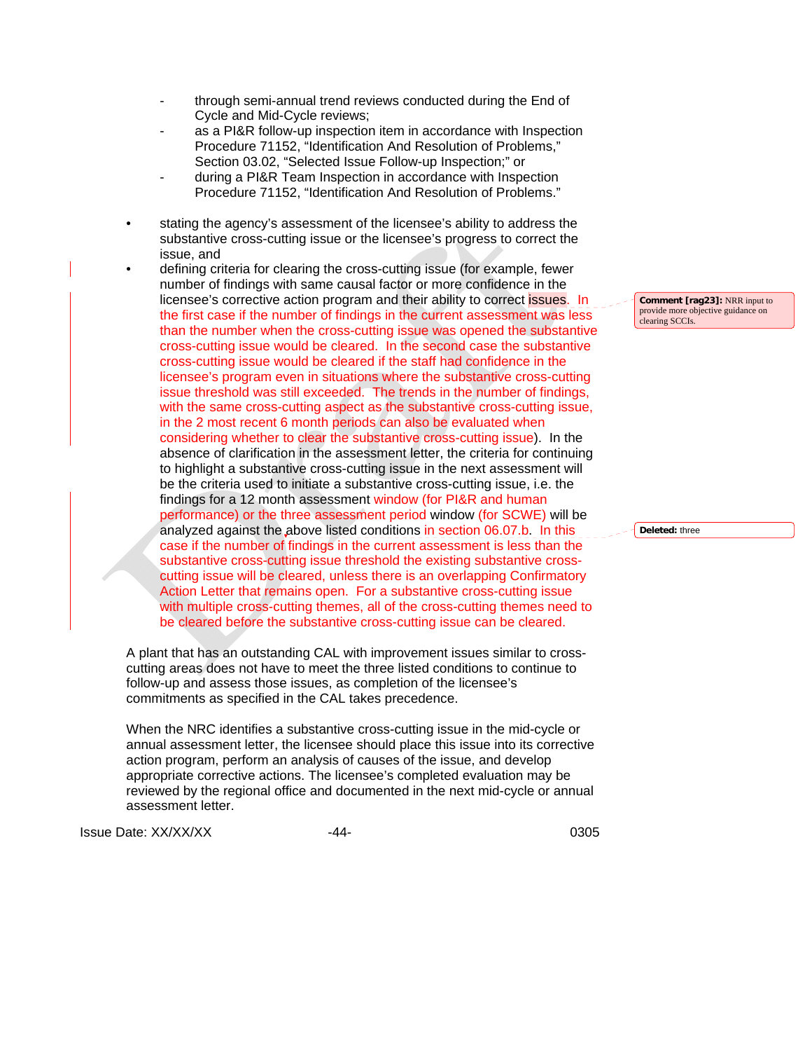- through semi-annual trend reviews conducted during the End of Cycle and Mid-Cycle reviews;
- as a PI&R follow-up inspection item in accordance with Inspection Procedure 71152, "Identification And Resolution of Problems," Section 03.02, "Selected Issue Follow-up Inspection;" or
- during a PI&R Team Inspection in accordance with Inspection Procedure 71152, "Identification And Resolution of Problems."

- stating the agency's assessment of the licensee's ability to address the substantive cross-cutting issue or the licensee's progress to correct the issue, and
- defining criteria for clearing the cross-cutting issue (for example, fewer number of findings with same causal factor or more confidence in the licensee's corrective action program and their ability to correct issues. In the first case if the number of findings in the current assessment was less than the number when the cross-cutting issue was opened the substantive cross-cutting issue would be cleared. In the second case the substantive cross-cutting issue would be cleared if the staff had confidence in the licensee's program even in situations where the substantive cross-cutting issue threshold was still exceeded. The trends in the number of findings, with the same cross-cutting aspect as the substantive cross-cutting issue, in the 2 most recent 6 month periods can also be evaluated when considering whether to clear the substantive cross-cutting issue). In the absence of clarification in the assessment letter, the criteria for continuing to highlight a substantive cross-cutting issue in the next assessment will be the criteria used to initiate a substantive cross-cutting issue, i.e. the findings for a 12 month assessment window (for PI&R and human performance) or the three assessment period window (for SCWE) will be analyzed against the above listed conditions in section 06.07.b. In this case if the number of findings in the current assessment is less than the substantive cross-cutting issue threshold the existing substantive cross-cutting issue will be cleared, unless there is an overlapping Confirmatory Action Letter that remains open. For a substantive cross-cutting issue with multiple cross-cutting themes, all of the cross-cutting themes need to be cleared before the substantive cross-cutting issue can be cleared.

**Comment [rag23]:** NRR input to provide more objective guidance on clearing SCCIs.

**Deleted:** three

A plant that has an outstanding CAL with improvement issues similar to cross-cutting areas does not have to meet the three listed conditions to continue to follow-up and assess those issues, as completion of the licensee's commitments as specified in the CAL takes precedence.

When the NRC identifies a substantive cross-cutting issue in the mid-cycle or annual assessment letter, the licensee should place this issue into its corrective action program, perform an analysis of causes of the issue, and develop appropriate corrective actions. The licensee's completed evaluation may be reviewed by the regional office and documented in the next mid-cycle or annual assessment letter.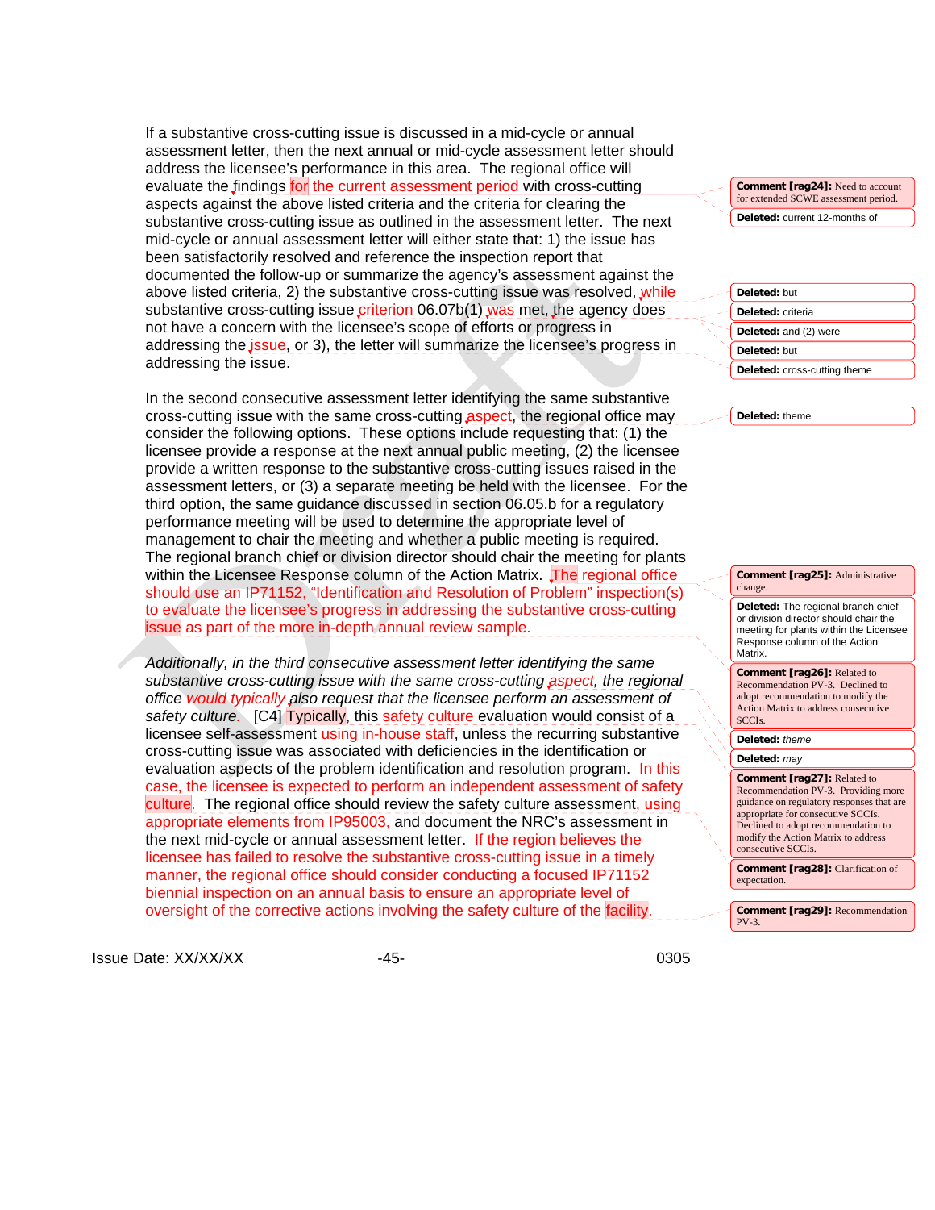If a substantive cross-cutting issue is discussed in a mid-cycle or annual assessment letter, then the next annual or mid-cycle assessment letter should address the licensee's performance in this area. The regional office will evaluate the findings for the current assessment period with cross-cutting aspects against the above listed criteria and the criteria for clearing the substantive cross-cutting issue as outlined in the assessment letter. The next mid-cycle or annual assessment letter will either state that: 1) the issue has been satisfactorily resolved and reference the inspection report that documented the follow-up or summarize the agency's assessment against the above listed criteria, 2) the substantive cross-cutting issue was resolved, while substantive cross-cutting issue criterion 06.07b(1) was met, the agency does not have a concern with the licensee's scope of efforts or progress in addressing the issue, or 3), the letter will summarize the licensee's progress in addressing the issue.

In the second consecutive assessment letter identifying the same substantive cross-cutting issue with the same cross-cutting aspect, the regional office may consider the following options. These options include requesting that: (1) the licensee provide a response at the next annual public meeting, (2) the licensee provide a written response to the substantive cross-cutting issues raised in the assessment letters, or (3) a separate meeting be held with the licensee. For the third option, the same guidance discussed in section 06.05.b for a regulatory performance meeting will be used to determine the appropriate level of management to chair the meeting and whether a public meeting is required. The regional branch chief or division director should chair the meeting for plants within the Licensee Response column of the Action Matrix. The regional office should use an IP71152, "Identification and Resolution of Problem" inspection(s) to evaluate the licensee's progress in addressing the substantive cross-cutting issue as part of the more in-depth annual review sample.

*Additionally, in the third consecutive assessment letter identifying the same substantive cross-cutting issue with the same cross-cutting aspect, the regional office would typically also request that the licensee perform an assessment of safety culture.* [C4] Typically, this safety culture evaluation would consist of a licensee self-assessment using in-house staff, unless the recurring substantive cross-cutting issue was associated with deficiencies in the identification or evaluation aspects of the problem identification and resolution program. In this case, the licensee is expected to perform an independent assessment of safety culture. The regional office should review the safety culture assessment, using appropriate elements from IP95003, and document the NRC's assessment in the next mid-cycle or annual assessment letter. If the region believes the licensee has failed to resolve the substantive cross-cutting issue in a timely manner, the regional office should consider conducting a focused IP71152 biennial inspection on an annual basis to ensure an appropriate level of oversight of the corrective actions involving the safety culture of the facility.

**Comment [rag24]:** Need to account for extended SCWE assessment period.

**Deleted:** current 12-months of

**Deleted:** but

**Deleted:** criteria

**Deleted:** and (2) were

**Deleted:** but

**Deleted:** cross-cutting theme

**Deleted:** theme

**Comment [rag25]:** Administrative change.

**Deleted:** The regional branch chief or division director should chair the meeting for plants within the Licensee Response column of the Action Matrix.

**Comment [rag26]:** Related to Recommendation PV-3. Declined to adopt recommendation to modify the Action Matrix to address consecutive SCCIs.

**Deleted:** *theme*

**Deleted:** *may*

**Comment [rag27]:** Related to Recommendation PV-3. Providing more guidance on regulatory responses that are appropriate for consecutive SCCIs. Declined to adopt recommendation to modify the Action Matrix to address consecutive SCCIs.

**Comment [rag28]:** Clarification of expectation.

**Comment [rag29]:** Recommendation PV-3.

Issue Date: XX/XX/XX 0305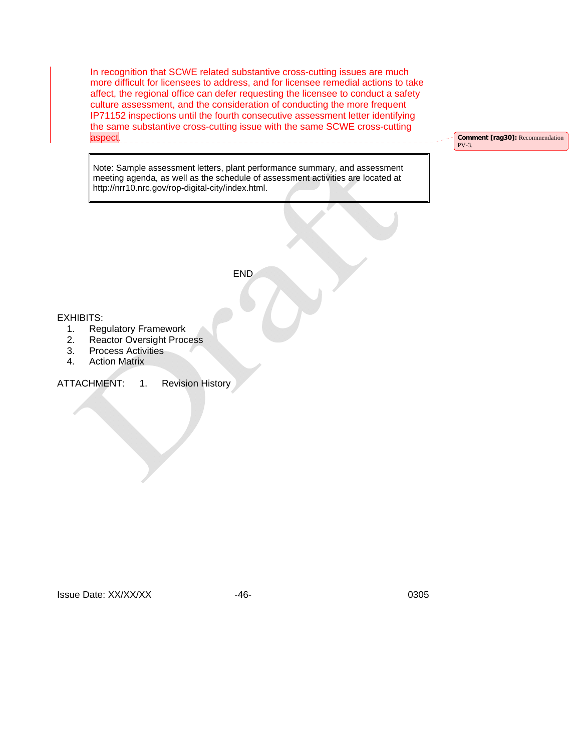In recognition that SCWE related substantive cross-cutting issues are much more difficult for licensees to address, and for licensee remedial actions to take affect, the regional office can defer requesting the licensee to conduct a safety culture assessment, and the consideration of conducting the more frequent IP71152 inspections until the fourth consecutive assessment letter identifying the same substantive cross-cutting issue with the same SCWE cross-cutting aspect.

Comment [rag30]: Recommendation PV-3.

> Note: Sample assessment letters, plant performance summary, and assessment meeting agenda, as well as the schedule of assessment activities are located at http://nrr10.nrc.gov/rop-digital-city/index.html.

END

EXHIBITS:

1. Regulatory Framework
2. Reactor Oversight Process
3. Process Activities
4. Action Matrix

ATTACHMENT: 1. Revision History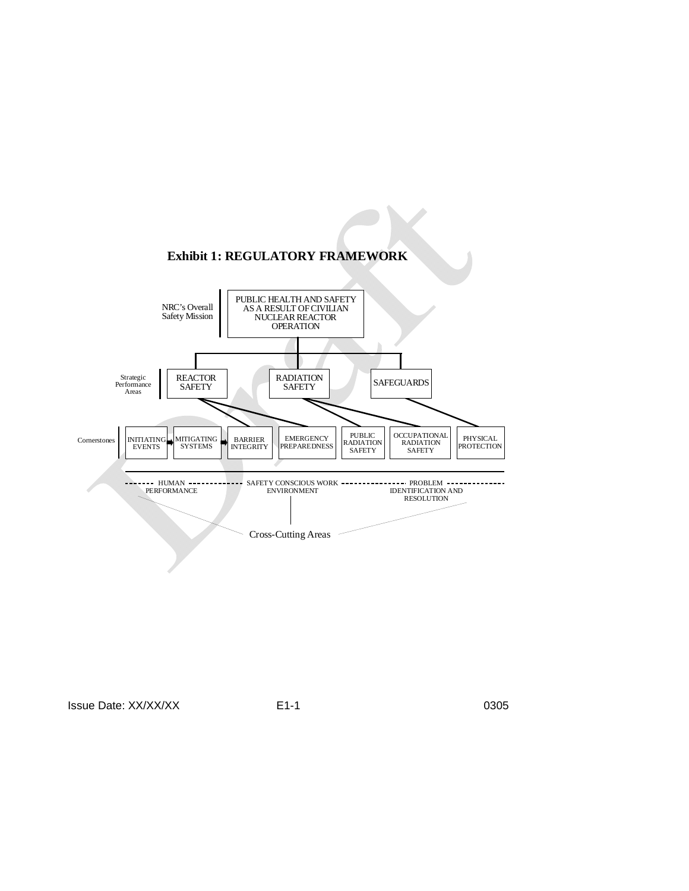**Exhibit 1: REGULATORY FRAMEWORK**

NRC's Overall Safety Mission

PUBLIC HEALTH AND SAFETY AS A RESULT OF CIVILIAN NUCLEAR REACTOR OPERATION

Strategic Performance Areas

REACTOR SAFETY

RADIATION SAFETY

SAFEGUARDS

Cornerstones

INITIATING EVENTS

MITIGATING SYSTEMS

BARRIER INTEGRITY

EMERGENCY PREPAREDNESS

PUBLIC RADIATION SAFETY

OCCUPATIONAL RADIATION SAFETY

PHYSICAL PROTECTION

HUMAN PERFORMANCE

SAFETY CONSCIOUS WORK ENVIRONMENT

PROBLEM IDENTIFICATION AND RESOLUTION

Cross-Cutting Areas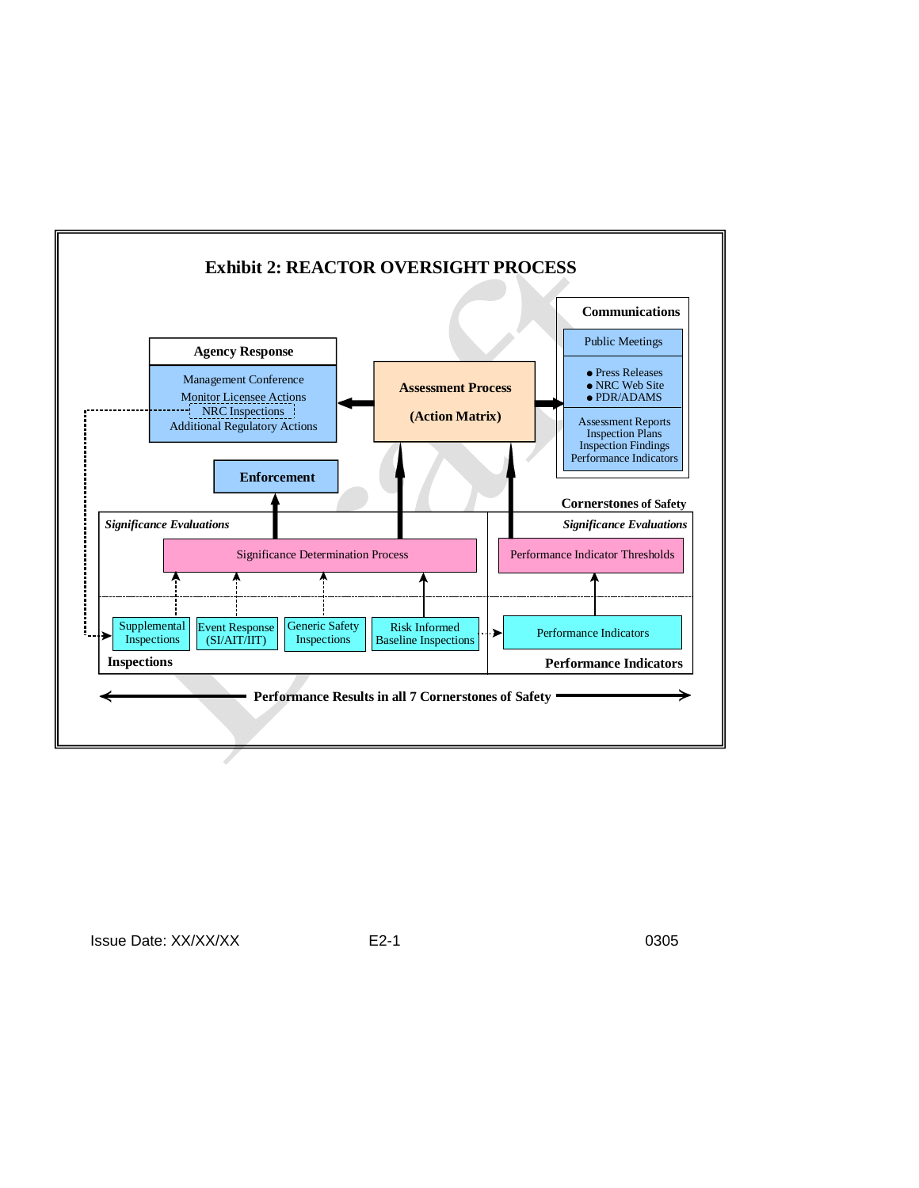# Exhibit 2: REACTOR OVERSIGHT PROCESS

**Agency Response**

Management Conference
Monitor Licensee Actions
NRC Inspections
Additional Regulatory Actions

**Assessment Process**

**(Action Matrix)**

**Communications**

Public Meetings

- Press Releases
- NRC Web Site
- PDR/ADAMS

Assessment Reports
Inspection Plans
Inspection Findings
Performance Indicators

**Enforcement**

**Cornerstones of Safety**

*Significance Evaluations*

Significance Determination Process

*Significance Evaluations*

Performance Indicator Thresholds

Supplemental Inspections

Event Response (SI/AIT/IIT)

Generic Safety Inspections

Risk Informed Baseline Inspections

**Inspections**

Performance Indicators

**Performance Indicators**

**Performance Results in all 7 Cornerstones of Safety**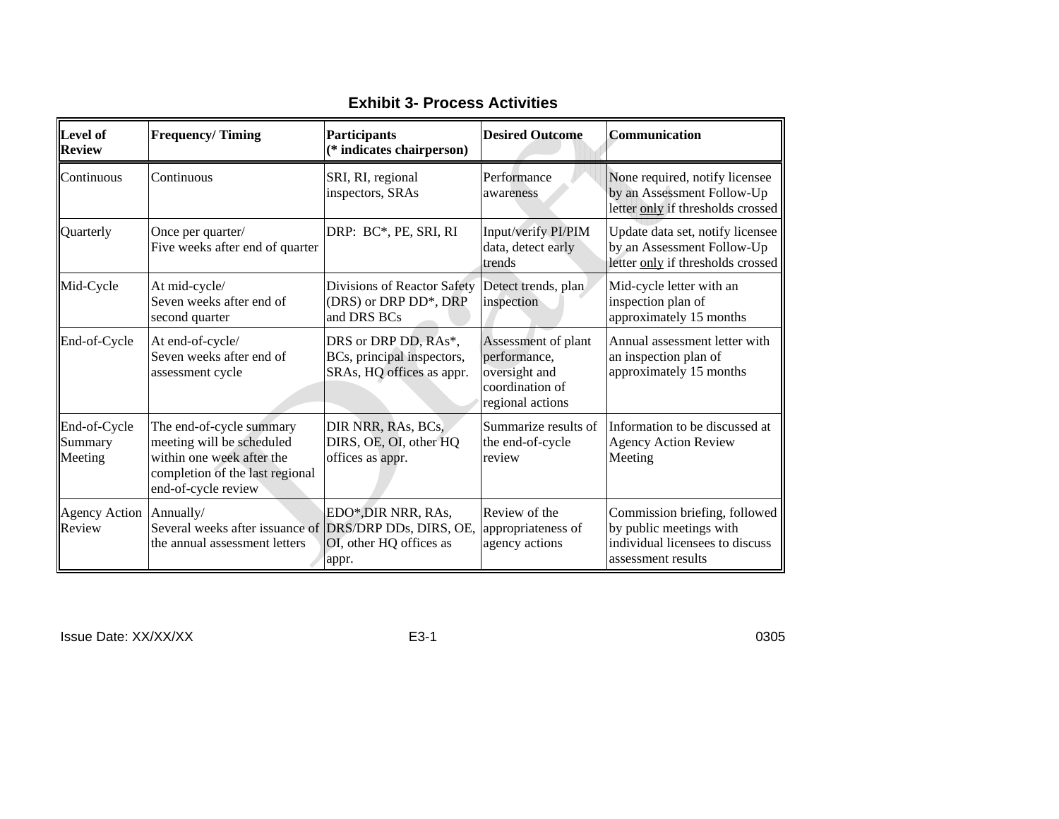**Exhibit 3- Process Activities**

| Level of Review | Frequency/ Timing | Participants (* indicates chairperson) | Desired Outcome | Communication |
|---|---|---|---|---|
| Continuous | Continuous | SRI, RI, regional inspectors, SRAs | Performance awareness | None required, notify licensee by an Assessment Follow-Up letter only if thresholds crossed |
| Quarterly | Once per quarter/ Five weeks after end of quarter | DRP: BC*, PE, SRI, RI | Input/verify PI/PIM data, detect early trends | Update data set, notify licensee by an Assessment Follow-Up letter only if thresholds crossed |
| Mid-Cycle | At mid-cycle/ Seven weeks after end of second quarter | Divisions of Reactor Safety (DRS) or DRP DD*, DRP and DRS BCs | Detect trends, plan inspection | Mid-cycle letter with an inspection plan of approximately 15 months |
| End-of-Cycle | At end-of-cycle/ Seven weeks after end of assessment cycle | DRS or DRP DD, RAs*, BCs, principal inspectors, SRAs, HQ offices as appr. | Assessment of plant performance, oversight and coordination of regional actions | Annual assessment letter with an inspection plan of approximately 15 months |
| End-of-Cycle Summary Meeting | The end-of-cycle summary meeting will be scheduled within one week after the completion of the last regional end-of-cycle review | DIR NRR, RAs, BCs, DIRS, OE, OI, other HQ offices as appr. | Summarize results of the end-of-cycle review | Information to be discussed at Agency Action Review Meeting |
| Agency Action Review | Annually/ Several weeks after issuance of the annual assessment letters | EDO*,DIR NRR, RAs, DRS/DRP DDs, DIRS, OE, OI, other HQ offices as appr. | Review of the appropriateness of agency actions | Commission briefing, followed by public meetings with individual licensees to discuss assessment results |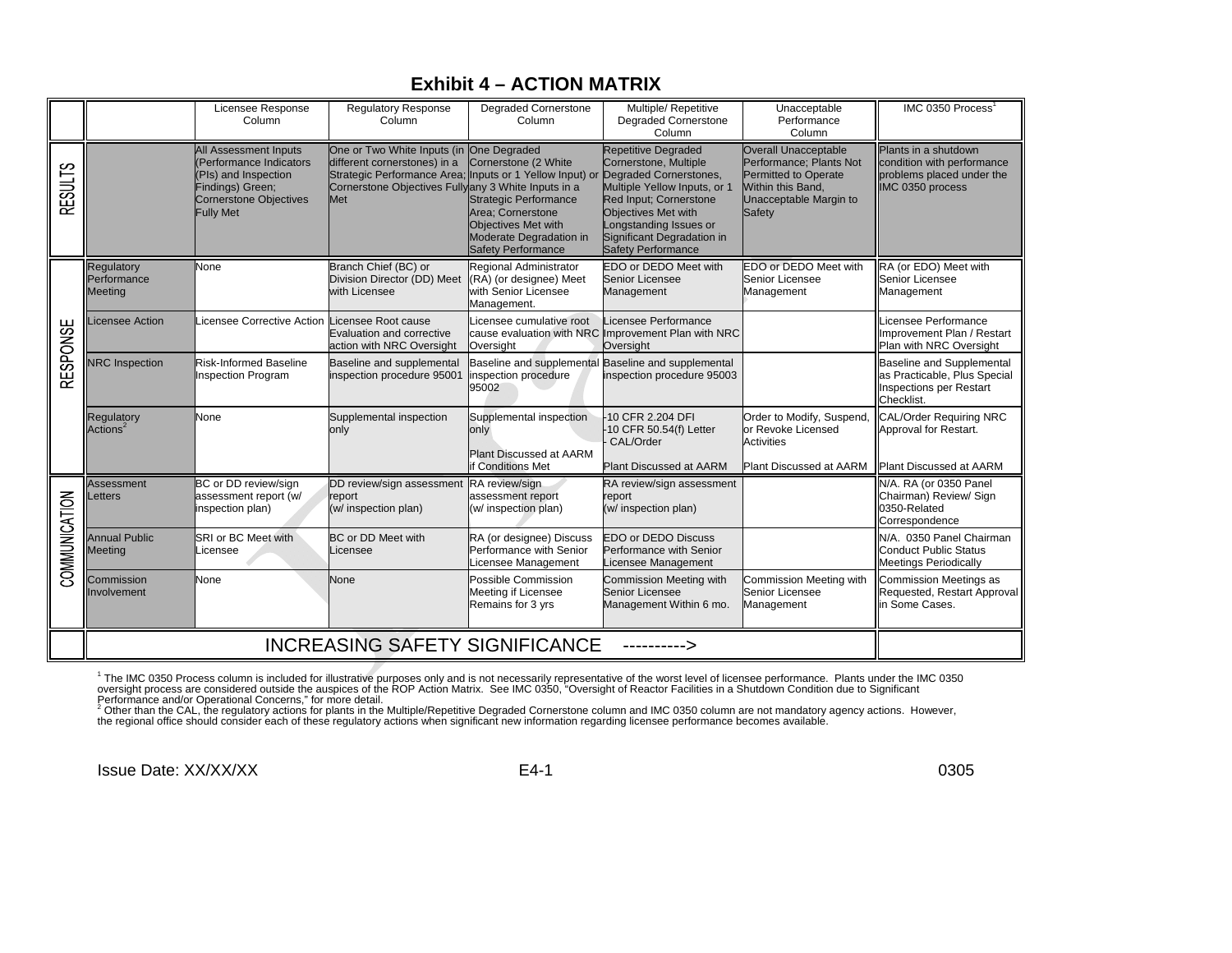# Exhibit 4 – ACTION MATRIX

| | | Licensee Response Column | Regulatory Response Column | Degraded Cornerstone Column | Multiple/ Repetitive Degraded Cornerstone Column | Unacceptable Performance Column | IMC 0350 Process[1] |
|---|---|---|---|---|---|---|---|
| RESULTS | | All Assessment Inputs (Performance Indicators (PIs) and Inspection Findings) Green; Cornerstone Objectives Fully Met | One or Two White Inputs (in different cornerstones) in a Strategic Performance Area; Cornerstone Objectives Fully Met | One Degraded Cornerstone (2 White Inputs or 1 Yellow Input) or any 3 White Inputs in a Strategic Performance Area; Cornerstone Objectives Met with Moderate Degradation in Safety Performance | Repetitive Degraded Cornerstone, Multiple Degraded Cornerstones, Multiple Yellow Inputs, or 1 Red Input; Cornerstone Objectives Met with Longstanding Issues or Significant Degradation in Safety Performance | Overall Unacceptable Performance; Plants Not Permitted to Operate Within this Band, Unacceptable Margin to Safety | Plants in a shutdown condition with performance problems placed under the IMC 0350 process |
| RESPONSE | Regulatory Performance Meeting | None | Branch Chief (BC) or Division Director (DD) Meet with Licensee | Regional Administrator (RA) (or designee) Meet with Senior Licensee Management. | EDO or DEDO Meet with Senior Licensee Management | EDO or DEDO Meet with Senior Licensee Management | RA (or EDO) Meet with Senior Licensee Management |
| | Licensee Action | Licensee Corrective Action | Licensee Root cause Evaluation and corrective action with NRC Oversight | Licensee cumulative root cause evaluation with NRC Oversight | Licensee Performance Improvement Plan with NRC Oversight | | Licensee Performance Improvement Plan / Restart Plan with NRC Oversight |
| | NRC Inspection | Risk-Informed Baseline Inspection Program | Baseline and supplemental inspection procedure 95001 | Baseline and supplemental inspection procedure 95002 | Baseline and supplemental inspection procedure 95003 | | Baseline and Supplemental as Practicable, Plus Special Inspections per Restart Checklist. |
| | Regulatory Actions[2] | None | Supplemental inspection only | Supplemental inspection only<br><br>Plant Discussed at AARM if Conditions Met | -10 CFR 2.204 DFI<br>-10 CFR 50.54(f) Letter<br>- CAL/Order<br><br>Plant Discussed at AARM | Order to Modify, Suspend, or Revoke Licensed Activities<br><br>Plant Discussed at AARM | CAL/Order Requiring NRC Approval for Restart.<br><br>Plant Discussed at AARM |
| COMMUNICATION | Assessment Letters | BC or DD review/sign assessment report (w/ inspection plan) | DD review/sign assessment report (w/ inspection plan) | RA review/sign assessment report (w/ inspection plan) | RA review/sign assessment report (w/ inspection plan) | | N/A. RA (or 0350 Panel Chairman) Review/ Sign 0350-Related Correspondence |
| | Annual Public Meeting | SRI or BC Meet with Licensee | BC or DD Meet with Licensee | RA (or designee) Discuss Performance with Senior Licensee Management | EDO or DEDO Discuss Performance with Senior Licensee Management | | N/A. 0350 Panel Chairman Conduct Public Status Meetings Periodically |
| | Commission Involvement | None | None | Possible Commission Meeting if Licensee Remains for 3 yrs | Commission Meeting with Senior Licensee Management Within 6 mo. | Commission Meeting with Senior Licensee Management | Commission Meetings as Requested, Restart Approval in Some Cases. |
| | INCREASING SAFETY SIGNIFICANCE ----------> | | | | | | |

[1] The IMC 0350 Process column is included for illustrative purposes only and is not necessarily representative of the worst level of licensee performance. Plants under the IMC 0350 oversight process are considered outside the auspices of the ROP Action Matrix. See IMC 0350, "Oversight of Reactor Facilities in a Shutdown Condition due to Significant Performance and/or Operational Concerns," for more detail.
[2] Other than the CAL, the regulatory actions for plants in the Multiple/Repetitive Degraded Cornerstone column and IMC 0350 column are not mandatory agency actions. However, the regional office should consider each of these regulatory actions when significant new information regarding licensee performance becomes available.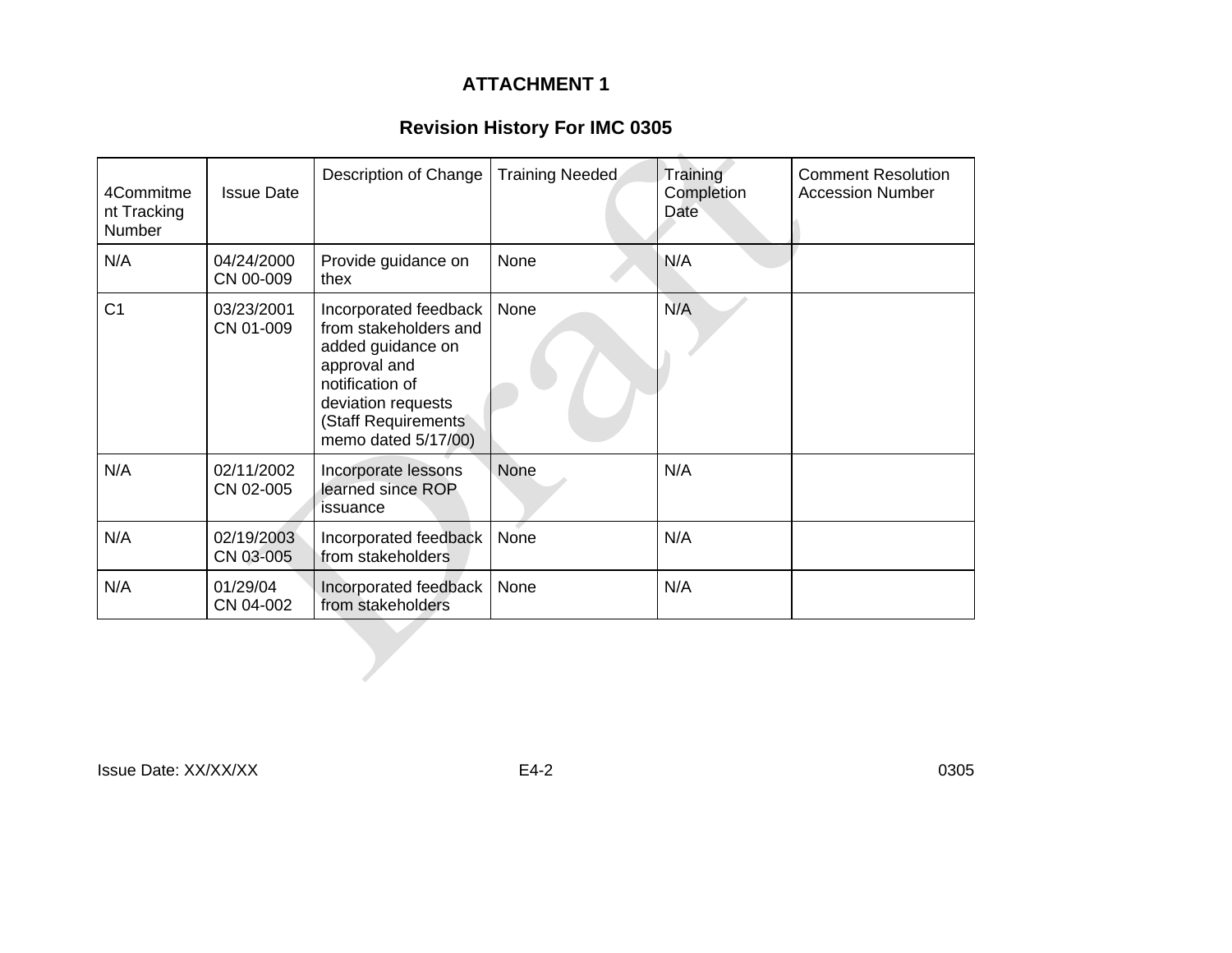# ATTACHMENT 1

## Revision History For IMC 0305

| 4Commitment Tracking Number | Issue Date | Description of Change | Training Needed | Training Completion Date | Comment Resolution Accession Number |
|---|---|---|---|---|---|
| N/A | 04/24/2000 CN 00-009 | Provide guidance on thex | None | N/A | |
| C1 | 03/23/2001 CN 01-009 | Incorporated feedback from stakeholders and added guidance on approval and notification of deviation requests (Staff Requirements memo dated 5/17/00) | None | N/A | |
| N/A | 02/11/2002 CN 02-005 | Incorporate lessons learned since ROP issuance | None | N/A | |
| N/A | 02/19/2003 CN 03-005 | Incorporated feedback from stakeholders | None | N/A | |
| N/A | 01/29/04 CN 04-002 | Incorporated feedback from stakeholders | None | N/A | |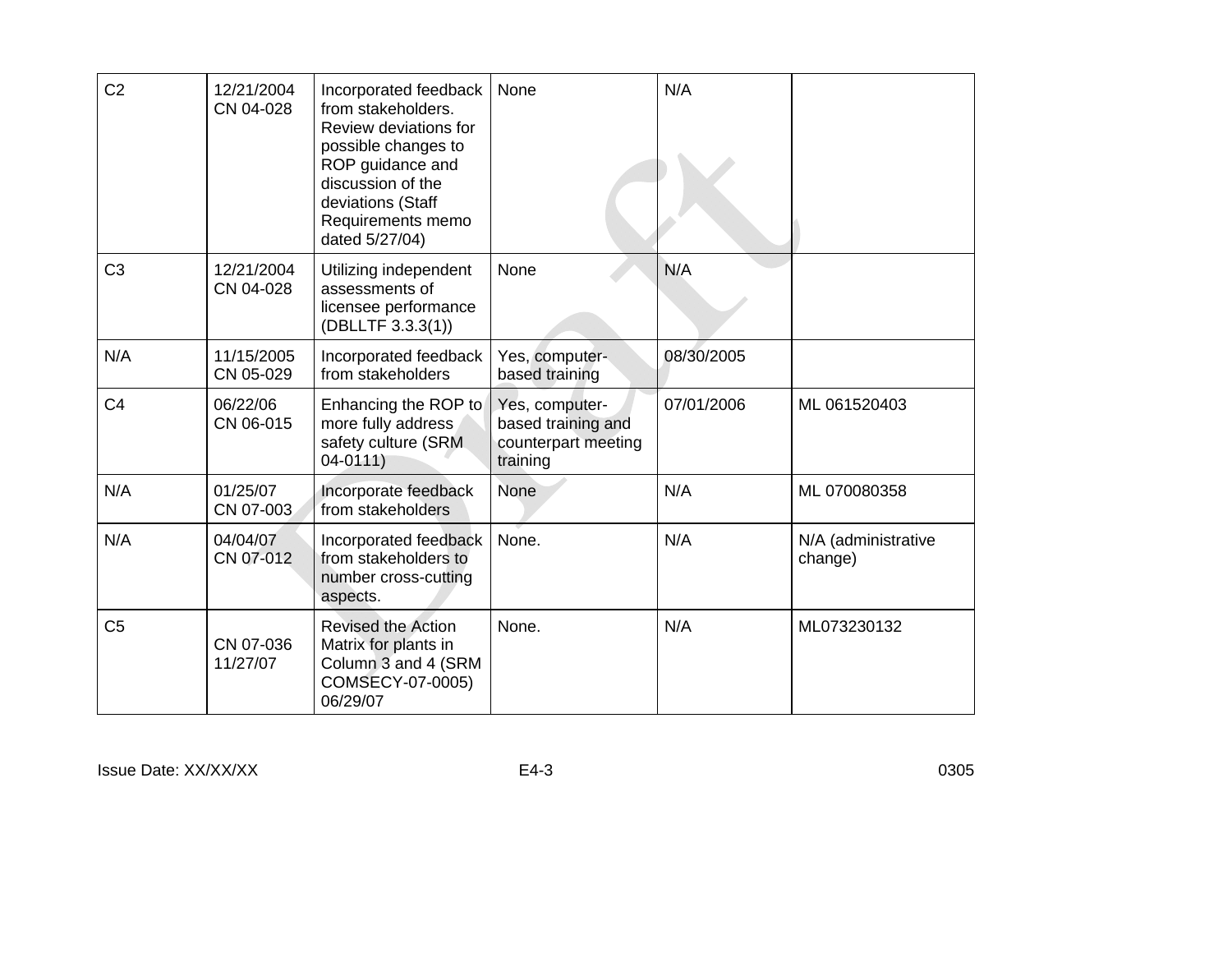| | | | | | |
|---|---|---|---|---|---|
| C2 | 12/21/2004 CN 04-028 | Incorporated feedback from stakeholders. Review deviations for possible changes to ROP guidance and discussion of the deviations (Staff Requirements memo dated 5/27/04) | None | N/A | |
| C3 | 12/21/2004 CN 04-028 | Utilizing independent assessments of licensee performance (DBLLTF 3.3.3(1)) | None | N/A | |
| N/A | 11/15/2005 CN 05-029 | Incorporated feedback from stakeholders | Yes, computer-based training | 08/30/2005 | |
| C4 | 06/22/06 CN 06-015 | Enhancing the ROP to more fully address safety culture (SRM 04-0111) | Yes, computer-based training and counterpart meeting training | 07/01/2006 | ML 061520403 |
| N/A | 01/25/07 CN 07-003 | Incorporate feedback from stakeholders | None | N/A | ML 070080358 |
| N/A | 04/04/07 CN 07-012 | Incorporated feedback from stakeholders to number cross-cutting aspects. | None. | N/A | N/A (administrative change) |
| C5 | CN 07-036 11/27/07 | Revised the Action Matrix for plants in Column 3 and 4 (SRM COMSECY-07-0005) 06/29/07 | None. | N/A | ML073230132 |

Issue Date: XX/XX/XX E4-3 0305